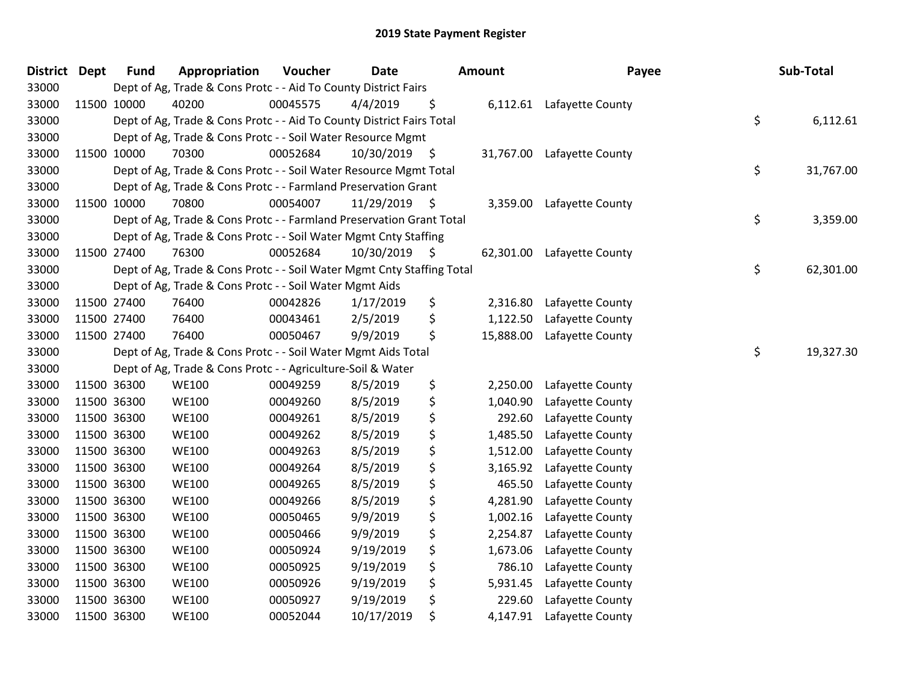# 2019 State Payment Register

| District | Dept | Fund | Appropriation | Voucher | Date | Amount | Payee | Sub-Total |
|---|---|---|---|---|---|---|---|---|
| 33000 | | Dept of Ag, Trade & Cons Protc - - Aid To County District Fairs | | | | | | |
| 33000 | 11500 | 10000 | 40200 | 00045575 | 4/4/2019 | $ 6,112.61 | Lafayette County | |
| 33000 | | Dept of Ag, Trade & Cons Protc - - Aid To County District Fairs Total | | | | | | $ 6,112.61 |
| 33000 | | Dept of Ag, Trade & Cons Protc - - Soil Water Resource Mgmt | | | | | | |
| 33000 | 11500 | 10000 | 70300 | 00052684 | 10/30/2019 | $ 31,767.00 | Lafayette County | |
| 33000 | | Dept of Ag, Trade & Cons Protc - - Soil Water Resource Mgmt Total | | | | | | $ 31,767.00 |
| 33000 | | Dept of Ag, Trade & Cons Protc - - Farmland Preservation Grant | | | | | | |
| 33000 | 11500 | 10000 | 70800 | 00054007 | 11/29/2019 | $ 3,359.00 | Lafayette County | |
| 33000 | | Dept of Ag, Trade & Cons Protc - - Farmland Preservation Grant Total | | | | | | $ 3,359.00 |
| 33000 | | Dept of Ag, Trade & Cons Protc - - Soil Water Mgmt Cnty Staffing | | | | | | |
| 33000 | 11500 | 27400 | 76300 | 00052684 | 10/30/2019 | $ 62,301.00 | Lafayette County | |
| 33000 | | Dept of Ag, Trade & Cons Protc - - Soil Water Mgmt Cnty Staffing Total | | | | | | $ 62,301.00 |
| 33000 | | Dept of Ag, Trade & Cons Protc - - Soil Water Mgmt Aids | | | | | | |
| 33000 | 11500 | 27400 | 76400 | 00042826 | 1/17/2019 | $ 2,316.80 | Lafayette County | |
| 33000 | 11500 | 27400 | 76400 | 00043461 | 2/5/2019 | $ 1,122.50 | Lafayette County | |
| 33000 | 11500 | 27400 | 76400 | 00050467 | 9/9/2019 | $ 15,888.00 | Lafayette County | |
| 33000 | | Dept of Ag, Trade & Cons Protc - - Soil Water Mgmt Aids Total | | | | | | $ 19,327.30 |
| 33000 | | Dept of Ag, Trade & Cons Protc - - Agriculture-Soil & Water | | | | | | |
| 33000 | 11500 | 36300 | WE100 | 00049259 | 8/5/2019 | $ 2,250.00 | Lafayette County | |
| 33000 | 11500 | 36300 | WE100 | 00049260 | 8/5/2019 | $ 1,040.90 | Lafayette County | |
| 33000 | 11500 | 36300 | WE100 | 00049261 | 8/5/2019 | $ 292.60 | Lafayette County | |
| 33000 | 11500 | 36300 | WE100 | 00049262 | 8/5/2019 | $ 1,485.50 | Lafayette County | |
| 33000 | 11500 | 36300 | WE100 | 00049263 | 8/5/2019 | $ 1,512.00 | Lafayette County | |
| 33000 | 11500 | 36300 | WE100 | 00049264 | 8/5/2019 | $ 3,165.92 | Lafayette County | |
| 33000 | 11500 | 36300 | WE100 | 00049265 | 8/5/2019 | $ 465.50 | Lafayette County | |
| 33000 | 11500 | 36300 | WE100 | 00049266 | 8/5/2019 | $ 4,281.90 | Lafayette County | |
| 33000 | 11500 | 36300 | WE100 | 00050465 | 9/9/2019 | $ 1,002.16 | Lafayette County | |
| 33000 | 11500 | 36300 | WE100 | 00050466 | 9/9/2019 | $ 2,254.87 | Lafayette County | |
| 33000 | 11500 | 36300 | WE100 | 00050924 | 9/19/2019 | $ 1,673.06 | Lafayette County | |
| 33000 | 11500 | 36300 | WE100 | 00050925 | 9/19/2019 | $ 786.10 | Lafayette County | |
| 33000 | 11500 | 36300 | WE100 | 00050926 | 9/19/2019 | $ 5,931.45 | Lafayette County | |
| 33000 | 11500 | 36300 | WE100 | 00050927 | 9/19/2019 | $ 229.60 | Lafayette County | |
| 33000 | 11500 | 36300 | WE100 | 00052044 | 10/17/2019 | $ 4,147.91 | Lafayette County | |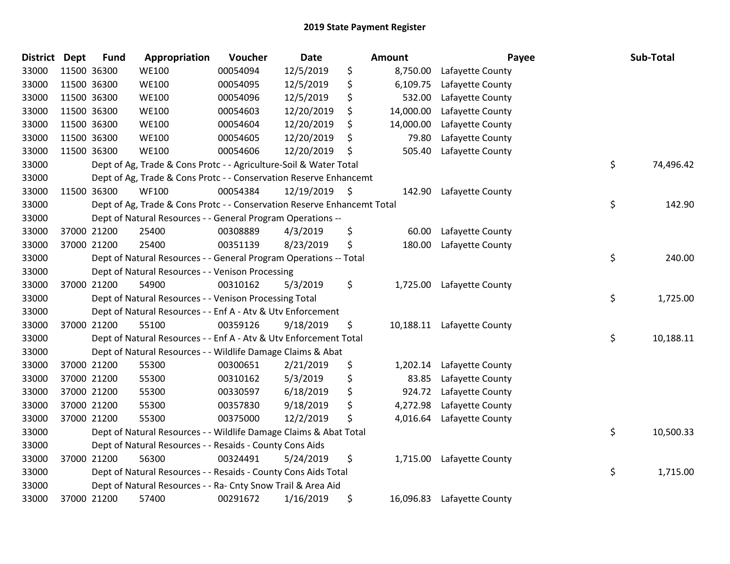# 2019 State Payment Register

| District | Dept | Fund | Appropriation | Voucher | Date | Amount | Payee | Sub-Total |
|---|---|---|---|---|---|---|---|---|
| 33000 | 11500 | 36300 | WE100 | 00054094 | 12/5/2019 | $ 8,750.00 | Lafayette County | |
| 33000 | 11500 | 36300 | WE100 | 00054095 | 12/5/2019 | $ 6,109.75 | Lafayette County | |
| 33000 | 11500 | 36300 | WE100 | 00054096 | 12/5/2019 | $ 532.00 | Lafayette County | |
| 33000 | 11500 | 36300 | WE100 | 00054603 | 12/20/2019 | $ 14,000.00 | Lafayette County | |
| 33000 | 11500 | 36300 | WE100 | 00054604 | 12/20/2019 | $ 14,000.00 | Lafayette County | |
| 33000 | 11500 | 36300 | WE100 | 00054605 | 12/20/2019 | $ 79.80 | Lafayette County | |
| 33000 | 11500 | 36300 | WE100 | 00054606 | 12/20/2019 | $ 505.40 | Lafayette County | |
| 33000 | | | Dept of Ag, Trade & Cons Protc - - Agriculture-Soil & Water Total | | | | | $ 74,496.42 |
| 33000 | | | Dept of Ag, Trade & Cons Protc - - Conservation Reserve Enhancemt | | | | | |
| 33000 | 11500 | 36300 | WF100 | 00054384 | 12/19/2019 | $ 142.90 | Lafayette County | |
| 33000 | | | Dept of Ag, Trade & Cons Protc - - Conservation Reserve Enhancemt Total | | | | | $ 142.90 |
| 33000 | | | Dept of Natural Resources - - General Program Operations -- | | | | | |
| 33000 | 37000 | 21200 | 25400 | 00308889 | 4/3/2019 | $ 60.00 | Lafayette County | |
| 33000 | 37000 | 21200 | 25400 | 00351139 | 8/23/2019 | $ 180.00 | Lafayette County | |
| 33000 | | | Dept of Natural Resources - - General Program Operations -- Total | | | | | $ 240.00 |
| 33000 | | | Dept of Natural Resources - - Venison Processing | | | | | |
| 33000 | 37000 | 21200 | 54900 | 00310162 | 5/3/2019 | $ 1,725.00 | Lafayette County | |
| 33000 | | | Dept of Natural Resources - - Venison Processing Total | | | | | $ 1,725.00 |
| 33000 | | | Dept of Natural Resources - - Enf A - Atv & Utv Enforcement | | | | | |
| 33000 | 37000 | 21200 | 55100 | 00359126 | 9/18/2019 | $ 10,188.11 | Lafayette County | |
| 33000 | | | Dept of Natural Resources - - Enf A - Atv & Utv Enforcement Total | | | | | $ 10,188.11 |
| 33000 | | | Dept of Natural Resources - - Wildlife Damage Claims & Abat | | | | | |
| 33000 | 37000 | 21200 | 55300 | 00300651 | 2/21/2019 | $ 1,202.14 | Lafayette County | |
| 33000 | 37000 | 21200 | 55300 | 00310162 | 5/3/2019 | $ 83.85 | Lafayette County | |
| 33000 | 37000 | 21200 | 55300 | 00330597 | 6/18/2019 | $ 924.72 | Lafayette County | |
| 33000 | 37000 | 21200 | 55300 | 00357830 | 9/18/2019 | $ 4,272.98 | Lafayette County | |
| 33000 | 37000 | 21200 | 55300 | 00375000 | 12/2/2019 | $ 4,016.64 | Lafayette County | |
| 33000 | | | Dept of Natural Resources - - Wildlife Damage Claims & Abat Total | | | | | $ 10,500.33 |
| 33000 | | | Dept of Natural Resources - - Resaids - County Cons Aids | | | | | |
| 33000 | 37000 | 21200 | 56300 | 00324491 | 5/24/2019 | $ 1,715.00 | Lafayette County | |
| 33000 | | | Dept of Natural Resources - - Resaids - County Cons Aids Total | | | | | $ 1,715.00 |
| 33000 | | | Dept of Natural Resources - - Ra- Cnty Snow Trail & Area Aid | | | | | |
| 33000 | 37000 | 21200 | 57400 | 00291672 | 1/16/2019 | $ 16,096.83 | Lafayette County | |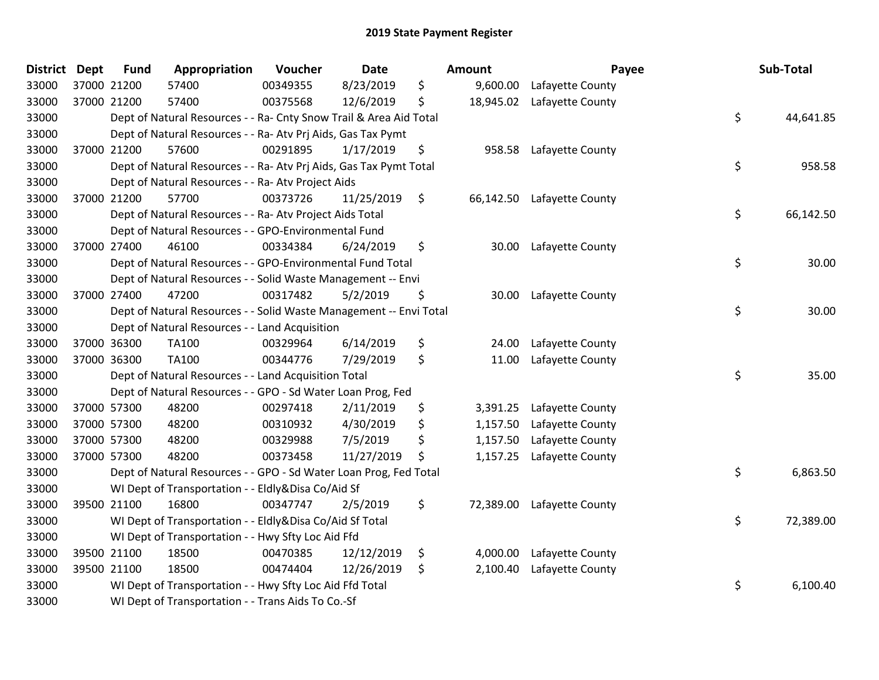# 2019 State Payment Register

| District | Dept | Fund | Appropriation | Voucher | Date | Amount | Payee | Sub-Total |
|---|---|---|---|---|---|---|---|---|
| 33000 | 37000 | 21200 | 57400 | 00349355 | 8/23/2019 | $ 9,600.00 | Lafayette County | |
| 33000 | 37000 | 21200 | 57400 | 00375568 | 12/6/2019 | $ 18,945.02 | Lafayette County | |
| 33000 | | Dept of Natural Resources - - Ra- Cnty Snow Trail & Area Aid Total | | | | | | $ 44,641.85 |
| 33000 | | Dept of Natural Resources - - Ra- Atv Prj Aids, Gas Tax Pymt | | | | | | |
| 33000 | 37000 | 21200 | 57600 | 00291895 | 1/17/2019 | $ 958.58 | Lafayette County | |
| 33000 | | Dept of Natural Resources - - Ra- Atv Prj Aids, Gas Tax Pymt Total | | | | | | $ 958.58 |
| 33000 | | Dept of Natural Resources - - Ra- Atv Project Aids | | | | | | |
| 33000 | 37000 | 21200 | 57700 | 00373726 | 11/25/2019 | $ 66,142.50 | Lafayette County | |
| 33000 | | Dept of Natural Resources - - Ra- Atv Project Aids Total | | | | | | $ 66,142.50 |
| 33000 | | Dept of Natural Resources - - GPO-Environmental Fund | | | | | | |
| 33000 | 37000 | 27400 | 46100 | 00334384 | 6/24/2019 | $ 30.00 | Lafayette County | |
| 33000 | | Dept of Natural Resources - - GPO-Environmental Fund Total | | | | | | $ 30.00 |
| 33000 | | Dept of Natural Resources - - Solid Waste Management -- Envi | | | | | | |
| 33000 | 37000 | 27400 | 47200 | 00317482 | 5/2/2019 | $ 30.00 | Lafayette County | |
| 33000 | | Dept of Natural Resources - - Solid Waste Management -- Envi Total | | | | | | $ 30.00 |
| 33000 | | Dept of Natural Resources - - Land Acquisition | | | | | | |
| 33000 | 37000 | 36300 | TA100 | 00329964 | 6/14/2019 | $ 24.00 | Lafayette County | |
| 33000 | 37000 | 36300 | TA100 | 00344776 | 7/29/2019 | $ 11.00 | Lafayette County | |
| 33000 | | Dept of Natural Resources - - Land Acquisition Total | | | | | | $ 35.00 |
| 33000 | | Dept of Natural Resources - - GPO - Sd Water Loan Prog, Fed | | | | | | |
| 33000 | 37000 | 57300 | 48200 | 00297418 | 2/11/2019 | $ 3,391.25 | Lafayette County | |
| 33000 | 37000 | 57300 | 48200 | 00310932 | 4/30/2019 | $ 1,157.50 | Lafayette County | |
| 33000 | 37000 | 57300 | 48200 | 00329988 | 7/5/2019 | $ 1,157.50 | Lafayette County | |
| 33000 | 37000 | 57300 | 48200 | 00373458 | 11/27/2019 | $ 1,157.25 | Lafayette County | |
| 33000 | | Dept of Natural Resources - - GPO - Sd Water Loan Prog, Fed Total | | | | | | $ 6,863.50 |
| 33000 | | WI Dept of Transportation - - Eldly&Disa Co/Aid Sf | | | | | | |
| 33000 | 39500 | 21100 | 16800 | 00347747 | 2/5/2019 | $ 72,389.00 | Lafayette County | |
| 33000 | | WI Dept of Transportation - - Eldly&Disa Co/Aid Sf Total | | | | | | $ 72,389.00 |
| 33000 | | WI Dept of Transportation - - Hwy Sfty Loc Aid Ffd | | | | | | |
| 33000 | 39500 | 21100 | 18500 | 00470385 | 12/12/2019 | $ 4,000.00 | Lafayette County | |
| 33000 | 39500 | 21100 | 18500 | 00474404 | 12/26/2019 | $ 2,100.40 | Lafayette County | |
| 33000 | | WI Dept of Transportation - - Hwy Sfty Loc Aid Ffd Total | | | | | | $ 6,100.40 |
| 33000 | | WI Dept of Transportation - - Trans Aids To Co.-Sf | | | | | | |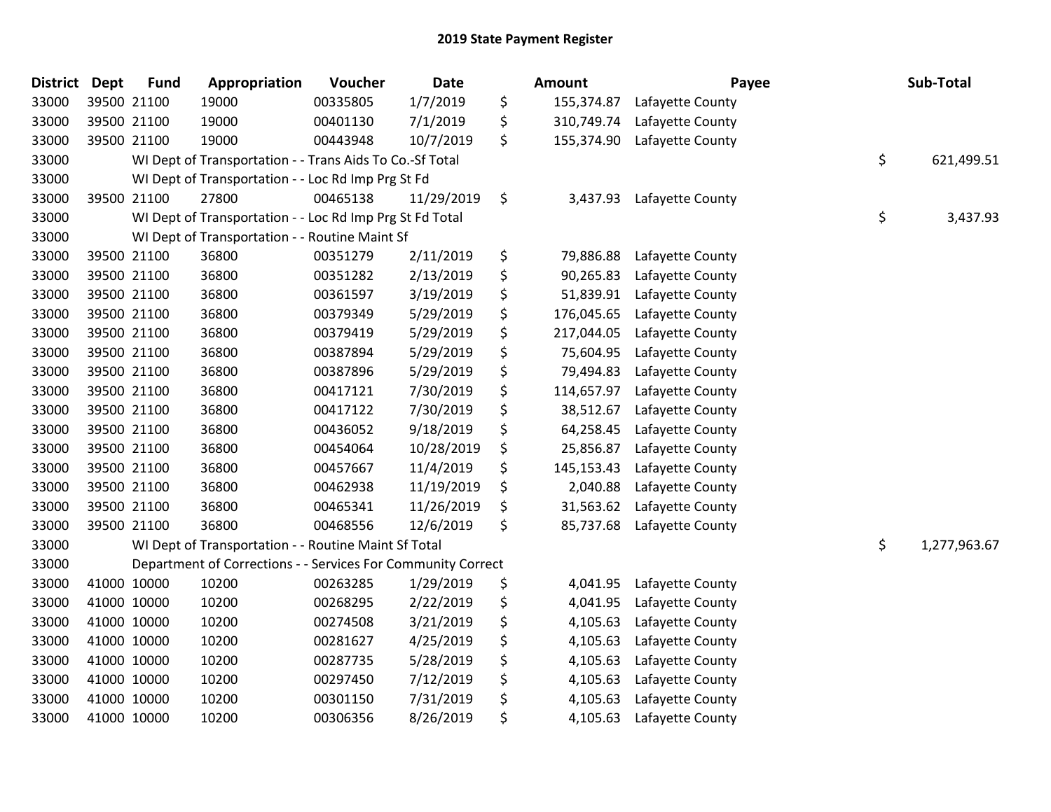## 2019 State Payment Register

| District | Dept | Fund | Appropriation | Voucher | Date | Amount | Payee | Sub-Total |
|---|---|---|---|---|---|---|---|---|
| 33000 | 39500 | 21100 | 19000 | 00335805 | 1/7/2019 | $ 155,374.87 | Lafayette County | |
| 33000 | 39500 | 21100 | 19000 | 00401130 | 7/1/2019 | $ 310,749.74 | Lafayette County | |
| 33000 | 39500 | 21100 | 19000 | 00443948 | 10/7/2019 | $ 155,374.90 | Lafayette County | |
| 33000 | | | WI Dept of Transportation - - Trans Aids To Co.-Sf Total | | | | | $ 621,499.51 |
| 33000 | | | WI Dept of Transportation - - Loc Rd Imp Prg St Fd | | | | | |
| 33000 | 39500 | 21100 | 27800 | 00465138 | 11/29/2019 | $ 3,437.93 | Lafayette County | |
| 33000 | | | WI Dept of Transportation - - Loc Rd Imp Prg St Fd Total | | | | | $ 3,437.93 |
| 33000 | | | WI Dept of Transportation - - Routine Maint Sf | | | | | |
| 33000 | 39500 | 21100 | 36800 | 00351279 | 2/11/2019 | $ 79,886.88 | Lafayette County | |
| 33000 | 39500 | 21100 | 36800 | 00351282 | 2/13/2019 | $ 90,265.83 | Lafayette County | |
| 33000 | 39500 | 21100 | 36800 | 00361597 | 3/19/2019 | $ 51,839.91 | Lafayette County | |
| 33000 | 39500 | 21100 | 36800 | 00379349 | 5/29/2019 | $ 176,045.65 | Lafayette County | |
| 33000 | 39500 | 21100 | 36800 | 00379419 | 5/29/2019 | $ 217,044.05 | Lafayette County | |
| 33000 | 39500 | 21100 | 36800 | 00387894 | 5/29/2019 | $ 75,604.95 | Lafayette County | |
| 33000 | 39500 | 21100 | 36800 | 00387896 | 5/29/2019 | $ 79,494.83 | Lafayette County | |
| 33000 | 39500 | 21100 | 36800 | 00417121 | 7/30/2019 | $ 114,657.97 | Lafayette County | |
| 33000 | 39500 | 21100 | 36800 | 00417122 | 7/30/2019 | $ 38,512.67 | Lafayette County | |
| 33000 | 39500 | 21100 | 36800 | 00436052 | 9/18/2019 | $ 64,258.45 | Lafayette County | |
| 33000 | 39500 | 21100 | 36800 | 00454064 | 10/28/2019 | $ 25,856.87 | Lafayette County | |
| 33000 | 39500 | 21100 | 36800 | 00457667 | 11/4/2019 | $ 145,153.43 | Lafayette County | |
| 33000 | 39500 | 21100 | 36800 | 00462938 | 11/19/2019 | $ 2,040.88 | Lafayette County | |
| 33000 | 39500 | 21100 | 36800 | 00465341 | 11/26/2019 | $ 31,563.62 | Lafayette County | |
| 33000 | 39500 | 21100 | 36800 | 00468556 | 12/6/2019 | $ 85,737.68 | Lafayette County | |
| 33000 | | | WI Dept of Transportation - - Routine Maint Sf Total | | | | | $ 1,277,963.67 |
| 33000 | | | Department of Corrections - - Services For Community Correct | | | | | |
| 33000 | 41000 | 10000 | 10200 | 00263285 | 1/29/2019 | $ 4,041.95 | Lafayette County | |
| 33000 | 41000 | 10000 | 10200 | 00268295 | 2/22/2019 | $ 4,041.95 | Lafayette County | |
| 33000 | 41000 | 10000 | 10200 | 00274508 | 3/21/2019 | $ 4,105.63 | Lafayette County | |
| 33000 | 41000 | 10000 | 10200 | 00281627 | 4/25/2019 | $ 4,105.63 | Lafayette County | |
| 33000 | 41000 | 10000 | 10200 | 00287735 | 5/28/2019 | $ 4,105.63 | Lafayette County | |
| 33000 | 41000 | 10000 | 10200 | 00297450 | 7/12/2019 | $ 4,105.63 | Lafayette County | |
| 33000 | 41000 | 10000 | 10200 | 00301150 | 7/31/2019 | $ 4,105.63 | Lafayette County | |
| 33000 | 41000 | 10000 | 10200 | 00306356 | 8/26/2019 | $ 4,105.63 | Lafayette County | |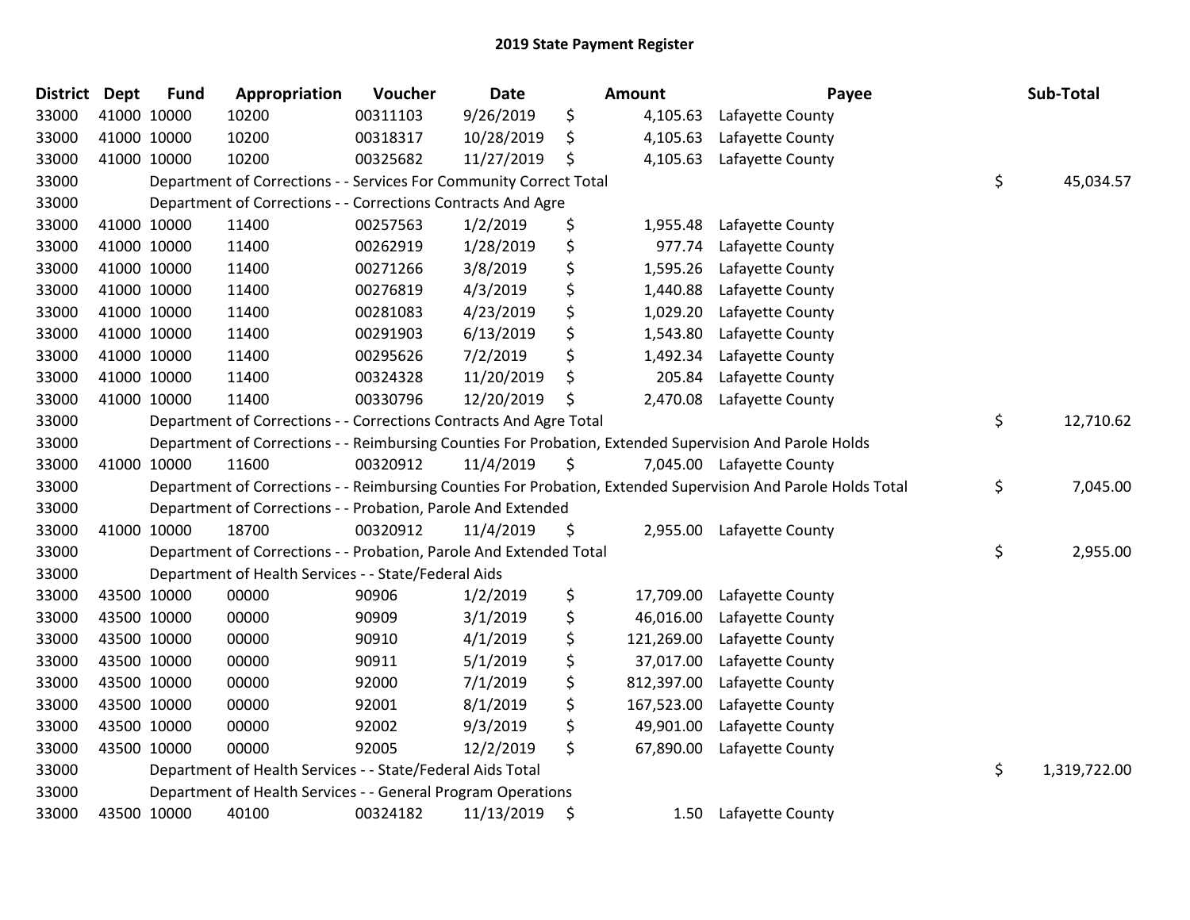# 2019 State Payment Register

| District | Dept | Fund | Appropriation | Voucher | Date | Amount | Payee | Sub-Total |
|---|---|---|---|---|---|---|---|---|
| 33000 | 41000 | 10000 | 10200 | 00311103 | 9/26/2019 | $ 4,105.63 | Lafayette County | |
| 33000 | 41000 | 10000 | 10200 | 00318317 | 10/28/2019 | $ 4,105.63 | Lafayette County | |
| 33000 | 41000 | 10000 | 10200 | 00325682 | 11/27/2019 | $ 4,105.63 | Lafayette County | |
| 33000 | | Department of Corrections - - Services For Community Correct Total | | | | | | $ 45,034.57 |
| 33000 | | Department of Corrections - - Corrections Contracts And Agre | | | | | | |
| 33000 | 41000 | 10000 | 11400 | 00257563 | 1/2/2019 | $ 1,955.48 | Lafayette County | |
| 33000 | 41000 | 10000 | 11400 | 00262919 | 1/28/2019 | $ 977.74 | Lafayette County | |
| 33000 | 41000 | 10000 | 11400 | 00271266 | 3/8/2019 | $ 1,595.26 | Lafayette County | |
| 33000 | 41000 | 10000 | 11400 | 00276819 | 4/3/2019 | $ 1,440.88 | Lafayette County | |
| 33000 | 41000 | 10000 | 11400 | 00281083 | 4/23/2019 | $ 1,029.20 | Lafayette County | |
| 33000 | 41000 | 10000 | 11400 | 00291903 | 6/13/2019 | $ 1,543.80 | Lafayette County | |
| 33000 | 41000 | 10000 | 11400 | 00295626 | 7/2/2019 | $ 1,492.34 | Lafayette County | |
| 33000 | 41000 | 10000 | 11400 | 00324328 | 11/20/2019 | $ 205.84 | Lafayette County | |
| 33000 | 41000 | 10000 | 11400 | 00330796 | 12/20/2019 | $ 2,470.08 | Lafayette County | |
| 33000 | | Department of Corrections - - Corrections Contracts And Agre Total | | | | | | $ 12,710.62 |
| 33000 | | Department of Corrections - - Reimbursing Counties For Probation, Extended Supervision And Parole Holds | | | | | | |
| 33000 | 41000 | 10000 | 11600 | 00320912 | 11/4/2019 | $ 7,045.00 | Lafayette County | |
| 33000 | | Department of Corrections - - Reimbursing Counties For Probation, Extended Supervision And Parole Holds Total | | | | | | $ 7,045.00 |
| 33000 | | Department of Corrections - - Probation, Parole And Extended | | | | | | |
| 33000 | 41000 | 10000 | 18700 | 00320912 | 11/4/2019 | $ 2,955.00 | Lafayette County | |
| 33000 | | Department of Corrections - - Probation, Parole And Extended Total | | | | | | $ 2,955.00 |
| 33000 | | Department of Health Services - - State/Federal Aids | | | | | | |
| 33000 | 43500 | 10000 | 00000 | 90906 | 1/2/2019 | $ 17,709.00 | Lafayette County | |
| 33000 | 43500 | 10000 | 00000 | 90909 | 3/1/2019 | $ 46,016.00 | Lafayette County | |
| 33000 | 43500 | 10000 | 00000 | 90910 | 4/1/2019 | $ 121,269.00 | Lafayette County | |
| 33000 | 43500 | 10000 | 00000 | 90911 | 5/1/2019 | $ 37,017.00 | Lafayette County | |
| 33000 | 43500 | 10000 | 00000 | 92000 | 7/1/2019 | $ 812,397.00 | Lafayette County | |
| 33000 | 43500 | 10000 | 00000 | 92001 | 8/1/2019 | $ 167,523.00 | Lafayette County | |
| 33000 | 43500 | 10000 | 00000 | 92002 | 9/3/2019 | $ 49,901.00 | Lafayette County | |
| 33000 | 43500 | 10000 | 00000 | 92005 | 12/2/2019 | $ 67,890.00 | Lafayette County | |
| 33000 | | Department of Health Services - - State/Federal Aids Total | | | | | | $ 1,319,722.00 |
| 33000 | | Department of Health Services - - General Program Operations | | | | | | |
| 33000 | 43500 | 10000 | 40100 | 00324182 | 11/13/2019 | $ 1.50 | Lafayette County | |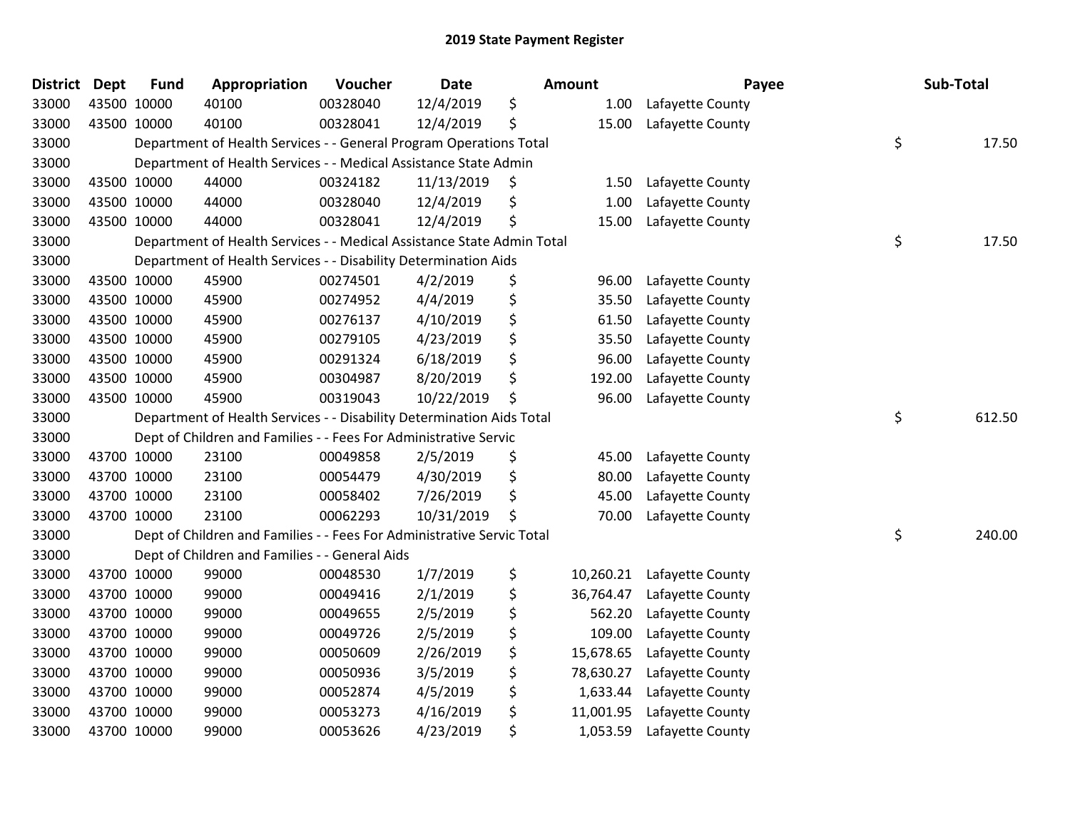# 2019 State Payment Register

| District | Dept | Fund | Appropriation | Voucher | Date | Amount | Payee | Sub-Total |
|---|---|---|---|---|---|---|---|---|
| 33000 | 43500 | 10000 | 40100 | 00328040 | 12/4/2019 | $ 1.00 | Lafayette County | |
| 33000 | 43500 | 10000 | 40100 | 00328041 | 12/4/2019 | $ 15.00 | Lafayette County | |
| 33000 | | | Department of Health Services - - General Program Operations Total | | | | | $ 17.50 |
| 33000 | | | Department of Health Services - - Medical Assistance State Admin | | | | | |
| 33000 | 43500 | 10000 | 44000 | 00324182 | 11/13/2019 | $ 1.50 | Lafayette County | |
| 33000 | 43500 | 10000 | 44000 | 00328040 | 12/4/2019 | $ 1.00 | Lafayette County | |
| 33000 | 43500 | 10000 | 44000 | 00328041 | 12/4/2019 | $ 15.00 | Lafayette County | |
| 33000 | | | Department of Health Services - - Medical Assistance State Admin Total | | | | | $ 17.50 |
| 33000 | | | Department of Health Services - - Disability Determination Aids | | | | | |
| 33000 | 43500 | 10000 | 45900 | 00274501 | 4/2/2019 | $ 96.00 | Lafayette County | |
| 33000 | 43500 | 10000 | 45900 | 00274952 | 4/4/2019 | $ 35.50 | Lafayette County | |
| 33000 | 43500 | 10000 | 45900 | 00276137 | 4/10/2019 | $ 61.50 | Lafayette County | |
| 33000 | 43500 | 10000 | 45900 | 00279105 | 4/23/2019 | $ 35.50 | Lafayette County | |
| 33000 | 43500 | 10000 | 45900 | 00291324 | 6/18/2019 | $ 96.00 | Lafayette County | |
| 33000 | 43500 | 10000 | 45900 | 00304987 | 8/20/2019 | $ 192.00 | Lafayette County | |
| 33000 | 43500 | 10000 | 45900 | 00319043 | 10/22/2019 | $ 96.00 | Lafayette County | |
| 33000 | | | Department of Health Services - - Disability Determination Aids Total | | | | | $ 612.50 |
| 33000 | | | Dept of Children and Families - - Fees For Administrative Servic | | | | | |
| 33000 | 43700 | 10000 | 23100 | 00049858 | 2/5/2019 | $ 45.00 | Lafayette County | |
| 33000 | 43700 | 10000 | 23100 | 00054479 | 4/30/2019 | $ 80.00 | Lafayette County | |
| 33000 | 43700 | 10000 | 23100 | 00058402 | 7/26/2019 | $ 45.00 | Lafayette County | |
| 33000 | 43700 | 10000 | 23100 | 00062293 | 10/31/2019 | $ 70.00 | Lafayette County | |
| 33000 | | | Dept of Children and Families - - Fees For Administrative Servic Total | | | | | $ 240.00 |
| 33000 | | | Dept of Children and Families - - General Aids | | | | | |
| 33000 | 43700 | 10000 | 99000 | 00048530 | 1/7/2019 | $ 10,260.21 | Lafayette County | |
| 33000 | 43700 | 10000 | 99000 | 00049416 | 2/1/2019 | $ 36,764.47 | Lafayette County | |
| 33000 | 43700 | 10000 | 99000 | 00049655 | 2/5/2019 | $ 562.20 | Lafayette County | |
| 33000 | 43700 | 10000 | 99000 | 00049726 | 2/5/2019 | $ 109.00 | Lafayette County | |
| 33000 | 43700 | 10000 | 99000 | 00050609 | 2/26/2019 | $ 15,678.65 | Lafayette County | |
| 33000 | 43700 | 10000 | 99000 | 00050936 | 3/5/2019 | $ 78,630.27 | Lafayette County | |
| 33000 | 43700 | 10000 | 99000 | 00052874 | 4/5/2019 | $ 1,633.44 | Lafayette County | |
| 33000 | 43700 | 10000 | 99000 | 00053273 | 4/16/2019 | $ 11,001.95 | Lafayette County | |
| 33000 | 43700 | 10000 | 99000 | 00053626 | 4/23/2019 | $ 1,053.59 | Lafayette County | |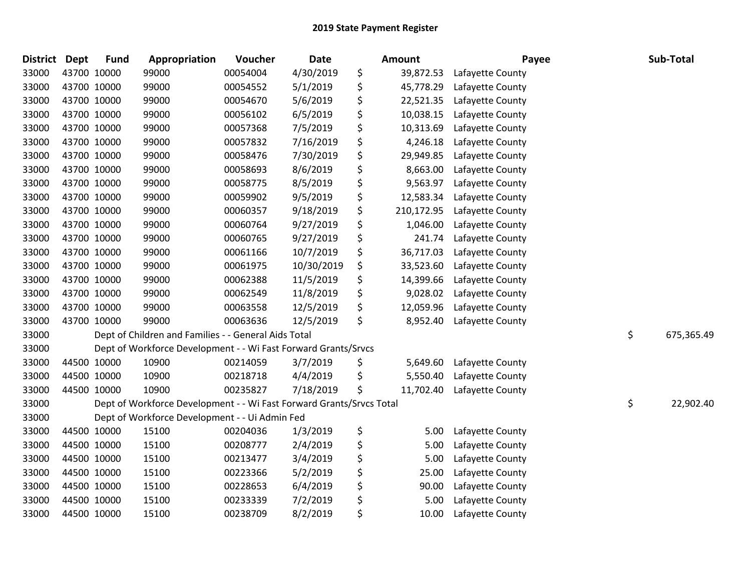## 2019 State Payment Register

| District | Dept | Fund | Appropriation | Voucher | Date | Amount | Payee | Sub-Total |
|---|---|---|---|---|---|---|---|---|
| 33000 | 43700 | 10000 | 99000 | 00054004 | 4/30/2019 | $ 39,872.53 | Lafayette County | |
| 33000 | 43700 | 10000 | 99000 | 00054552 | 5/1/2019 | $ 45,778.29 | Lafayette County | |
| 33000 | 43700 | 10000 | 99000 | 00054670 | 5/6/2019 | $ 22,521.35 | Lafayette County | |
| 33000 | 43700 | 10000 | 99000 | 00056102 | 6/5/2019 | $ 10,038.15 | Lafayette County | |
| 33000 | 43700 | 10000 | 99000 | 00057368 | 7/5/2019 | $ 10,313.69 | Lafayette County | |
| 33000 | 43700 | 10000 | 99000 | 00057832 | 7/16/2019 | $ 4,246.18 | Lafayette County | |
| 33000 | 43700 | 10000 | 99000 | 00058476 | 7/30/2019 | $ 29,949.85 | Lafayette County | |
| 33000 | 43700 | 10000 | 99000 | 00058693 | 8/6/2019 | $ 8,663.00 | Lafayette County | |
| 33000 | 43700 | 10000 | 99000 | 00058775 | 8/5/2019 | $ 9,563.97 | Lafayette County | |
| 33000 | 43700 | 10000 | 99000 | 00059902 | 9/5/2019 | $ 12,583.34 | Lafayette County | |
| 33000 | 43700 | 10000 | 99000 | 00060357 | 9/18/2019 | $ 210,172.95 | Lafayette County | |
| 33000 | 43700 | 10000 | 99000 | 00060764 | 9/27/2019 | $ 1,046.00 | Lafayette County | |
| 33000 | 43700 | 10000 | 99000 | 00060765 | 9/27/2019 | $ 241.74 | Lafayette County | |
| 33000 | 43700 | 10000 | 99000 | 00061166 | 10/7/2019 | $ 36,717.03 | Lafayette County | |
| 33000 | 43700 | 10000 | 99000 | 00061975 | 10/30/2019 | $ 33,523.60 | Lafayette County | |
| 33000 | 43700 | 10000 | 99000 | 00062388 | 11/5/2019 | $ 14,399.66 | Lafayette County | |
| 33000 | 43700 | 10000 | 99000 | 00062549 | 11/8/2019 | $ 9,028.02 | Lafayette County | |
| 33000 | 43700 | 10000 | 99000 | 00063558 | 12/5/2019 | $ 12,059.96 | Lafayette County | |
| 33000 | 43700 | 10000 | 99000 | 00063636 | 12/5/2019 | $ 8,952.40 | Lafayette County | |
| 33000 | | Dept of Children and Families - - General Aids Total | | | | | | $ 675,365.49 |
| 33000 | | Dept of Workforce Development - - Wi Fast Forward Grants/Srvcs | | | | | | |
| 33000 | 44500 | 10000 | 10900 | 00214059 | 3/7/2019 | $ 5,649.60 | Lafayette County | |
| 33000 | 44500 | 10000 | 10900 | 00218718 | 4/4/2019 | $ 5,550.40 | Lafayette County | |
| 33000 | 44500 | 10000 | 10900 | 00235827 | 7/18/2019 | $ 11,702.40 | Lafayette County | |
| 33000 | | Dept of Workforce Development - - Wi Fast Forward Grants/Srvcs Total | | | | | | $ 22,902.40 |
| 33000 | | Dept of Workforce Development - - Ui Admin Fed | | | | | | |
| 33000 | 44500 | 10000 | 15100 | 00204036 | 1/3/2019 | $ 5.00 | Lafayette County | |
| 33000 | 44500 | 10000 | 15100 | 00208777 | 2/4/2019 | $ 5.00 | Lafayette County | |
| 33000 | 44500 | 10000 | 15100 | 00213477 | 3/4/2019 | $ 5.00 | Lafayette County | |
| 33000 | 44500 | 10000 | 15100 | 00223366 | 5/2/2019 | $ 25.00 | Lafayette County | |
| 33000 | 44500 | 10000 | 15100 | 00228653 | 6/4/2019 | $ 90.00 | Lafayette County | |
| 33000 | 44500 | 10000 | 15100 | 00233339 | 7/2/2019 | $ 5.00 | Lafayette County | |
| 33000 | 44500 | 10000 | 15100 | 00238709 | 8/2/2019 | $ 10.00 | Lafayette County | |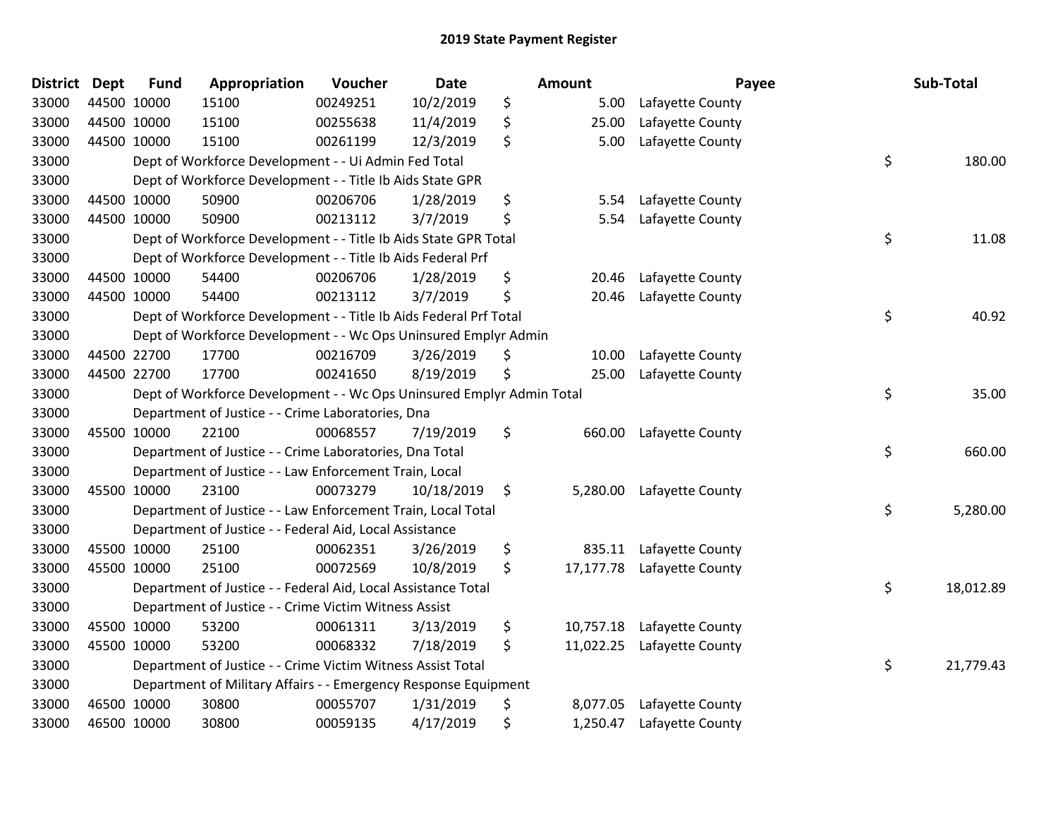# 2019 State Payment Register

| District | Dept | Fund | Appropriation | Voucher | Date | Amount | Payee | Sub-Total |
|---|---|---|---|---|---|---|---|---|
| 33000 | 44500 | 10000 | 15100 | 00249251 | 10/2/2019 | $ 5.00 | Lafayette County | |
| 33000 | 44500 | 10000 | 15100 | 00255638 | 11/4/2019 | $ 25.00 | Lafayette County | |
| 33000 | 44500 | 10000 | 15100 | 00261199 | 12/3/2019 | $ 5.00 | Lafayette County | |
| 33000 | | Dept of Workforce Development - - Ui Admin Fed Total | | | | | | $ 180.00 |
| 33000 | | Dept of Workforce Development - - Title Ib Aids State GPR | | | | | | |
| 33000 | 44500 | 10000 | 50900 | 00206706 | 1/28/2019 | $ 5.54 | Lafayette County | |
| 33000 | 44500 | 10000 | 50900 | 00213112 | 3/7/2019 | $ 5.54 | Lafayette County | |
| 33000 | | Dept of Workforce Development - - Title Ib Aids State GPR Total | | | | | | $ 11.08 |
| 33000 | | Dept of Workforce Development - - Title Ib Aids Federal Prf | | | | | | |
| 33000 | 44500 | 10000 | 54400 | 00206706 | 1/28/2019 | $ 20.46 | Lafayette County | |
| 33000 | 44500 | 10000 | 54400 | 00213112 | 3/7/2019 | $ 20.46 | Lafayette County | |
| 33000 | | Dept of Workforce Development - - Title Ib Aids Federal Prf Total | | | | | | $ 40.92 |
| 33000 | | Dept of Workforce Development - - Wc Ops Uninsured Emplyr Admin | | | | | | |
| 33000 | 44500 | 22700 | 17700 | 00216709 | 3/26/2019 | $ 10.00 | Lafayette County | |
| 33000 | 44500 | 22700 | 17700 | 00241650 | 8/19/2019 | $ 25.00 | Lafayette County | |
| 33000 | | Dept of Workforce Development - - Wc Ops Uninsured Emplyr Admin Total | | | | | | $ 35.00 |
| 33000 | | Department of Justice - - Crime Laboratories, Dna | | | | | | |
| 33000 | 45500 | 10000 | 22100 | 00068557 | 7/19/2019 | $ 660.00 | Lafayette County | |
| 33000 | | Department of Justice - - Crime Laboratories, Dna Total | | | | | | $ 660.00 |
| 33000 | | Department of Justice - - Law Enforcement Train, Local | | | | | | |
| 33000 | 45500 | 10000 | 23100 | 00073279 | 10/18/2019 | $ 5,280.00 | Lafayette County | |
| 33000 | | Department of Justice - - Law Enforcement Train, Local Total | | | | | | $ 5,280.00 |
| 33000 | | Department of Justice - - Federal Aid, Local Assistance | | | | | | |
| 33000 | 45500 | 10000 | 25100 | 00062351 | 3/26/2019 | $ 835.11 | Lafayette County | |
| 33000 | 45500 | 10000 | 25100 | 00072569 | 10/8/2019 | $ 17,177.78 | Lafayette County | |
| 33000 | | Department of Justice - - Federal Aid, Local Assistance Total | | | | | | $ 18,012.89 |
| 33000 | | Department of Justice - - Crime Victim Witness Assist | | | | | | |
| 33000 | 45500 | 10000 | 53200 | 00061311 | 3/13/2019 | $ 10,757.18 | Lafayette County | |
| 33000 | 45500 | 10000 | 53200 | 00068332 | 7/18/2019 | $ 11,022.25 | Lafayette County | |
| 33000 | | Department of Justice - - Crime Victim Witness Assist Total | | | | | | $ 21,779.43 |
| 33000 | | Department of Military Affairs - - Emergency Response Equipment | | | | | | |
| 33000 | 46500 | 10000 | 30800 | 00055707 | 1/31/2019 | $ 8,077.05 | Lafayette County | |
| 33000 | 46500 | 10000 | 30800 | 00059135 | 4/17/2019 | $ 1,250.47 | Lafayette County | |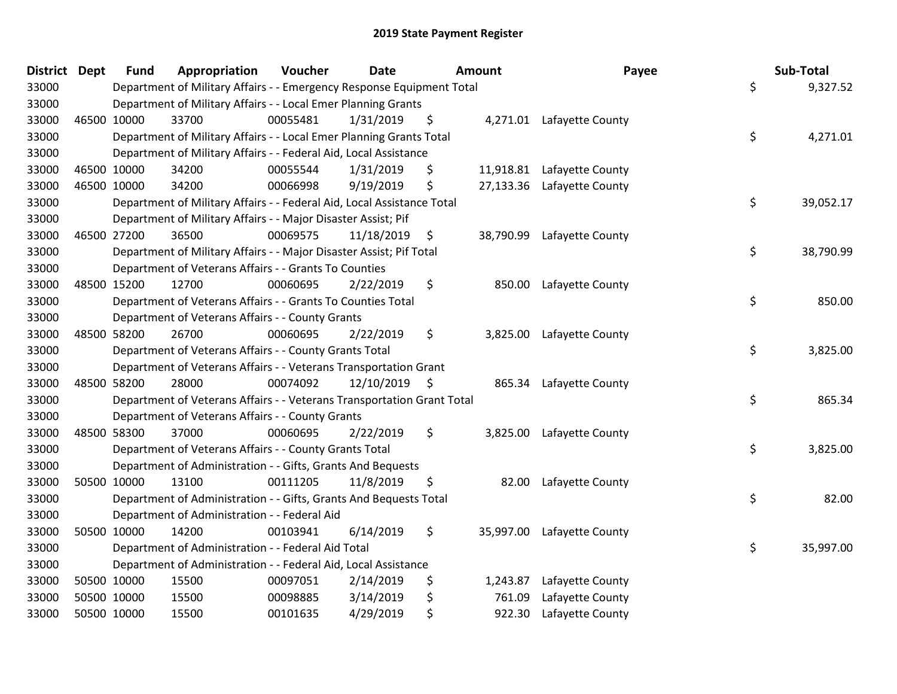# 2019 State Payment Register

| District | Dept | Fund | Appropriation | Voucher | Date | Amount | Payee | Sub-Total |
|---|---|---|---|---|---|---|---|---|
| 33000 | | Department of Military Affairs - - Emergency Response Equipment Total | | | | | | $ 9,327.52 |
| 33000 | | Department of Military Affairs - - Local Emer Planning Grants | | | | | | |
| 33000 | 46500 | 10000 | 33700 | 00055481 | 1/31/2019 | $ 4,271.01 | Lafayette County | |
| 33000 | | Department of Military Affairs - - Local Emer Planning Grants Total | | | | | | $ 4,271.01 |
| 33000 | | Department of Military Affairs - - Federal Aid, Local Assistance | | | | | | |
| 33000 | 46500 | 10000 | 34200 | 00055544 | 1/31/2019 | $ 11,918.81 | Lafayette County | |
| 33000 | 46500 | 10000 | 34200 | 00066998 | 9/19/2019 | $ 27,133.36 | Lafayette County | |
| 33000 | | Department of Military Affairs - - Federal Aid, Local Assistance Total | | | | | | $ 39,052.17 |
| 33000 | | Department of Military Affairs - - Major Disaster Assist; Pif | | | | | | |
| 33000 | 46500 | 27200 | 36500 | 00069575 | 11/18/2019 | $ 38,790.99 | Lafayette County | |
| 33000 | | Department of Military Affairs - - Major Disaster Assist; Pif Total | | | | | | $ 38,790.99 |
| 33000 | | Department of Veterans Affairs - - Grants To Counties | | | | | | |
| 33000 | 48500 | 15200 | 12700 | 00060695 | 2/22/2019 | $ 850.00 | Lafayette County | |
| 33000 | | Department of Veterans Affairs - - Grants To Counties Total | | | | | | $ 850.00 |
| 33000 | | Department of Veterans Affairs - - County Grants | | | | | | |
| 33000 | 48500 | 58200 | 26700 | 00060695 | 2/22/2019 | $ 3,825.00 | Lafayette County | |
| 33000 | | Department of Veterans Affairs - - County Grants Total | | | | | | $ 3,825.00 |
| 33000 | | Department of Veterans Affairs - - Veterans Transportation Grant | | | | | | |
| 33000 | 48500 | 58200 | 28000 | 00074092 | 12/10/2019 | $ 865.34 | Lafayette County | |
| 33000 | | Department of Veterans Affairs - - Veterans Transportation Grant Total | | | | | | $ 865.34 |
| 33000 | | Department of Veterans Affairs - - County Grants | | | | | | |
| 33000 | 48500 | 58300 | 37000 | 00060695 | 2/22/2019 | $ 3,825.00 | Lafayette County | |
| 33000 | | Department of Veterans Affairs - - County Grants Total | | | | | | $ 3,825.00 |
| 33000 | | Department of Administration - - Gifts, Grants And Bequests | | | | | | |
| 33000 | 50500 | 10000 | 13100 | 00111205 | 11/8/2019 | $ 82.00 | Lafayette County | |
| 33000 | | Department of Administration - - Gifts, Grants And Bequests Total | | | | | | $ 82.00 |
| 33000 | | Department of Administration - - Federal Aid | | | | | | |
| 33000 | 50500 | 10000 | 14200 | 00103941 | 6/14/2019 | $ 35,997.00 | Lafayette County | |
| 33000 | | Department of Administration - - Federal Aid Total | | | | | | $ 35,997.00 |
| 33000 | | Department of Administration - - Federal Aid, Local Assistance | | | | | | |
| 33000 | 50500 | 10000 | 15500 | 00097051 | 2/14/2019 | $ 1,243.87 | Lafayette County | |
| 33000 | 50500 | 10000 | 15500 | 00098885 | 3/14/2019 | $ 761.09 | Lafayette County | |
| 33000 | 50500 | 10000 | 15500 | 00101635 | 4/29/2019 | $ 922.30 | Lafayette County | |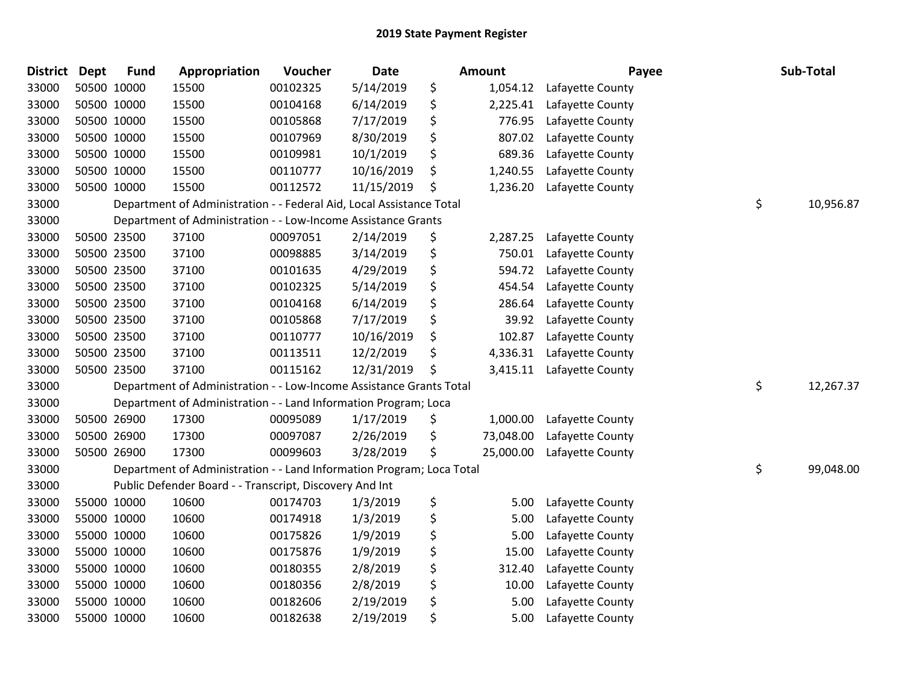# 2019 State Payment Register

| District | Dept | Fund | Appropriation | Voucher | Date | Amount | Payee | Sub-Total |
|---|---|---|---|---|---|---|---|---|
| 33000 | 50500 | 10000 | 15500 | 00102325 | 5/14/2019 | $ 1,054.12 | Lafayette County | |
| 33000 | 50500 | 10000 | 15500 | 00104168 | 6/14/2019 | $ 2,225.41 | Lafayette County | |
| 33000 | 50500 | 10000 | 15500 | 00105868 | 7/17/2019 | $ 776.95 | Lafayette County | |
| 33000 | 50500 | 10000 | 15500 | 00107969 | 8/30/2019 | $ 807.02 | Lafayette County | |
| 33000 | 50500 | 10000 | 15500 | 00109981 | 10/1/2019 | $ 689.36 | Lafayette County | |
| 33000 | 50500 | 10000 | 15500 | 00110777 | 10/16/2019 | $ 1,240.55 | Lafayette County | |
| 33000 | 50500 | 10000 | 15500 | 00112572 | 11/15/2019 | $ 1,236.20 | Lafayette County | |
| 33000 | | Department of Administration - - Federal Aid, Local Assistance Total | | | | | | $ 10,956.87 |
| 33000 | | Department of Administration - - Low-Income Assistance Grants | | | | | | |
| 33000 | 50500 | 23500 | 37100 | 00097051 | 2/14/2019 | $ 2,287.25 | Lafayette County | |
| 33000 | 50500 | 23500 | 37100 | 00098885 | 3/14/2019 | $ 750.01 | Lafayette County | |
| 33000 | 50500 | 23500 | 37100 | 00101635 | 4/29/2019 | $ 594.72 | Lafayette County | |
| 33000 | 50500 | 23500 | 37100 | 00102325 | 5/14/2019 | $ 454.54 | Lafayette County | |
| 33000 | 50500 | 23500 | 37100 | 00104168 | 6/14/2019 | $ 286.64 | Lafayette County | |
| 33000 | 50500 | 23500 | 37100 | 00105868 | 7/17/2019 | $ 39.92 | Lafayette County | |
| 33000 | 50500 | 23500 | 37100 | 00110777 | 10/16/2019 | $ 102.87 | Lafayette County | |
| 33000 | 50500 | 23500 | 37100 | 00113511 | 12/2/2019 | $ 4,336.31 | Lafayette County | |
| 33000 | 50500 | 23500 | 37100 | 00115162 | 12/31/2019 | $ 3,415.11 | Lafayette County | |
| 33000 | | Department of Administration - - Low-Income Assistance Grants Total | | | | | | $ 12,267.37 |
| 33000 | | Department of Administration - - Land Information Program; Loca | | | | | | |
| 33000 | 50500 | 26900 | 17300 | 00095089 | 1/17/2019 | $ 1,000.00 | Lafayette County | |
| 33000 | 50500 | 26900 | 17300 | 00097087 | 2/26/2019 | $ 73,048.00 | Lafayette County | |
| 33000 | 50500 | 26900 | 17300 | 00099603 | 3/28/2019 | $ 25,000.00 | Lafayette County | |
| 33000 | | Department of Administration - - Land Information Program; Loca Total | | | | | | $ 99,048.00 |
| 33000 | | Public Defender Board - - Transcript, Discovery And Int | | | | | | |
| 33000 | 55000 | 10000 | 10600 | 00174703 | 1/3/2019 | $ 5.00 | Lafayette County | |
| 33000 | 55000 | 10000 | 10600 | 00174918 | 1/3/2019 | $ 5.00 | Lafayette County | |
| 33000 | 55000 | 10000 | 10600 | 00175826 | 1/9/2019 | $ 5.00 | Lafayette County | |
| 33000 | 55000 | 10000 | 10600 | 00175876 | 1/9/2019 | $ 15.00 | Lafayette County | |
| 33000 | 55000 | 10000 | 10600 | 00180355 | 2/8/2019 | $ 312.40 | Lafayette County | |
| 33000 | 55000 | 10000 | 10600 | 00180356 | 2/8/2019 | $ 10.00 | Lafayette County | |
| 33000 | 55000 | 10000 | 10600 | 00182606 | 2/19/2019 | $ 5.00 | Lafayette County | |
| 33000 | 55000 | 10000 | 10600 | 00182638 | 2/19/2019 | $ 5.00 | Lafayette County | |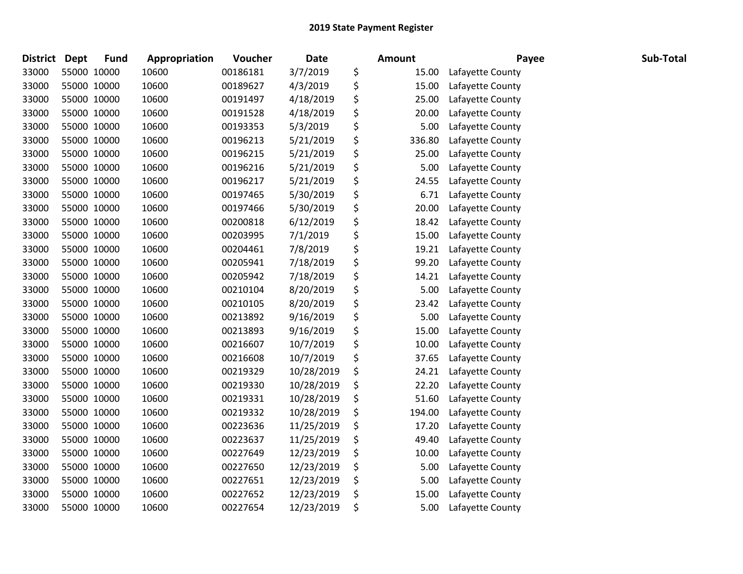## 2019 State Payment Register

| District | Dept | Fund | Appropriation | Voucher | Date | Amount | Payee | Sub-Total |
|---|---|---|---|---|---|---|---|---|
| 33000 | 55000 | 10000 | 10600 | 00186181 | 3/7/2019 | $ 15.00 | Lafayette County | |
| 33000 | 55000 | 10000 | 10600 | 00189627 | 4/3/2019 | $ 15.00 | Lafayette County | |
| 33000 | 55000 | 10000 | 10600 | 00191497 | 4/18/2019 | $ 25.00 | Lafayette County | |
| 33000 | 55000 | 10000 | 10600 | 00191528 | 4/18/2019 | $ 20.00 | Lafayette County | |
| 33000 | 55000 | 10000 | 10600 | 00193353 | 5/3/2019 | $ 5.00 | Lafayette County | |
| 33000 | 55000 | 10000 | 10600 | 00196213 | 5/21/2019 | $ 336.80 | Lafayette County | |
| 33000 | 55000 | 10000 | 10600 | 00196215 | 5/21/2019 | $ 25.00 | Lafayette County | |
| 33000 | 55000 | 10000 | 10600 | 00196216 | 5/21/2019 | $ 5.00 | Lafayette County | |
| 33000 | 55000 | 10000 | 10600 | 00196217 | 5/21/2019 | $ 24.55 | Lafayette County | |
| 33000 | 55000 | 10000 | 10600 | 00197465 | 5/30/2019 | $ 6.71 | Lafayette County | |
| 33000 | 55000 | 10000 | 10600 | 00197466 | 5/30/2019 | $ 20.00 | Lafayette County | |
| 33000 | 55000 | 10000 | 10600 | 00200818 | 6/12/2019 | $ 18.42 | Lafayette County | |
| 33000 | 55000 | 10000 | 10600 | 00203995 | 7/1/2019 | $ 15.00 | Lafayette County | |
| 33000 | 55000 | 10000 | 10600 | 00204461 | 7/8/2019 | $ 19.21 | Lafayette County | |
| 33000 | 55000 | 10000 | 10600 | 00205941 | 7/18/2019 | $ 99.20 | Lafayette County | |
| 33000 | 55000 | 10000 | 10600 | 00205942 | 7/18/2019 | $ 14.21 | Lafayette County | |
| 33000 | 55000 | 10000 | 10600 | 00210104 | 8/20/2019 | $ 5.00 | Lafayette County | |
| 33000 | 55000 | 10000 | 10600 | 00210105 | 8/20/2019 | $ 23.42 | Lafayette County | |
| 33000 | 55000 | 10000 | 10600 | 00213892 | 9/16/2019 | $ 5.00 | Lafayette County | |
| 33000 | 55000 | 10000 | 10600 | 00213893 | 9/16/2019 | $ 15.00 | Lafayette County | |
| 33000 | 55000 | 10000 | 10600 | 00216607 | 10/7/2019 | $ 10.00 | Lafayette County | |
| 33000 | 55000 | 10000 | 10600 | 00216608 | 10/7/2019 | $ 37.65 | Lafayette County | |
| 33000 | 55000 | 10000 | 10600 | 00219329 | 10/28/2019 | $ 24.21 | Lafayette County | |
| 33000 | 55000 | 10000 | 10600 | 00219330 | 10/28/2019 | $ 22.20 | Lafayette County | |
| 33000 | 55000 | 10000 | 10600 | 00219331 | 10/28/2019 | $ 51.60 | Lafayette County | |
| 33000 | 55000 | 10000 | 10600 | 00219332 | 10/28/2019 | $ 194.00 | Lafayette County | |
| 33000 | 55000 | 10000 | 10600 | 00223636 | 11/25/2019 | $ 17.20 | Lafayette County | |
| 33000 | 55000 | 10000 | 10600 | 00223637 | 11/25/2019 | $ 49.40 | Lafayette County | |
| 33000 | 55000 | 10000 | 10600 | 00227649 | 12/23/2019 | $ 10.00 | Lafayette County | |
| 33000 | 55000 | 10000 | 10600 | 00227650 | 12/23/2019 | $ 5.00 | Lafayette County | |
| 33000 | 55000 | 10000 | 10600 | 00227651 | 12/23/2019 | $ 5.00 | Lafayette County | |
| 33000 | 55000 | 10000 | 10600 | 00227652 | 12/23/2019 | $ 15.00 | Lafayette County | |
| 33000 | 55000 | 10000 | 10600 | 00227654 | 12/23/2019 | $ 5.00 | Lafayette County | |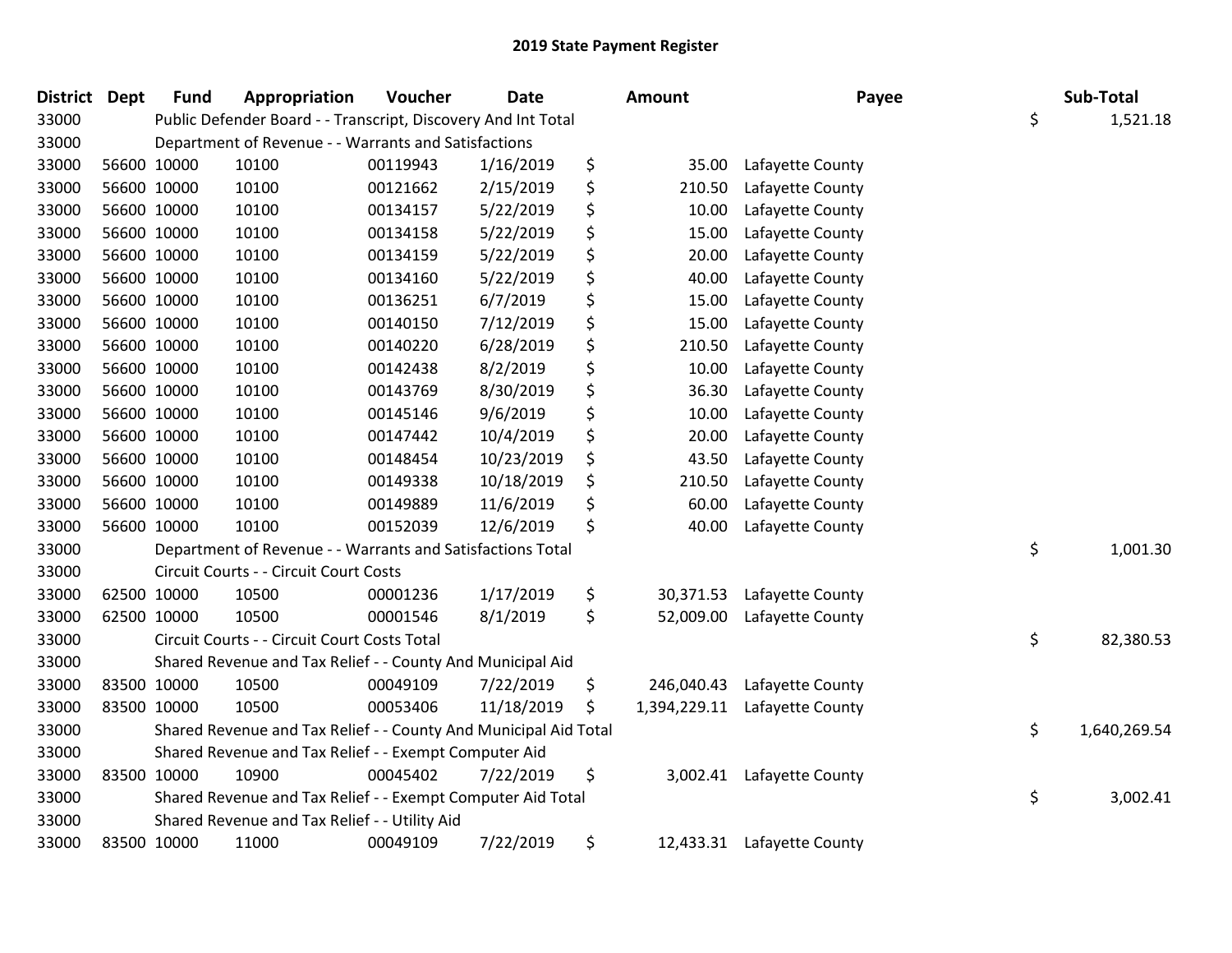# 2019 State Payment Register

| District | Dept | Fund | Appropriation | Voucher | Date | Amount | Payee | Sub-Total |
|---|---|---|---|---|---|---|---|---|
| 33000 | | Public Defender Board - - Transcript, Discovery And Int Total | | | | | | $ 1,521.18 |
| 33000 | | Department of Revenue - - Warrants and Satisfactions | | | | | | |
| 33000 | 56600 | 10000 | 10100 | 00119943 | 1/16/2019 | $ 35.00 | Lafayette County | |
| 33000 | 56600 | 10000 | 10100 | 00121662 | 2/15/2019 | $ 210.50 | Lafayette County | |
| 33000 | 56600 | 10000 | 10100 | 00134157 | 5/22/2019 | $ 10.00 | Lafayette County | |
| 33000 | 56600 | 10000 | 10100 | 00134158 | 5/22/2019 | $ 15.00 | Lafayette County | |
| 33000 | 56600 | 10000 | 10100 | 00134159 | 5/22/2019 | $ 20.00 | Lafayette County | |
| 33000 | 56600 | 10000 | 10100 | 00134160 | 5/22/2019 | $ 40.00 | Lafayette County | |
| 33000 | 56600 | 10000 | 10100 | 00136251 | 6/7/2019 | $ 15.00 | Lafayette County | |
| 33000 | 56600 | 10000 | 10100 | 00140150 | 7/12/2019 | $ 15.00 | Lafayette County | |
| 33000 | 56600 | 10000 | 10100 | 00140220 | 6/28/2019 | $ 210.50 | Lafayette County | |
| 33000 | 56600 | 10000 | 10100 | 00142438 | 8/2/2019 | $ 10.00 | Lafayette County | |
| 33000 | 56600 | 10000 | 10100 | 00143769 | 8/30/2019 | $ 36.30 | Lafayette County | |
| 33000 | 56600 | 10000 | 10100 | 00145146 | 9/6/2019 | $ 10.00 | Lafayette County | |
| 33000 | 56600 | 10000 | 10100 | 00147442 | 10/4/2019 | $ 20.00 | Lafayette County | |
| 33000 | 56600 | 10000 | 10100 | 00148454 | 10/23/2019 | $ 43.50 | Lafayette County | |
| 33000 | 56600 | 10000 | 10100 | 00149338 | 10/18/2019 | $ 210.50 | Lafayette County | |
| 33000 | 56600 | 10000 | 10100 | 00149889 | 11/6/2019 | $ 60.00 | Lafayette County | |
| 33000 | 56600 | 10000 | 10100 | 00152039 | 12/6/2019 | $ 40.00 | Lafayette County | |
| 33000 | | Department of Revenue - - Warrants and Satisfactions Total | | | | | | $ 1,001.30 |
| 33000 | | Circuit Courts - - Circuit Court Costs | | | | | | |
| 33000 | 62500 | 10000 | 10500 | 00001236 | 1/17/2019 | $ 30,371.53 | Lafayette County | |
| 33000 | 62500 | 10000 | 10500 | 00001546 | 8/1/2019 | $ 52,009.00 | Lafayette County | |
| 33000 | | Circuit Courts - - Circuit Court Costs Total | | | | | | $ 82,380.53 |
| 33000 | | Shared Revenue and Tax Relief - - County And Municipal Aid | | | | | | |
| 33000 | 83500 | 10000 | 10500 | 00049109 | 7/22/2019 | $ 246,040.43 | Lafayette County | |
| 33000 | 83500 | 10000 | 10500 | 00053406 | 11/18/2019 | $ 1,394,229.11 | Lafayette County | |
| 33000 | | Shared Revenue and Tax Relief - - County And Municipal Aid Total | | | | | | $ 1,640,269.54 |
| 33000 | | Shared Revenue and Tax Relief - - Exempt Computer Aid | | | | | | |
| 33000 | 83500 | 10000 | 10900 | 00045402 | 7/22/2019 | $ 3,002.41 | Lafayette County | |
| 33000 | | Shared Revenue and Tax Relief - - Exempt Computer Aid Total | | | | | | $ 3,002.41 |
| 33000 | | Shared Revenue and Tax Relief - - Utility Aid | | | | | | |
| 33000 | 83500 | 10000 | 11000 | 00049109 | 7/22/2019 | $ 12,433.31 | Lafayette County | |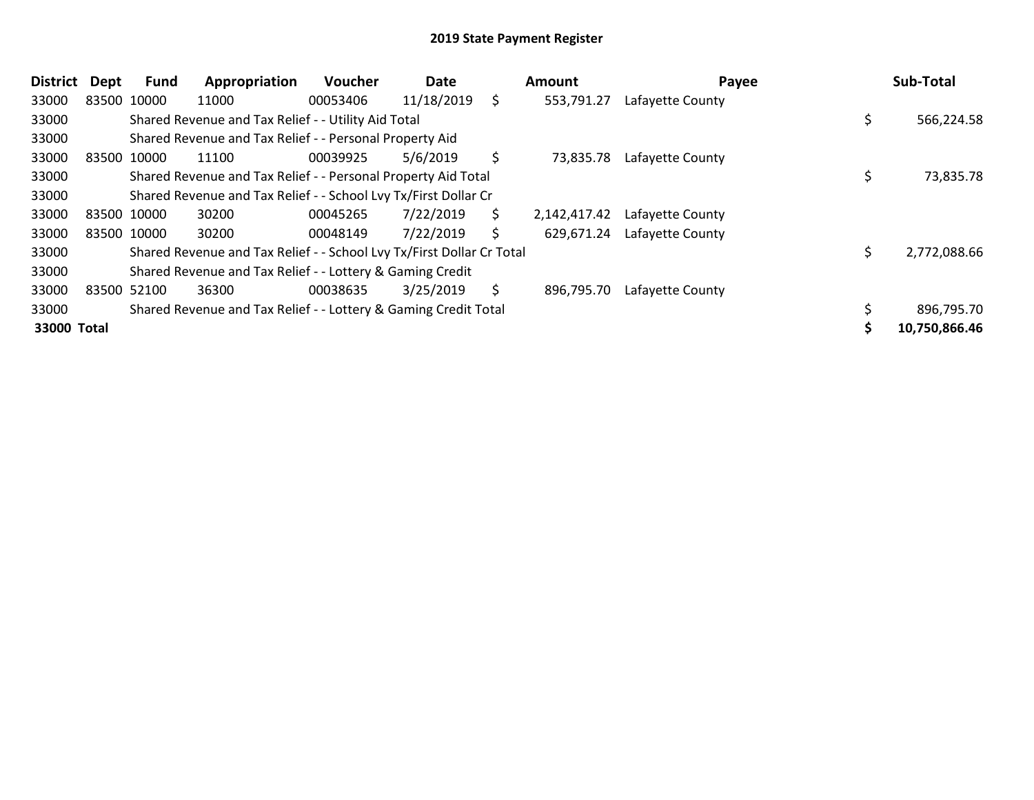## 2019 State Payment Register

| District | Dept | Fund | Appropriation | Voucher | Date | Amount | Payee | Sub-Total |
|---|---|---|---|---|---|---|---|---|
| 33000 | 83500 | 10000 | 11000 | 00053406 | 11/18/2019 | $ 553,791.27 | Lafayette County | |
| 33000 | | Shared Revenue and Tax Relief - - Utility Aid Total | | | | | | $ 566,224.58 |
| 33000 | | Shared Revenue and Tax Relief - - Personal Property Aid | | | | | | |
| 33000 | 83500 | 10000 | 11100 | 00039925 | 5/6/2019 | $ 73,835.78 | Lafayette County | |
| 33000 | | Shared Revenue and Tax Relief - - Personal Property Aid Total | | | | | | $ 73,835.78 |
| 33000 | | Shared Revenue and Tax Relief - - School Lvy Tx/First Dollar Cr | | | | | | |
| 33000 | 83500 | 10000 | 30200 | 00045265 | 7/22/2019 | $ 2,142,417.42 | Lafayette County | |
| 33000 | 83500 | 10000 | 30200 | 00048149 | 7/22/2019 | $ 629,671.24 | Lafayette County | |
| 33000 | | Shared Revenue and Tax Relief - - School Lvy Tx/First Dollar Cr Total | | | | | | $ 2,772,088.66 |
| 33000 | | Shared Revenue and Tax Relief - - Lottery & Gaming Credit | | | | | | |
| 33000 | 83500 | 52100 | 36300 | 00038635 | 3/25/2019 | $ 896,795.70 | Lafayette County | |
| 33000 | | Shared Revenue and Tax Relief - - Lottery & Gaming Credit Total | | | | | | $ 896,795.70 |
| **33000 Total** | | | | | | | | **$ 10,750,866.46** |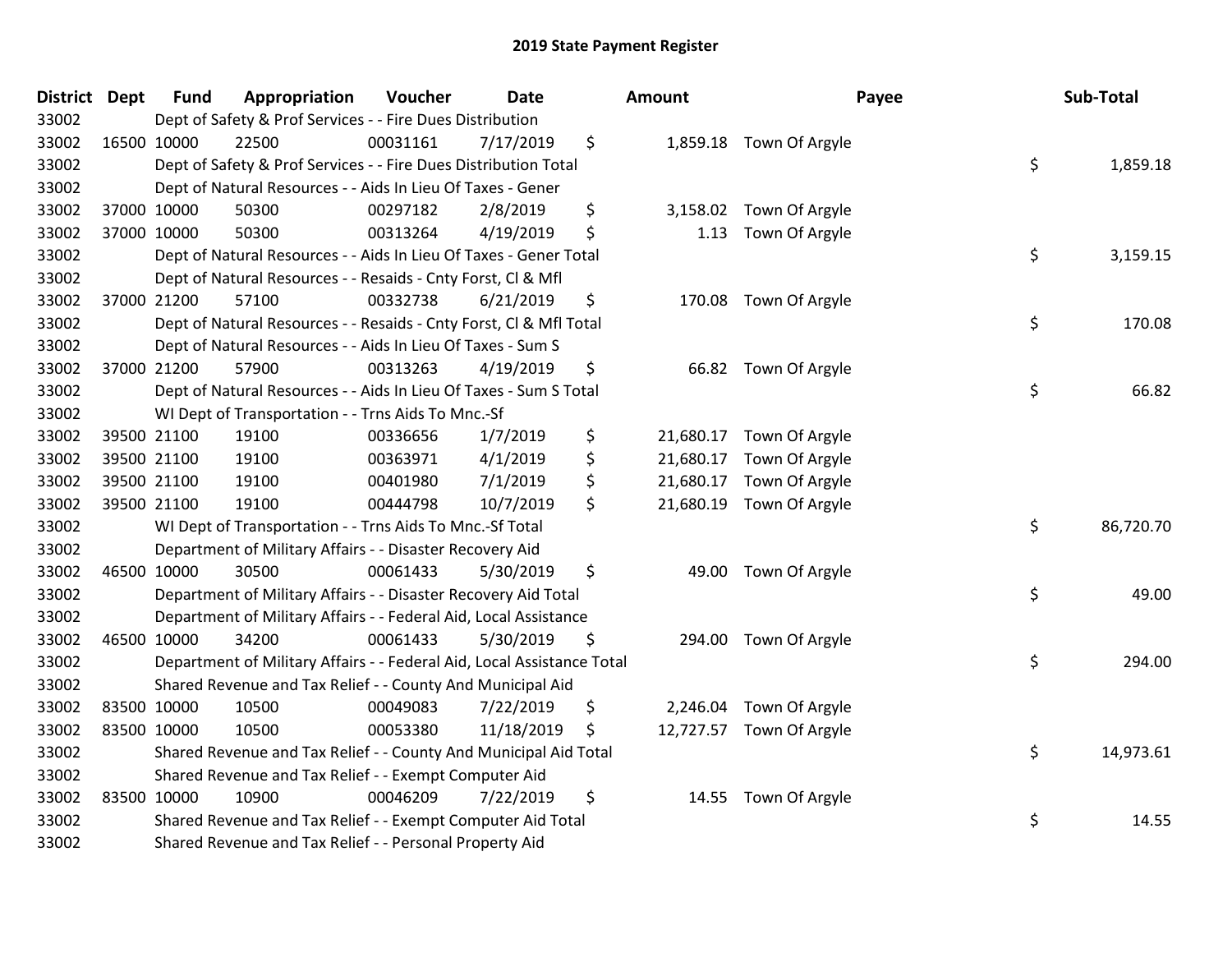# 2019 State Payment Register

| District | Dept | Fund | Appropriation | Voucher | Date | Amount | Payee | Sub-Total |
|---|---|---|---|---|---|---|---|---|
| 33002 | | Dept of Safety & Prof Services - - Fire Dues Distribution | | | | | | |
| 33002 | 16500 | 10000 | 22500 | 00031161 | 7/17/2019 | $ 1,859.18 | Town Of Argyle | |
| 33002 | | Dept of Safety & Prof Services - - Fire Dues Distribution Total | | | | | | $ 1,859.18 |
| 33002 | | Dept of Natural Resources - - Aids In Lieu Of Taxes - Gener | | | | | | |
| 33002 | 37000 | 10000 | 50300 | 00297182 | 2/8/2019 | $ 3,158.02 | Town Of Argyle | |
| 33002 | 37000 | 10000 | 50300 | 00313264 | 4/19/2019 | $ 1.13 | Town Of Argyle | |
| 33002 | | Dept of Natural Resources - - Aids In Lieu Of Taxes - Gener Total | | | | | | $ 3,159.15 |
| 33002 | | Dept of Natural Resources - - Resaids - Cnty Forst, Cl & Mfl | | | | | | |
| 33002 | 37000 | 21200 | 57100 | 00332738 | 6/21/2019 | $ 170.08 | Town Of Argyle | |
| 33002 | | Dept of Natural Resources - - Resaids - Cnty Forst, Cl & Mfl Total | | | | | | $ 170.08 |
| 33002 | | Dept of Natural Resources - - Aids In Lieu Of Taxes - Sum S | | | | | | |
| 33002 | 37000 | 21200 | 57900 | 00313263 | 4/19/2019 | $ 66.82 | Town Of Argyle | |
| 33002 | | Dept of Natural Resources - - Aids In Lieu Of Taxes - Sum S Total | | | | | | $ 66.82 |
| 33002 | | WI Dept of Transportation - - Trns Aids To Mnc.-Sf | | | | | | |
| 33002 | 39500 | 21100 | 19100 | 00336656 | 1/7/2019 | $ 21,680.17 | Town Of Argyle | |
| 33002 | 39500 | 21100 | 19100 | 00363971 | 4/1/2019 | $ 21,680.17 | Town Of Argyle | |
| 33002 | 39500 | 21100 | 19100 | 00401980 | 7/1/2019 | $ 21,680.17 | Town Of Argyle | |
| 33002 | 39500 | 21100 | 19100 | 00444798 | 10/7/2019 | $ 21,680.19 | Town Of Argyle | |
| 33002 | | WI Dept of Transportation - - Trns Aids To Mnc.-Sf Total | | | | | | $ 86,720.70 |
| 33002 | | Department of Military Affairs - - Disaster Recovery Aid | | | | | | |
| 33002 | 46500 | 10000 | 30500 | 00061433 | 5/30/2019 | $ 49.00 | Town Of Argyle | |
| 33002 | | Department of Military Affairs - - Disaster Recovery Aid Total | | | | | | $ 49.00 |
| 33002 | | Department of Military Affairs - - Federal Aid, Local Assistance | | | | | | |
| 33002 | 46500 | 10000 | 34200 | 00061433 | 5/30/2019 | $ 294.00 | Town Of Argyle | |
| 33002 | | Department of Military Affairs - - Federal Aid, Local Assistance Total | | | | | | $ 294.00 |
| 33002 | | Shared Revenue and Tax Relief - - County And Municipal Aid | | | | | | |
| 33002 | 83500 | 10000 | 10500 | 00049083 | 7/22/2019 | $ 2,246.04 | Town Of Argyle | |
| 33002 | 83500 | 10000 | 10500 | 00053380 | 11/18/2019 | $ 12,727.57 | Town Of Argyle | |
| 33002 | | Shared Revenue and Tax Relief - - County And Municipal Aid Total | | | | | | $ 14,973.61 |
| 33002 | | Shared Revenue and Tax Relief - - Exempt Computer Aid | | | | | | |
| 33002 | 83500 | 10000 | 10900 | 00046209 | 7/22/2019 | $ 14.55 | Town Of Argyle | |
| 33002 | | Shared Revenue and Tax Relief - - Exempt Computer Aid Total | | | | | | $ 14.55 |
| 33002 | | Shared Revenue and Tax Relief - - Personal Property Aid | | | | | | |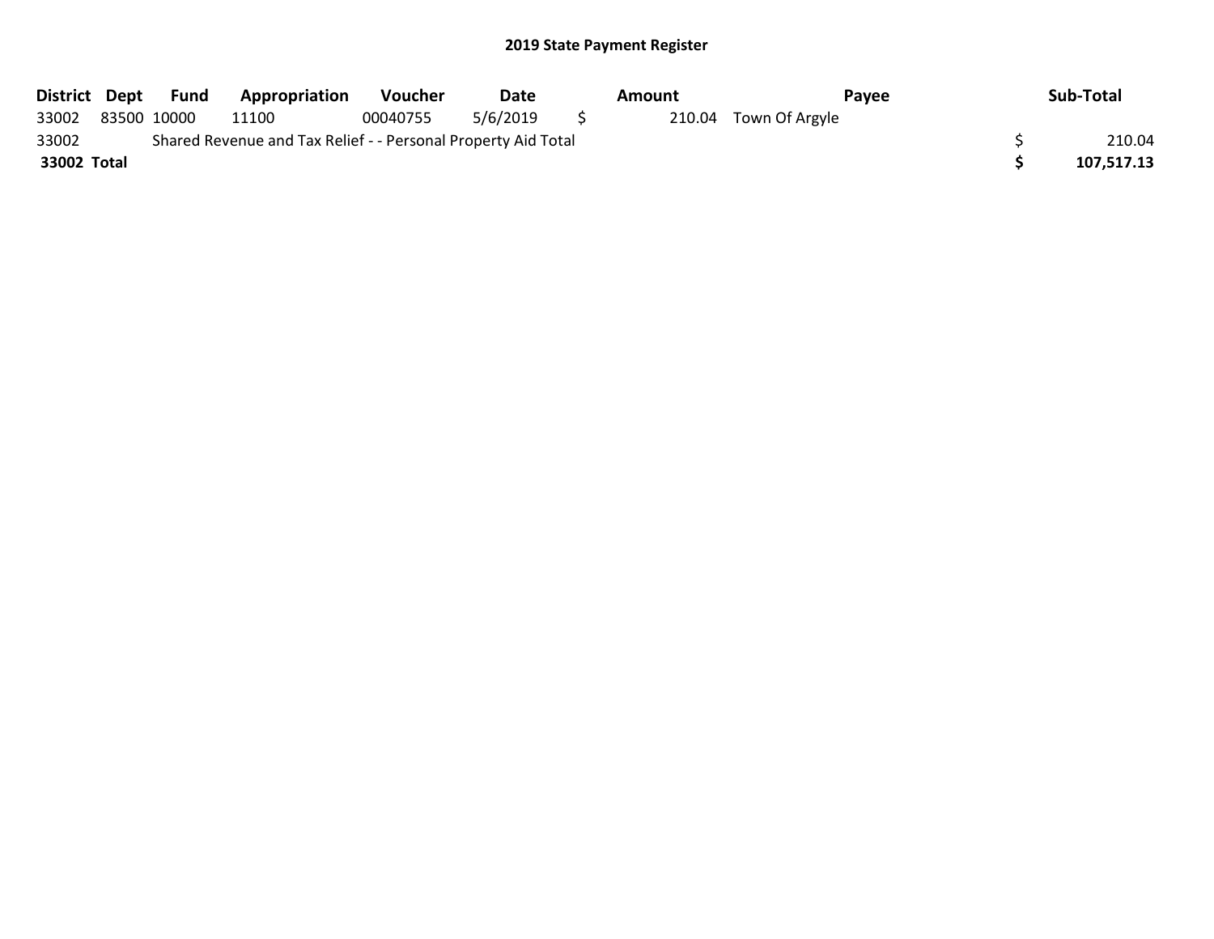## 2019 State Payment Register

| District | Dept | Fund | Appropriation | Voucher | Date | Amount | Payee | Sub-Total |
|---|---|---|---|---|---|---|---|---|
| 33002 | 83500 | 10000 | 11100 | 00040755 | 5/6/2019 | $ 210.04 | Town Of Argyle | |
| 33002 | | Shared Revenue and Tax Relief - - Personal Property Aid Total | | | | | | $ 210.04 |
| **33002 Total** | | | | | | | | **$ 107,517.13** |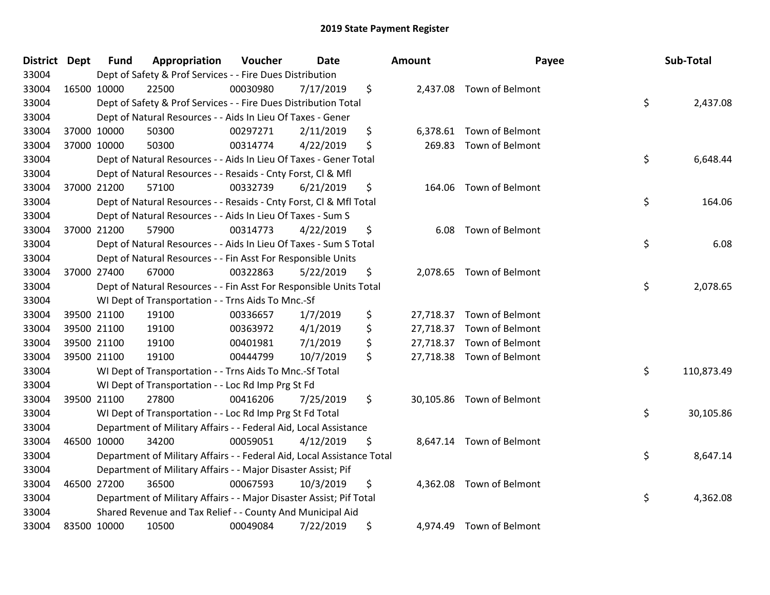# 2019 State Payment Register

| District | Dept | Fund | Appropriation | Voucher | Date | Amount | Payee | Sub-Total |
|---|---|---|---|---|---|---|---|---|
| 33004 | | Dept of Safety & Prof Services - - Fire Dues Distribution | | | | | | |
| 33004 | 16500 | 10000 | 22500 | 00030980 | 7/17/2019 | $ 2,437.08 | Town of Belmont | |
| 33004 | | Dept of Safety & Prof Services - - Fire Dues Distribution Total | | | | | | $ 2,437.08 |
| 33004 | | Dept of Natural Resources - - Aids In Lieu Of Taxes - Gener | | | | | | |
| 33004 | 37000 | 10000 | 50300 | 00297271 | 2/11/2019 | $ 6,378.61 | Town of Belmont | |
| 33004 | 37000 | 10000 | 50300 | 00314774 | 4/22/2019 | $ 269.83 | Town of Belmont | |
| 33004 | | Dept of Natural Resources - - Aids In Lieu Of Taxes - Gener Total | | | | | | $ 6,648.44 |
| 33004 | | Dept of Natural Resources - - Resaids - Cnty Forst, Cl & Mfl | | | | | | |
| 33004 | 37000 | 21200 | 57100 | 00332739 | 6/21/2019 | $ 164.06 | Town of Belmont | |
| 33004 | | Dept of Natural Resources - - Resaids - Cnty Forst, Cl & Mfl Total | | | | | | $ 164.06 |
| 33004 | | Dept of Natural Resources - - Aids In Lieu Of Taxes - Sum S | | | | | | |
| 33004 | 37000 | 21200 | 57900 | 00314773 | 4/22/2019 | $ 6.08 | Town of Belmont | |
| 33004 | | Dept of Natural Resources - - Aids In Lieu Of Taxes - Sum S Total | | | | | | $ 6.08 |
| 33004 | | Dept of Natural Resources - - Fin Asst For Responsible Units | | | | | | |
| 33004 | 37000 | 27400 | 67000 | 00322863 | 5/22/2019 | $ 2,078.65 | Town of Belmont | |
| 33004 | | Dept of Natural Resources - - Fin Asst For Responsible Units Total | | | | | | $ 2,078.65 |
| 33004 | | WI Dept of Transportation - - Trns Aids To Mnc.-Sf | | | | | | |
| 33004 | 39500 | 21100 | 19100 | 00336657 | 1/7/2019 | $ 27,718.37 | Town of Belmont | |
| 33004 | 39500 | 21100 | 19100 | 00363972 | 4/1/2019 | $ 27,718.37 | Town of Belmont | |
| 33004 | 39500 | 21100 | 19100 | 00401981 | 7/1/2019 | $ 27,718.37 | Town of Belmont | |
| 33004 | 39500 | 21100 | 19100 | 00444799 | 10/7/2019 | $ 27,718.38 | Town of Belmont | |
| 33004 | | WI Dept of Transportation - - Trns Aids To Mnc.-Sf Total | | | | | | $ 110,873.49 |
| 33004 | | WI Dept of Transportation - - Loc Rd Imp Prg St Fd | | | | | | |
| 33004 | 39500 | 21100 | 27800 | 00416206 | 7/25/2019 | $ 30,105.86 | Town of Belmont | |
| 33004 | | WI Dept of Transportation - - Loc Rd Imp Prg St Fd Total | | | | | | $ 30,105.86 |
| 33004 | | Department of Military Affairs - - Federal Aid, Local Assistance | | | | | | |
| 33004 | 46500 | 10000 | 34200 | 00059051 | 4/12/2019 | $ 8,647.14 | Town of Belmont | |
| 33004 | | Department of Military Affairs - - Federal Aid, Local Assistance Total | | | | | | $ 8,647.14 |
| 33004 | | Department of Military Affairs - - Major Disaster Assist; Pif | | | | | | |
| 33004 | 46500 | 27200 | 36500 | 00067593 | 10/3/2019 | $ 4,362.08 | Town of Belmont | |
| 33004 | | Department of Military Affairs - - Major Disaster Assist; Pif Total | | | | | | $ 4,362.08 |
| 33004 | | Shared Revenue and Tax Relief - - County And Municipal Aid | | | | | | |
| 33004 | 83500 | 10000 | 10500 | 00049084 | 7/22/2019 | $ 4,974.49 | Town of Belmont | |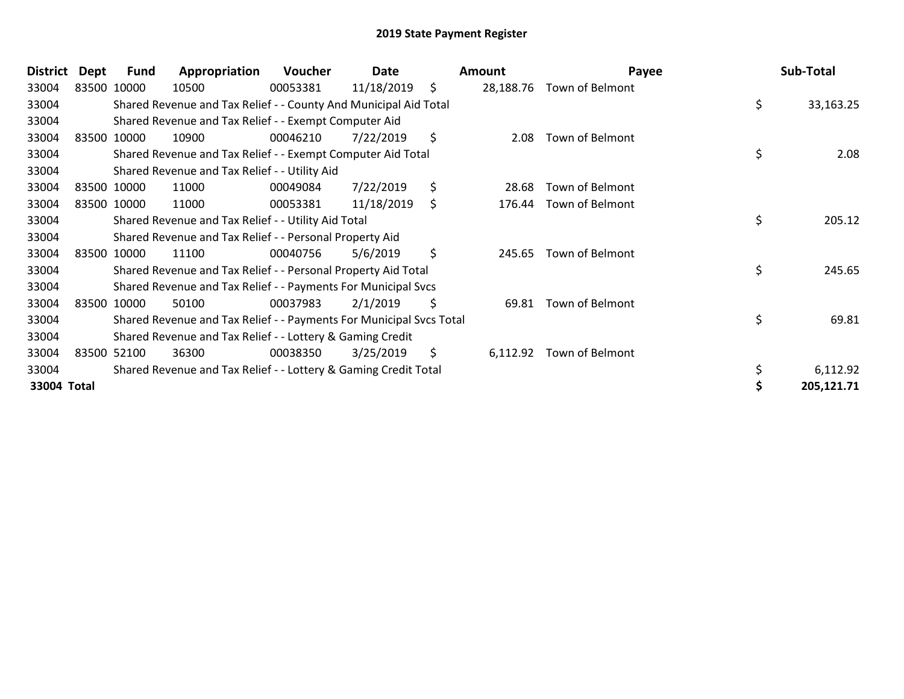# 2019 State Payment Register

| District | Dept | Fund | Appropriation | Voucher | Date | Amount | Payee | Sub-Total |
|---|---|---|---|---|---|---|---|---|
| 33004 | 83500 | 10000 | 10500 | 00053381 | 11/18/2019 | $ 28,188.76 | Town of Belmont | |
| 33004 | | Shared Revenue and Tax Relief - - County And Municipal Aid Total | | | | | | $ 33,163.25 |
| 33004 | | Shared Revenue and Tax Relief - - Exempt Computer Aid | | | | | | |
| 33004 | 83500 | 10000 | 10900 | 00046210 | 7/22/2019 | $ 2.08 | Town of Belmont | |
| 33004 | | Shared Revenue and Tax Relief - - Exempt Computer Aid Total | | | | | | $ 2.08 |
| 33004 | | Shared Revenue and Tax Relief - - Utility Aid | | | | | | |
| 33004 | 83500 | 10000 | 11000 | 00049084 | 7/22/2019 | $ 28.68 | Town of Belmont | |
| 33004 | 83500 | 10000 | 11000 | 00053381 | 11/18/2019 | $ 176.44 | Town of Belmont | |
| 33004 | | Shared Revenue and Tax Relief - - Utility Aid Total | | | | | | $ 205.12 |
| 33004 | | Shared Revenue and Tax Relief - - Personal Property Aid | | | | | | |
| 33004 | 83500 | 10000 | 11100 | 00040756 | 5/6/2019 | $ 245.65 | Town of Belmont | |
| 33004 | | Shared Revenue and Tax Relief - - Personal Property Aid Total | | | | | | $ 245.65 |
| 33004 | | Shared Revenue and Tax Relief - - Payments For Municipal Svcs | | | | | | |
| 33004 | 83500 | 10000 | 50100 | 00037983 | 2/1/2019 | $ 69.81 | Town of Belmont | |
| 33004 | | Shared Revenue and Tax Relief - - Payments For Municipal Svcs Total | | | | | | $ 69.81 |
| 33004 | | Shared Revenue and Tax Relief - - Lottery & Gaming Credit | | | | | | |
| 33004 | 83500 | 52100 | 36300 | 00038350 | 3/25/2019 | $ 6,112.92 | Town of Belmont | |
| 33004 | | Shared Revenue and Tax Relief - - Lottery & Gaming Credit Total | | | | | | $ 6,112.92 |
| **33004 Total** | | | | | | | | **$ 205,121.71** |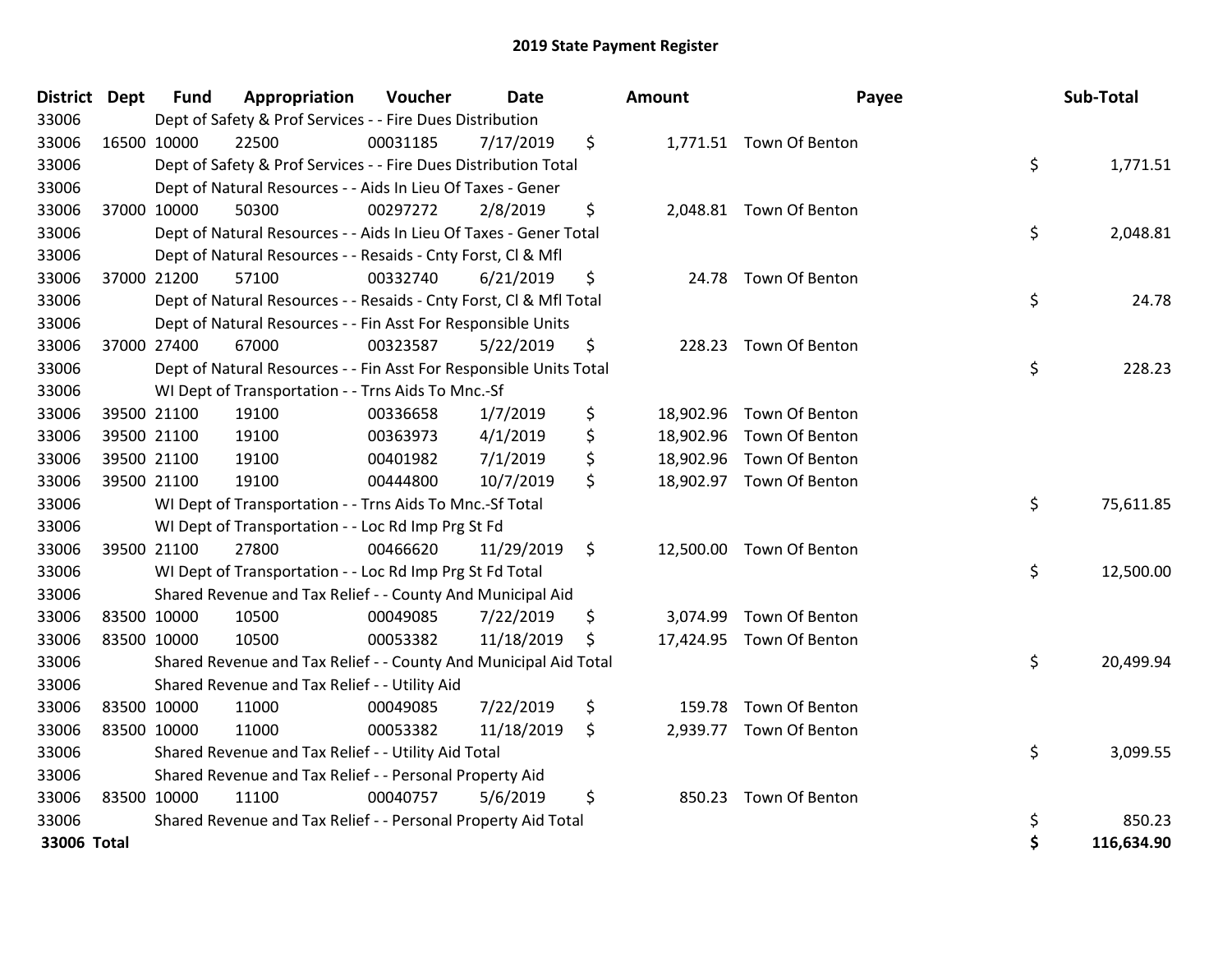# 2019 State Payment Register

| District | Dept | Fund | Appropriation | Voucher | Date | Amount | Payee | Sub-Total |
|---|---|---|---|---|---|---|---|---|
| 33006 | | Dept of Safety & Prof Services - - Fire Dues Distribution | | | | | | |
| 33006 | 16500 | 10000 | 22500 | 00031185 | 7/17/2019 | $ 1,771.51 | Town Of Benton | |
| 33006 | | Dept of Safety & Prof Services - - Fire Dues Distribution Total | | | | | | $ 1,771.51 |
| 33006 | | Dept of Natural Resources - - Aids In Lieu Of Taxes - Gener | | | | | | |
| 33006 | 37000 | 10000 | 50300 | 00297272 | 2/8/2019 | $ 2,048.81 | Town Of Benton | |
| 33006 | | Dept of Natural Resources - - Aids In Lieu Of Taxes - Gener Total | | | | | | $ 2,048.81 |
| 33006 | | Dept of Natural Resources - - Resaids - Cnty Forst, Cl & Mfl | | | | | | |
| 33006 | 37000 | 21200 | 57100 | 00332740 | 6/21/2019 | $ 24.78 | Town Of Benton | |
| 33006 | | Dept of Natural Resources - - Resaids - Cnty Forst, Cl & Mfl Total | | | | | | $ 24.78 |
| 33006 | | Dept of Natural Resources - - Fin Asst For Responsible Units | | | | | | |
| 33006 | 37000 | 27400 | 67000 | 00323587 | 5/22/2019 | $ 228.23 | Town Of Benton | |
| 33006 | | Dept of Natural Resources - - Fin Asst For Responsible Units Total | | | | | | $ 228.23 |
| 33006 | | WI Dept of Transportation - - Trns Aids To Mnc.-Sf | | | | | | |
| 33006 | 39500 | 21100 | 19100 | 00336658 | 1/7/2019 | $ 18,902.96 | Town Of Benton | |
| 33006 | 39500 | 21100 | 19100 | 00363973 | 4/1/2019 | $ 18,902.96 | Town Of Benton | |
| 33006 | 39500 | 21100 | 19100 | 00401982 | 7/1/2019 | $ 18,902.96 | Town Of Benton | |
| 33006 | 39500 | 21100 | 19100 | 00444800 | 10/7/2019 | $ 18,902.97 | Town Of Benton | |
| 33006 | | WI Dept of Transportation - - Trns Aids To Mnc.-Sf Total | | | | | | $ 75,611.85 |
| 33006 | | WI Dept of Transportation - - Loc Rd Imp Prg St Fd | | | | | | |
| 33006 | 39500 | 21100 | 27800 | 00466620 | 11/29/2019 | $ 12,500.00 | Town Of Benton | |
| 33006 | | WI Dept of Transportation - - Loc Rd Imp Prg St Fd Total | | | | | | $ 12,500.00 |
| 33006 | | Shared Revenue and Tax Relief - - County And Municipal Aid | | | | | | |
| 33006 | 83500 | 10000 | 10500 | 00049085 | 7/22/2019 | $ 3,074.99 | Town Of Benton | |
| 33006 | 83500 | 10000 | 10500 | 00053382 | 11/18/2019 | $ 17,424.95 | Town Of Benton | |
| 33006 | | Shared Revenue and Tax Relief - - County And Municipal Aid Total | | | | | | $ 20,499.94 |
| 33006 | | Shared Revenue and Tax Relief - - Utility Aid | | | | | | |
| 33006 | 83500 | 10000 | 11000 | 00049085 | 7/22/2019 | $ 159.78 | Town Of Benton | |
| 33006 | 83500 | 10000 | 11000 | 00053382 | 11/18/2019 | $ 2,939.77 | Town Of Benton | |
| 33006 | | Shared Revenue and Tax Relief - - Utility Aid Total | | | | | | $ 3,099.55 |
| 33006 | | Shared Revenue and Tax Relief - - Personal Property Aid | | | | | | |
| 33006 | 83500 | 10000 | 11100 | 00040757 | 5/6/2019 | $ 850.23 | Town Of Benton | |
| 33006 | | Shared Revenue and Tax Relief - - Personal Property Aid Total | | | | | | $ 850.23 |
| **33006 Total** | | | | | | | | **$ 116,634.90** |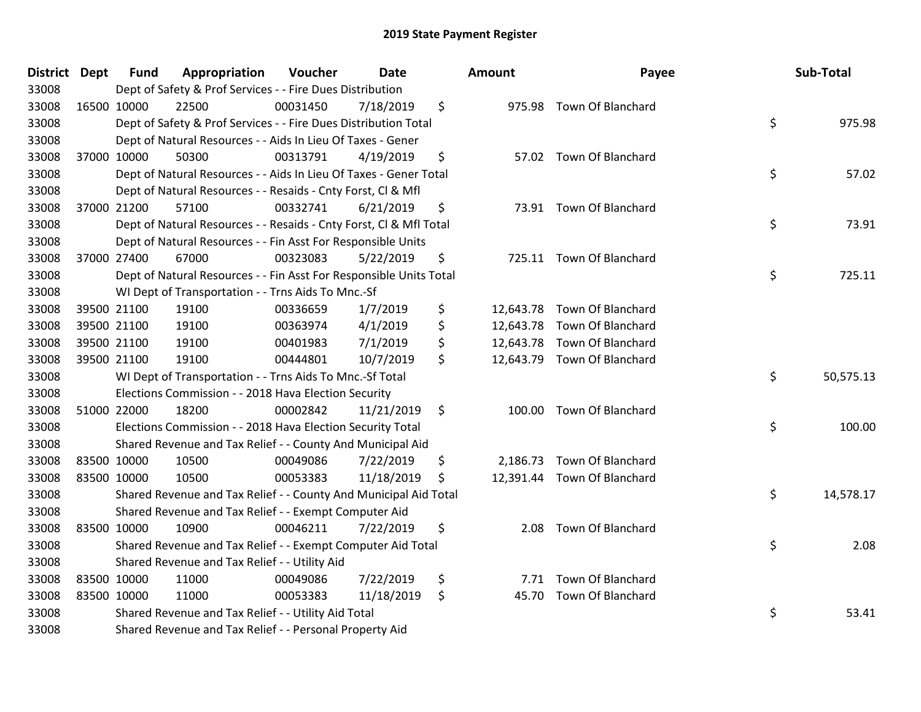# 2019 State Payment Register

| District | Dept | Fund | Appropriation | Voucher | Date | Amount | Payee | Sub-Total |
|---|---|---|---|---|---|---|---|---|
| 33008 | | Dept of Safety & Prof Services - - Fire Dues Distribution | | | | | | |
| 33008 | 16500 | 10000 | 22500 | 00031450 | 7/18/2019 | $ 975.98 | Town Of Blanchard | |
| 33008 | | Dept of Safety & Prof Services - - Fire Dues Distribution Total | | | | | | $ 975.98 |
| 33008 | | Dept of Natural Resources - - Aids In Lieu Of Taxes - Gener | | | | | | |
| 33008 | 37000 | 10000 | 50300 | 00313791 | 4/19/2019 | $ 57.02 | Town Of Blanchard | |
| 33008 | | Dept of Natural Resources - - Aids In Lieu Of Taxes - Gener Total | | | | | | $ 57.02 |
| 33008 | | Dept of Natural Resources - - Resaids - Cnty Forst, Cl & Mfl | | | | | | |
| 33008 | 37000 | 21200 | 57100 | 00332741 | 6/21/2019 | $ 73.91 | Town Of Blanchard | |
| 33008 | | Dept of Natural Resources - - Resaids - Cnty Forst, Cl & Mfl Total | | | | | | $ 73.91 |
| 33008 | | Dept of Natural Resources - - Fin Asst For Responsible Units | | | | | | |
| 33008 | 37000 | 27400 | 67000 | 00323083 | 5/22/2019 | $ 725.11 | Town Of Blanchard | |
| 33008 | | Dept of Natural Resources - - Fin Asst For Responsible Units Total | | | | | | $ 725.11 |
| 33008 | | WI Dept of Transportation - - Trns Aids To Mnc.-Sf | | | | | | |
| 33008 | 39500 | 21100 | 19100 | 00336659 | 1/7/2019 | $ 12,643.78 | Town Of Blanchard | |
| 33008 | 39500 | 21100 | 19100 | 00363974 | 4/1/2019 | $ 12,643.78 | Town Of Blanchard | |
| 33008 | 39500 | 21100 | 19100 | 00401983 | 7/1/2019 | $ 12,643.78 | Town Of Blanchard | |
| 33008 | 39500 | 21100 | 19100 | 00444801 | 10/7/2019 | $ 12,643.79 | Town Of Blanchard | |
| 33008 | | WI Dept of Transportation - - Trns Aids To Mnc.-Sf Total | | | | | | $ 50,575.13 |
| 33008 | | Elections Commission - - 2018 Hava Election Security | | | | | | |
| 33008 | 51000 | 22000 | 18200 | 00002842 | 11/21/2019 | $ 100.00 | Town Of Blanchard | |
| 33008 | | Elections Commission - - 2018 Hava Election Security Total | | | | | | $ 100.00 |
| 33008 | | Shared Revenue and Tax Relief - - County And Municipal Aid | | | | | | |
| 33008 | 83500 | 10000 | 10500 | 00049086 | 7/22/2019 | $ 2,186.73 | Town Of Blanchard | |
| 33008 | 83500 | 10000 | 10500 | 00053383 | 11/18/2019 | $ 12,391.44 | Town Of Blanchard | |
| 33008 | | Shared Revenue and Tax Relief - - County And Municipal Aid Total | | | | | | $ 14,578.17 |
| 33008 | | Shared Revenue and Tax Relief - - Exempt Computer Aid | | | | | | |
| 33008 | 83500 | 10000 | 10900 | 00046211 | 7/22/2019 | $ 2.08 | Town Of Blanchard | |
| 33008 | | Shared Revenue and Tax Relief - - Exempt Computer Aid Total | | | | | | $ 2.08 |
| 33008 | | Shared Revenue and Tax Relief - - Utility Aid | | | | | | |
| 33008 | 83500 | 10000 | 11000 | 00049086 | 7/22/2019 | $ 7.71 | Town Of Blanchard | |
| 33008 | 83500 | 10000 | 11000 | 00053383 | 11/18/2019 | $ 45.70 | Town Of Blanchard | |
| 33008 | | Shared Revenue and Tax Relief - - Utility Aid Total | | | | | | $ 53.41 |
| 33008 | | Shared Revenue and Tax Relief - - Personal Property Aid | | | | | | |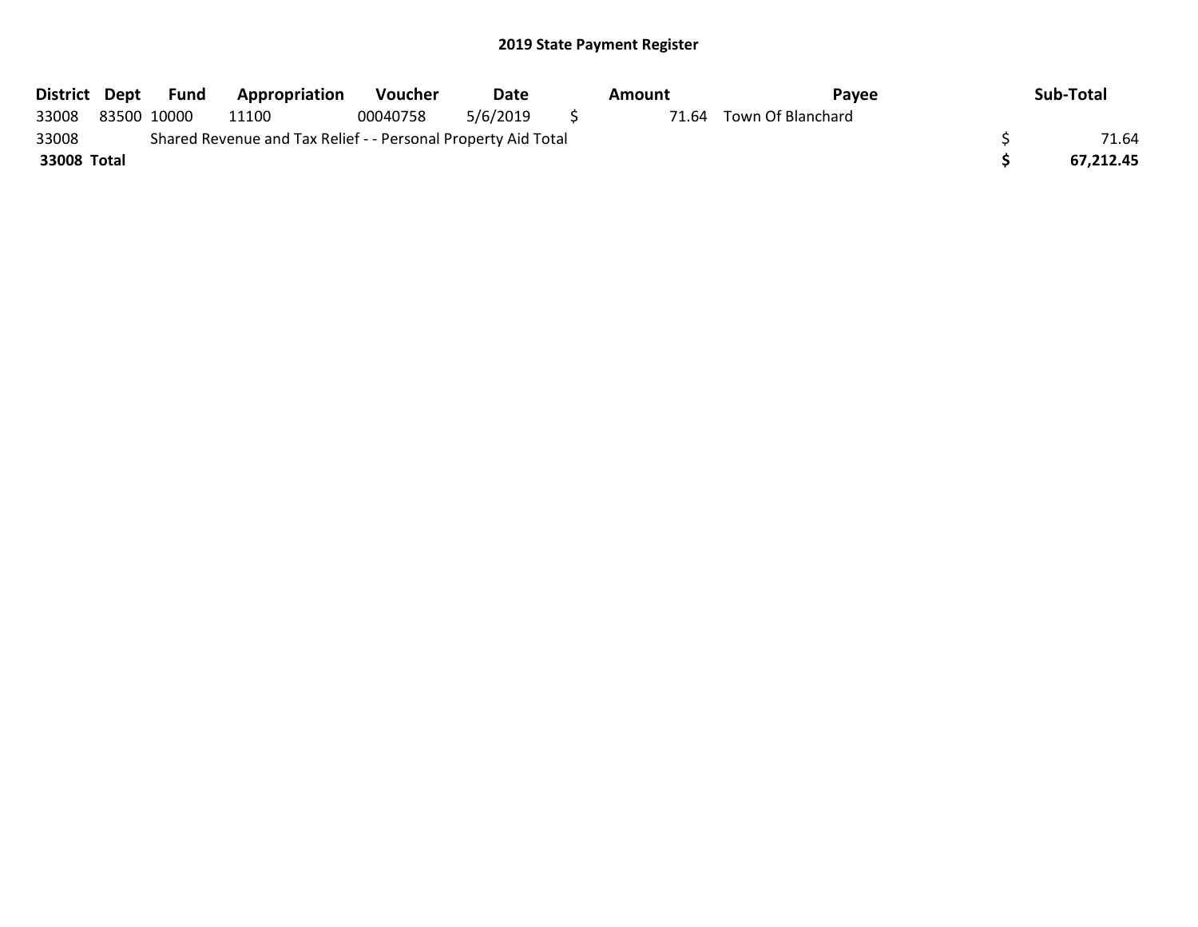## 2019 State Payment Register

| District | Dept | Fund | Appropriation | Voucher | Date | Amount | Payee | Sub-Total |
|---|---|---|---|---|---|---|---|---|
| 33008 | 83500 | 10000 | 11100 | 00040758 | 5/6/2019 | $ 71.64 | Town Of Blanchard | |
| 33008 | | Shared Revenue and Tax Relief - - Personal Property Aid Total | | | | | | $ 71.64 |
| **33008 Total** | | | | | | | | **$ 67,212.45** |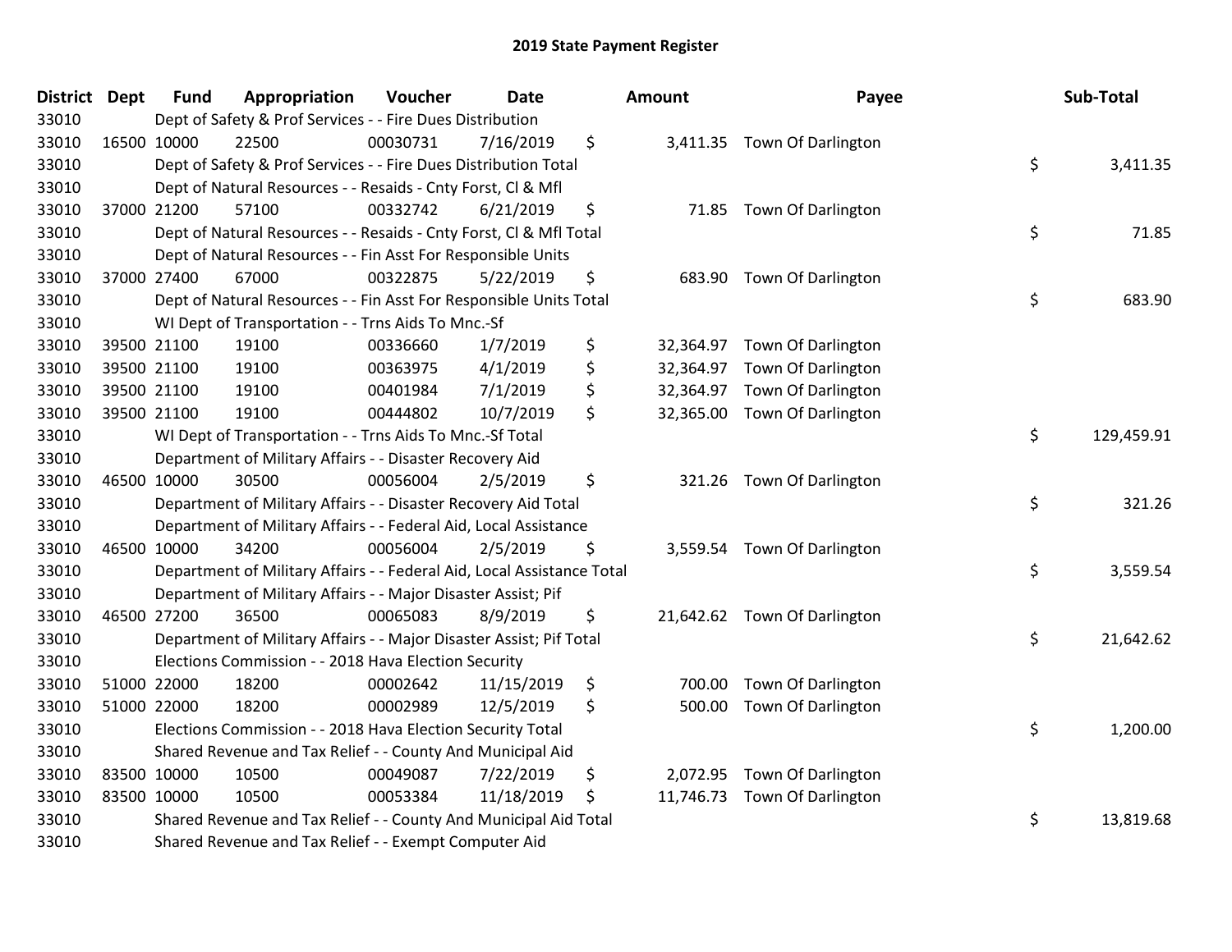# 2019 State Payment Register

| District | Dept | Fund | Appropriation | Voucher | Date | Amount | Payee | Sub-Total |
|---|---|---|---|---|---|---|---|---|
| 33010 | | Dept of Safety & Prof Services - - Fire Dues Distribution | | | | | | |
| 33010 | 16500 | 10000 | 22500 | 00030731 | 7/16/2019 | $ 3,411.35 | Town Of Darlington | |
| 33010 | | Dept of Safety & Prof Services - - Fire Dues Distribution Total | | | | | | $ 3,411.35 |
| 33010 | | Dept of Natural Resources - - Resaids - Cnty Forst, Cl & Mfl | | | | | | |
| 33010 | 37000 | 21200 | 57100 | 00332742 | 6/21/2019 | $ 71.85 | Town Of Darlington | |
| 33010 | | Dept of Natural Resources - - Resaids - Cnty Forst, Cl & Mfl Total | | | | | | $ 71.85 |
| 33010 | | Dept of Natural Resources - - Fin Asst For Responsible Units | | | | | | |
| 33010 | 37000 | 27400 | 67000 | 00322875 | 5/22/2019 | $ 683.90 | Town Of Darlington | |
| 33010 | | Dept of Natural Resources - - Fin Asst For Responsible Units Total | | | | | | $ 683.90 |
| 33010 | | WI Dept of Transportation - - Trns Aids To Mnc.-Sf | | | | | | |
| 33010 | 39500 | 21100 | 19100 | 00336660 | 1/7/2019 | $ 32,364.97 | Town Of Darlington | |
| 33010 | 39500 | 21100 | 19100 | 00363975 | 4/1/2019 | $ 32,364.97 | Town Of Darlington | |
| 33010 | 39500 | 21100 | 19100 | 00401984 | 7/1/2019 | $ 32,364.97 | Town Of Darlington | |
| 33010 | 39500 | 21100 | 19100 | 00444802 | 10/7/2019 | $ 32,365.00 | Town Of Darlington | |
| 33010 | | WI Dept of Transportation - - Trns Aids To Mnc.-Sf Total | | | | | | $ 129,459.91 |
| 33010 | | Department of Military Affairs - - Disaster Recovery Aid | | | | | | |
| 33010 | 46500 | 10000 | 30500 | 00056004 | 2/5/2019 | $ 321.26 | Town Of Darlington | |
| 33010 | | Department of Military Affairs - - Disaster Recovery Aid Total | | | | | | $ 321.26 |
| 33010 | | Department of Military Affairs - - Federal Aid, Local Assistance | | | | | | |
| 33010 | 46500 | 10000 | 34200 | 00056004 | 2/5/2019 | $ 3,559.54 | Town Of Darlington | |
| 33010 | | Department of Military Affairs - - Federal Aid, Local Assistance Total | | | | | | $ 3,559.54 |
| 33010 | | Department of Military Affairs - - Major Disaster Assist; Pif | | | | | | |
| 33010 | 46500 | 27200 | 36500 | 00065083 | 8/9/2019 | $ 21,642.62 | Town Of Darlington | |
| 33010 | | Department of Military Affairs - - Major Disaster Assist; Pif Total | | | | | | $ 21,642.62 |
| 33010 | | Elections Commission - - 2018 Hava Election Security | | | | | | |
| 33010 | 51000 | 22000 | 18200 | 00002642 | 11/15/2019 | $ 700.00 | Town Of Darlington | |
| 33010 | 51000 | 22000 | 18200 | 00002989 | 12/5/2019 | $ 500.00 | Town Of Darlington | |
| 33010 | | Elections Commission - - 2018 Hava Election Security Total | | | | | | $ 1,200.00 |
| 33010 | | Shared Revenue and Tax Relief - - County And Municipal Aid | | | | | | |
| 33010 | 83500 | 10000 | 10500 | 00049087 | 7/22/2019 | $ 2,072.95 | Town Of Darlington | |
| 33010 | 83500 | 10000 | 10500 | 00053384 | 11/18/2019 | $ 11,746.73 | Town Of Darlington | |
| 33010 | | Shared Revenue and Tax Relief - - County And Municipal Aid Total | | | | | | $ 13,819.68 |
| 33010 | | Shared Revenue and Tax Relief - - Exempt Computer Aid | | | | | | |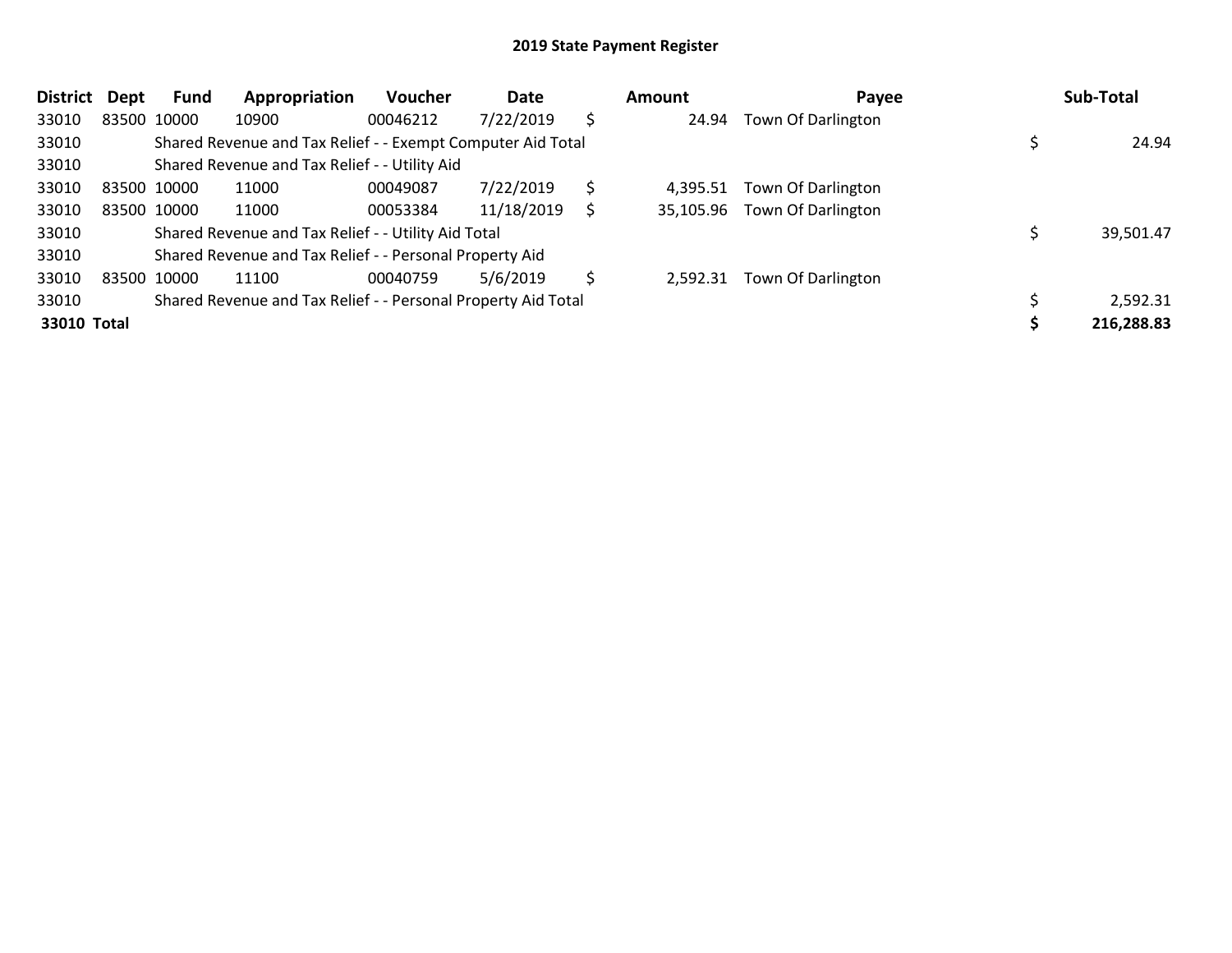## 2019 State Payment Register

| District | Dept | Fund | Appropriation | Voucher | Date | Amount | Payee | Sub-Total |
|---|---|---|---|---|---|---|---|---|
| 33010 | 83500 | 10000 | 10900 | 00046212 | 7/22/2019 | $ 24.94 | Town Of Darlington | |
| 33010 | | Shared Revenue and Tax Relief - - Exempt Computer Aid Total | | | | | | $ 24.94 |
| 33010 | | Shared Revenue and Tax Relief - - Utility Aid | | | | | | |
| 33010 | 83500 | 10000 | 11000 | 00049087 | 7/22/2019 | $ 4,395.51 | Town Of Darlington | |
| 33010 | 83500 | 10000 | 11000 | 00053384 | 11/18/2019 | $ 35,105.96 | Town Of Darlington | |
| 33010 | | Shared Revenue and Tax Relief - - Utility Aid Total | | | | | | $ 39,501.47 |
| 33010 | | Shared Revenue and Tax Relief - - Personal Property Aid | | | | | | |
| 33010 | 83500 | 10000 | 11100 | 00040759 | 5/6/2019 | $ 2,592.31 | Town Of Darlington | |
| 33010 | | Shared Revenue and Tax Relief - - Personal Property Aid Total | | | | | | $ 2,592.31 |
| **33010 Total** | | | | | | | | **$ 216,288.83** |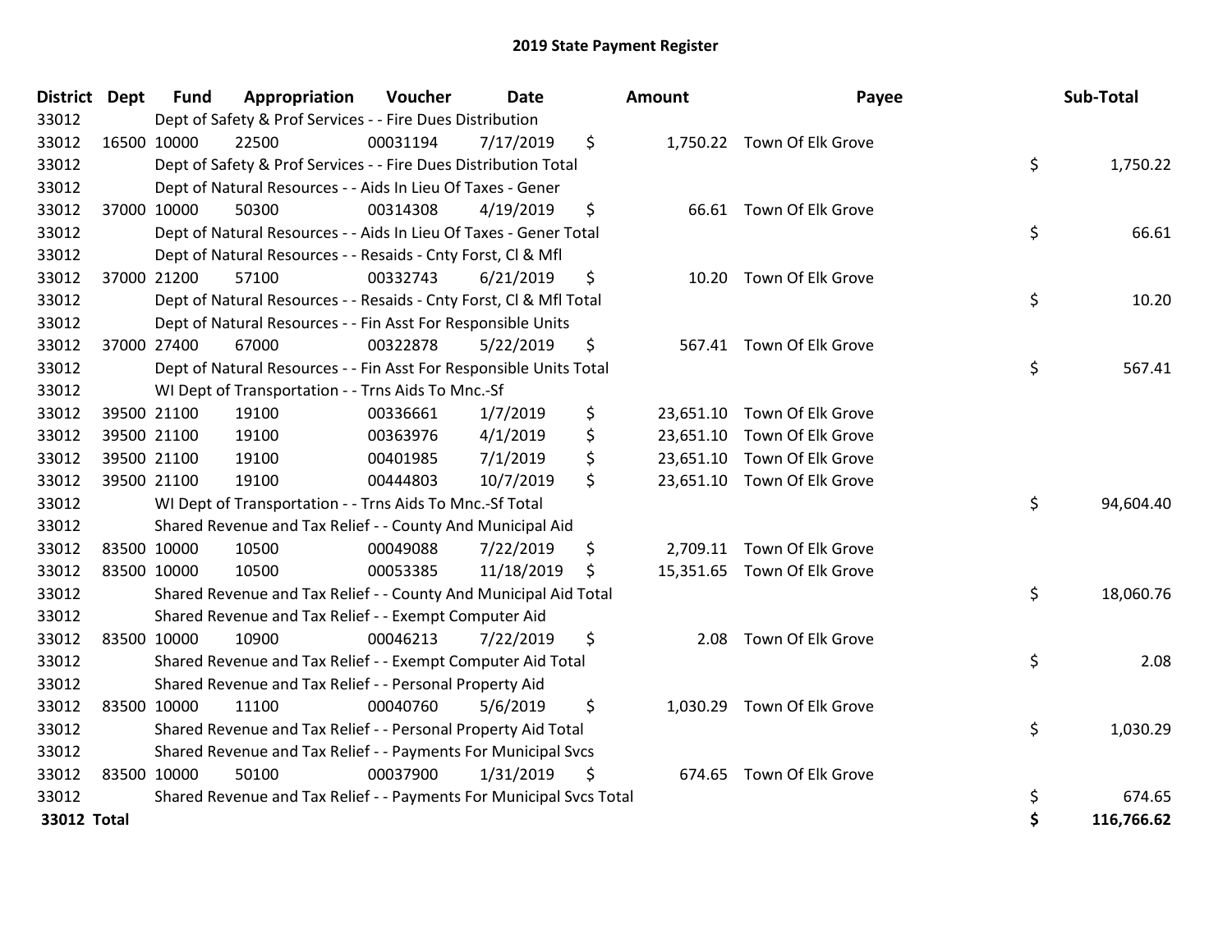# 2019 State Payment Register

| District | Dept | Fund | Appropriation | Voucher | Date | Amount | Payee | Sub-Total |
|---|---|---|---|---|---|---|---|---|
| 33012 | | Dept of Safety & Prof Services - - Fire Dues Distribution | | | | | | |
| 33012 | 16500 | 10000 | 22500 | 00031194 | 7/17/2019 | $ 1,750.22 | Town Of Elk Grove | |
| 33012 | | Dept of Safety & Prof Services - - Fire Dues Distribution Total | | | | | | $ 1,750.22 |
| 33012 | | Dept of Natural Resources - - Aids In Lieu Of Taxes - Gener | | | | | | |
| 33012 | 37000 | 10000 | 50300 | 00314308 | 4/19/2019 | $ 66.61 | Town Of Elk Grove | |
| 33012 | | Dept of Natural Resources - - Aids In Lieu Of Taxes - Gener Total | | | | | | $ 66.61 |
| 33012 | | Dept of Natural Resources - - Resaids - Cnty Forst, Cl & Mfl | | | | | | |
| 33012 | 37000 | 21200 | 57100 | 00332743 | 6/21/2019 | $ 10.20 | Town Of Elk Grove | |
| 33012 | | Dept of Natural Resources - - Resaids - Cnty Forst, Cl & Mfl Total | | | | | | $ 10.20 |
| 33012 | | Dept of Natural Resources - - Fin Asst For Responsible Units | | | | | | |
| 33012 | 37000 | 27400 | 67000 | 00322878 | 5/22/2019 | $ 567.41 | Town Of Elk Grove | |
| 33012 | | Dept of Natural Resources - - Fin Asst For Responsible Units Total | | | | | | $ 567.41 |
| 33012 | | WI Dept of Transportation - - Trns Aids To Mnc.-Sf | | | | | | |
| 33012 | 39500 | 21100 | 19100 | 00336661 | 1/7/2019 | $ 23,651.10 | Town Of Elk Grove | |
| 33012 | 39500 | 21100 | 19100 | 00363976 | 4/1/2019 | $ 23,651.10 | Town Of Elk Grove | |
| 33012 | 39500 | 21100 | 19100 | 00401985 | 7/1/2019 | $ 23,651.10 | Town Of Elk Grove | |
| 33012 | 39500 | 21100 | 19100 | 00444803 | 10/7/2019 | $ 23,651.10 | Town Of Elk Grove | |
| 33012 | | WI Dept of Transportation - - Trns Aids To Mnc.-Sf Total | | | | | | $ 94,604.40 |
| 33012 | | Shared Revenue and Tax Relief - - County And Municipal Aid | | | | | | |
| 33012 | 83500 | 10000 | 10500 | 00049088 | 7/22/2019 | $ 2,709.11 | Town Of Elk Grove | |
| 33012 | 83500 | 10000 | 10500 | 00053385 | 11/18/2019 | $ 15,351.65 | Town Of Elk Grove | |
| 33012 | | Shared Revenue and Tax Relief - - County And Municipal Aid Total | | | | | | $ 18,060.76 |
| 33012 | | Shared Revenue and Tax Relief - - Exempt Computer Aid | | | | | | |
| 33012 | 83500 | 10000 | 10900 | 00046213 | 7/22/2019 | $ 2.08 | Town Of Elk Grove | |
| 33012 | | Shared Revenue and Tax Relief - - Exempt Computer Aid Total | | | | | | $ 2.08 |
| 33012 | | Shared Revenue and Tax Relief - - Personal Property Aid | | | | | | |
| 33012 | 83500 | 10000 | 11100 | 00040760 | 5/6/2019 | $ 1,030.29 | Town Of Elk Grove | |
| 33012 | | Shared Revenue and Tax Relief - - Personal Property Aid Total | | | | | | $ 1,030.29 |
| 33012 | | Shared Revenue and Tax Relief - - Payments For Municipal Svcs | | | | | | |
| 33012 | 83500 | 10000 | 50100 | 00037900 | 1/31/2019 | $ 674.65 | Town Of Elk Grove | |
| 33012 | | Shared Revenue and Tax Relief - - Payments For Municipal Svcs Total | | | | | | $ 674.65 |
| **33012 Total** | | | | | | | | **$ 116,766.62** |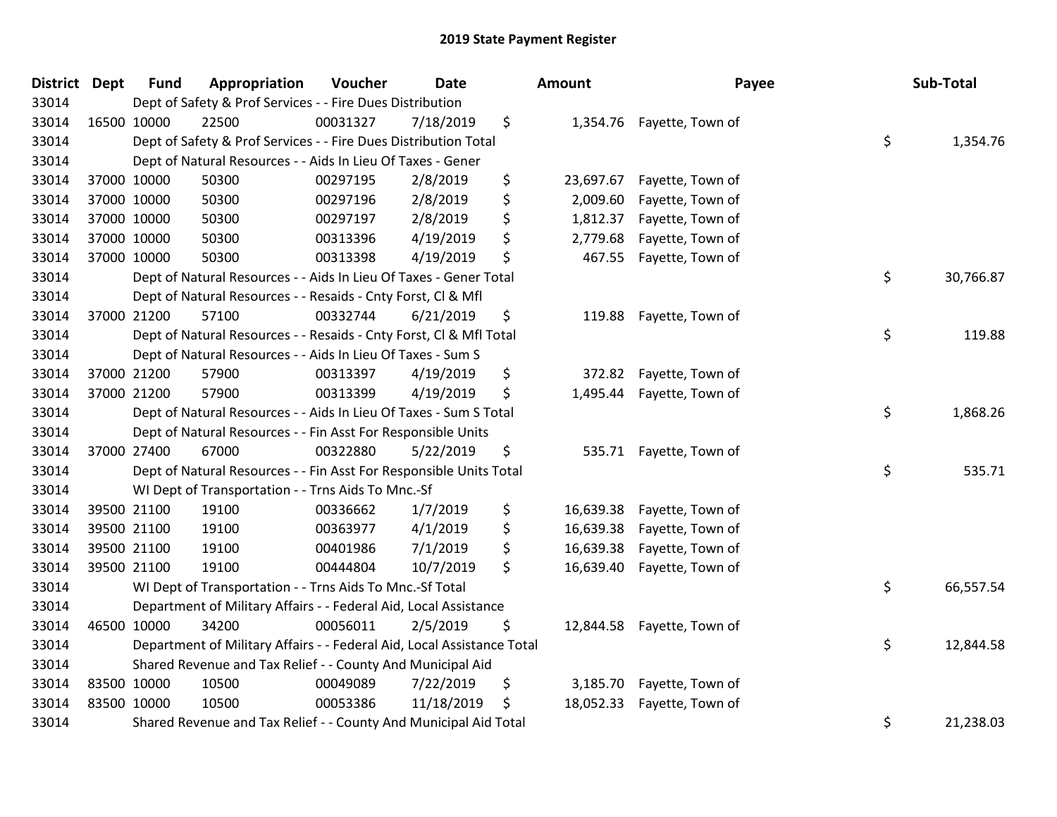# 2019 State Payment Register

| District | Dept | Fund | Appropriation | Voucher | Date | Amount | Payee | Sub-Total |
|---|---|---|---|---|---|---|---|---|
| 33014 | Dept of Safety & Prof Services - - Fire Dues Distribution | | | | | | | |
| 33014 | 16500 | 10000 | 22500 | 00031327 | 7/18/2019 | $ 1,354.76 | Fayette, Town of | |
| 33014 | Dept of Safety & Prof Services - - Fire Dues Distribution Total | | | | | | | $ 1,354.76 |
| 33014 | Dept of Natural Resources - - Aids In Lieu Of Taxes - Gener | | | | | | | |
| 33014 | 37000 | 10000 | 50300 | 00297195 | 2/8/2019 | $ 23,697.67 | Fayette, Town of | |
| 33014 | 37000 | 10000 | 50300 | 00297196 | 2/8/2019 | $ 2,009.60 | Fayette, Town of | |
| 33014 | 37000 | 10000 | 50300 | 00297197 | 2/8/2019 | $ 1,812.37 | Fayette, Town of | |
| 33014 | 37000 | 10000 | 50300 | 00313396 | 4/19/2019 | $ 2,779.68 | Fayette, Town of | |
| 33014 | 37000 | 10000 | 50300 | 00313398 | 4/19/2019 | $ 467.55 | Fayette, Town of | |
| 33014 | Dept of Natural Resources - - Aids In Lieu Of Taxes - Gener Total | | | | | | | $ 30,766.87 |
| 33014 | Dept of Natural Resources - - Resaids - Cnty Forst, Cl & Mfl | | | | | | | |
| 33014 | 37000 | 21200 | 57100 | 00332744 | 6/21/2019 | $ 119.88 | Fayette, Town of | |
| 33014 | Dept of Natural Resources - - Resaids - Cnty Forst, Cl & Mfl Total | | | | | | | $ 119.88 |
| 33014 | Dept of Natural Resources - - Aids In Lieu Of Taxes - Sum S | | | | | | | |
| 33014 | 37000 | 21200 | 57900 | 00313397 | 4/19/2019 | $ 372.82 | Fayette, Town of | |
| 33014 | 37000 | 21200 | 57900 | 00313399 | 4/19/2019 | $ 1,495.44 | Fayette, Town of | |
| 33014 | Dept of Natural Resources - - Aids In Lieu Of Taxes - Sum S Total | | | | | | | $ 1,868.26 |
| 33014 | Dept of Natural Resources - - Fin Asst For Responsible Units | | | | | | | |
| 33014 | 37000 | 27400 | 67000 | 00322880 | 5/22/2019 | $ 535.71 | Fayette, Town of | |
| 33014 | Dept of Natural Resources - - Fin Asst For Responsible Units Total | | | | | | | $ 535.71 |
| 33014 | WI Dept of Transportation - - Trns Aids To Mnc.-Sf | | | | | | | |
| 33014 | 39500 | 21100 | 19100 | 00336662 | 1/7/2019 | $ 16,639.38 | Fayette, Town of | |
| 33014 | 39500 | 21100 | 19100 | 00363977 | 4/1/2019 | $ 16,639.38 | Fayette, Town of | |
| 33014 | 39500 | 21100 | 19100 | 00401986 | 7/1/2019 | $ 16,639.38 | Fayette, Town of | |
| 33014 | 39500 | 21100 | 19100 | 00444804 | 10/7/2019 | $ 16,639.40 | Fayette, Town of | |
| 33014 | WI Dept of Transportation - - Trns Aids To Mnc.-Sf Total | | | | | | | $ 66,557.54 |
| 33014 | Department of Military Affairs - - Federal Aid, Local Assistance | | | | | | | |
| 33014 | 46500 | 10000 | 34200 | 00056011 | 2/5/2019 | $ 12,844.58 | Fayette, Town of | |
| 33014 | Department of Military Affairs - - Federal Aid, Local Assistance Total | | | | | | | $ 12,844.58 |
| 33014 | Shared Revenue and Tax Relief - - County And Municipal Aid | | | | | | | |
| 33014 | 83500 | 10000 | 10500 | 00049089 | 7/22/2019 | $ 3,185.70 | Fayette, Town of | |
| 33014 | 83500 | 10000 | 10500 | 00053386 | 11/18/2019 | $ 18,052.33 | Fayette, Town of | |
| 33014 | Shared Revenue and Tax Relief - - County And Municipal Aid Total | | | | | | | $ 21,238.03 |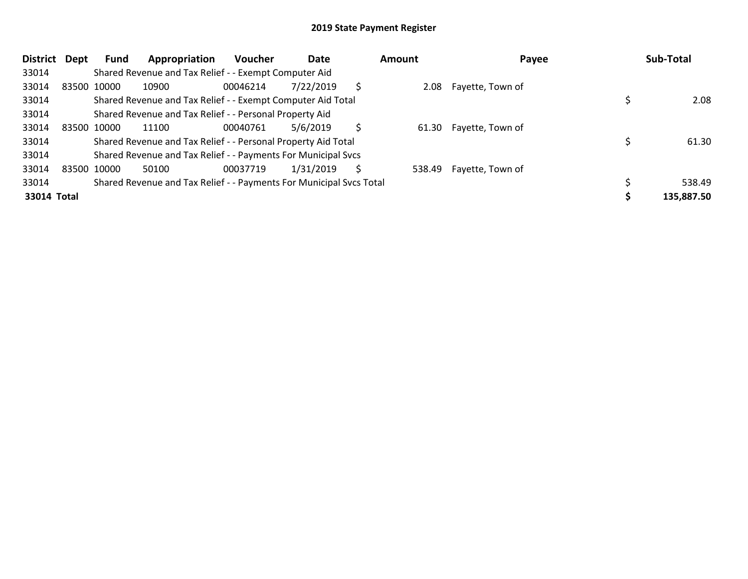# 2019 State Payment Register

| District | Dept | Fund | Appropriation | Voucher | Date | Amount | Payee | Sub-Total |
|---|---|---|---|---|---|---|---|---|
| 33014 | | Shared Revenue and Tax Relief - - Exempt Computer Aid | | | | | | |
| 33014 | 83500 | 10000 | 10900 | 00046214 | 7/22/2019 | $ 2.08 | Fayette, Town of | |
| 33014 | | Shared Revenue and Tax Relief - - Exempt Computer Aid Total | | | | | | $ 2.08 |
| 33014 | | Shared Revenue and Tax Relief - - Personal Property Aid | | | | | | |
| 33014 | 83500 | 10000 | 11100 | 00040761 | 5/6/2019 | $ 61.30 | Fayette, Town of | |
| 33014 | | Shared Revenue and Tax Relief - - Personal Property Aid Total | | | | | | $ 61.30 |
| 33014 | | Shared Revenue and Tax Relief - - Payments For Municipal Svcs | | | | | | |
| 33014 | 83500 | 10000 | 50100 | 00037719 | 1/31/2019 | $ 538.49 | Fayette, Town of | |
| 33014 | | Shared Revenue and Tax Relief - - Payments For Municipal Svcs Total | | | | | | $ 538.49 |
| **33014 Total** | | | | | | | | **$ 135,887.50** |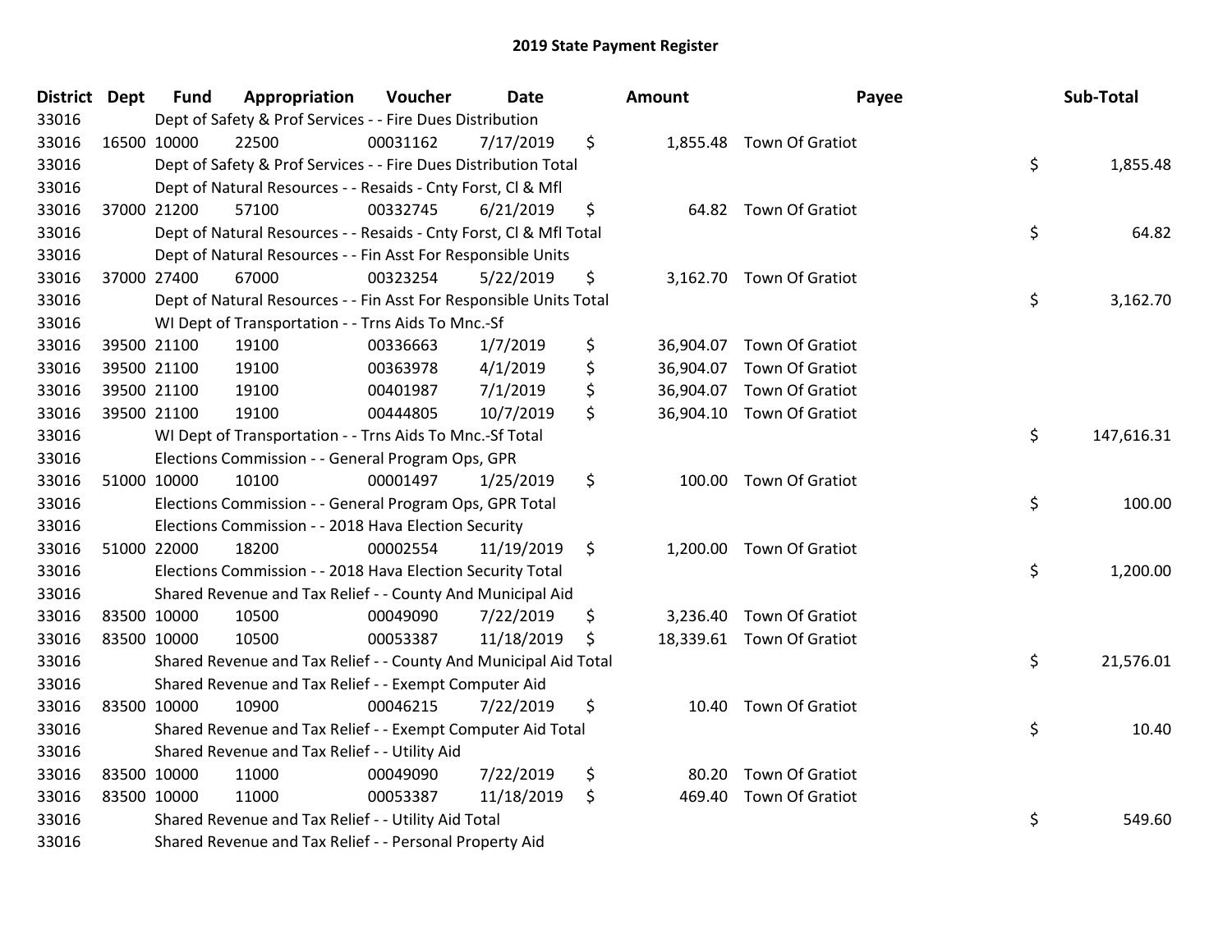# 2019 State Payment Register

| District | Dept | Fund | Appropriation | Voucher | Date | Amount | Payee | Sub-Total |
|---|---|---|---|---|---|---|---|---|
| 33016 | | Dept of Safety & Prof Services - - Fire Dues Distribution | | | | | | |
| 33016 | 16500 | 10000 | 22500 | 00031162 | 7/17/2019 | $ 1,855.48 | Town Of Gratiot | |
| 33016 | | Dept of Safety & Prof Services - - Fire Dues Distribution Total | | | | | | $ 1,855.48 |
| 33016 | | Dept of Natural Resources - - Resaids - Cnty Forst, Cl & Mfl | | | | | | |
| 33016 | 37000 | 21200 | 57100 | 00332745 | 6/21/2019 | $ 64.82 | Town Of Gratiot | |
| 33016 | | Dept of Natural Resources - - Resaids - Cnty Forst, Cl & Mfl Total | | | | | | $ 64.82 |
| 33016 | | Dept of Natural Resources - - Fin Asst For Responsible Units | | | | | | |
| 33016 | 37000 | 27400 | 67000 | 00323254 | 5/22/2019 | $ 3,162.70 | Town Of Gratiot | |
| 33016 | | Dept of Natural Resources - - Fin Asst For Responsible Units Total | | | | | | $ 3,162.70 |
| 33016 | | WI Dept of Transportation - - Trns Aids To Mnc.-Sf | | | | | | |
| 33016 | 39500 | 21100 | 19100 | 00336663 | 1/7/2019 | $ 36,904.07 | Town Of Gratiot | |
| 33016 | 39500 | 21100 | 19100 | 00363978 | 4/1/2019 | $ 36,904.07 | Town Of Gratiot | |
| 33016 | 39500 | 21100 | 19100 | 00401987 | 7/1/2019 | $ 36,904.07 | Town Of Gratiot | |
| 33016 | 39500 | 21100 | 19100 | 00444805 | 10/7/2019 | $ 36,904.10 | Town Of Gratiot | |
| 33016 | | WI Dept of Transportation - - Trns Aids To Mnc.-Sf Total | | | | | | $ 147,616.31 |
| 33016 | | Elections Commission - - General Program Ops, GPR | | | | | | |
| 33016 | 51000 | 10000 | 10100 | 00001497 | 1/25/2019 | $ 100.00 | Town Of Gratiot | |
| 33016 | | Elections Commission - - General Program Ops, GPR Total | | | | | | $ 100.00 |
| 33016 | | Elections Commission - - 2018 Hava Election Security | | | | | | |
| 33016 | 51000 | 22000 | 18200 | 00002554 | 11/19/2019 | $ 1,200.00 | Town Of Gratiot | |
| 33016 | | Elections Commission - - 2018 Hava Election Security Total | | | | | | $ 1,200.00 |
| 33016 | | Shared Revenue and Tax Relief - - County And Municipal Aid | | | | | | |
| 33016 | 83500 | 10000 | 10500 | 00049090 | 7/22/2019 | $ 3,236.40 | Town Of Gratiot | |
| 33016 | 83500 | 10000 | 10500 | 00053387 | 11/18/2019 | $ 18,339.61 | Town Of Gratiot | |
| 33016 | | Shared Revenue and Tax Relief - - County And Municipal Aid Total | | | | | | $ 21,576.01 |
| 33016 | | Shared Revenue and Tax Relief - - Exempt Computer Aid | | | | | | |
| 33016 | 83500 | 10000 | 10900 | 00046215 | 7/22/2019 | $ 10.40 | Town Of Gratiot | |
| 33016 | | Shared Revenue and Tax Relief - - Exempt Computer Aid Total | | | | | | $ 10.40 |
| 33016 | | Shared Revenue and Tax Relief - - Utility Aid | | | | | | |
| 33016 | 83500 | 10000 | 11000 | 00049090 | 7/22/2019 | $ 80.20 | Town Of Gratiot | |
| 33016 | 83500 | 10000 | 11000 | 00053387 | 11/18/2019 | $ 469.40 | Town Of Gratiot | |
| 33016 | | Shared Revenue and Tax Relief - - Utility Aid Total | | | | | | $ 549.60 |
| 33016 | | Shared Revenue and Tax Relief - - Personal Property Aid | | | | | | |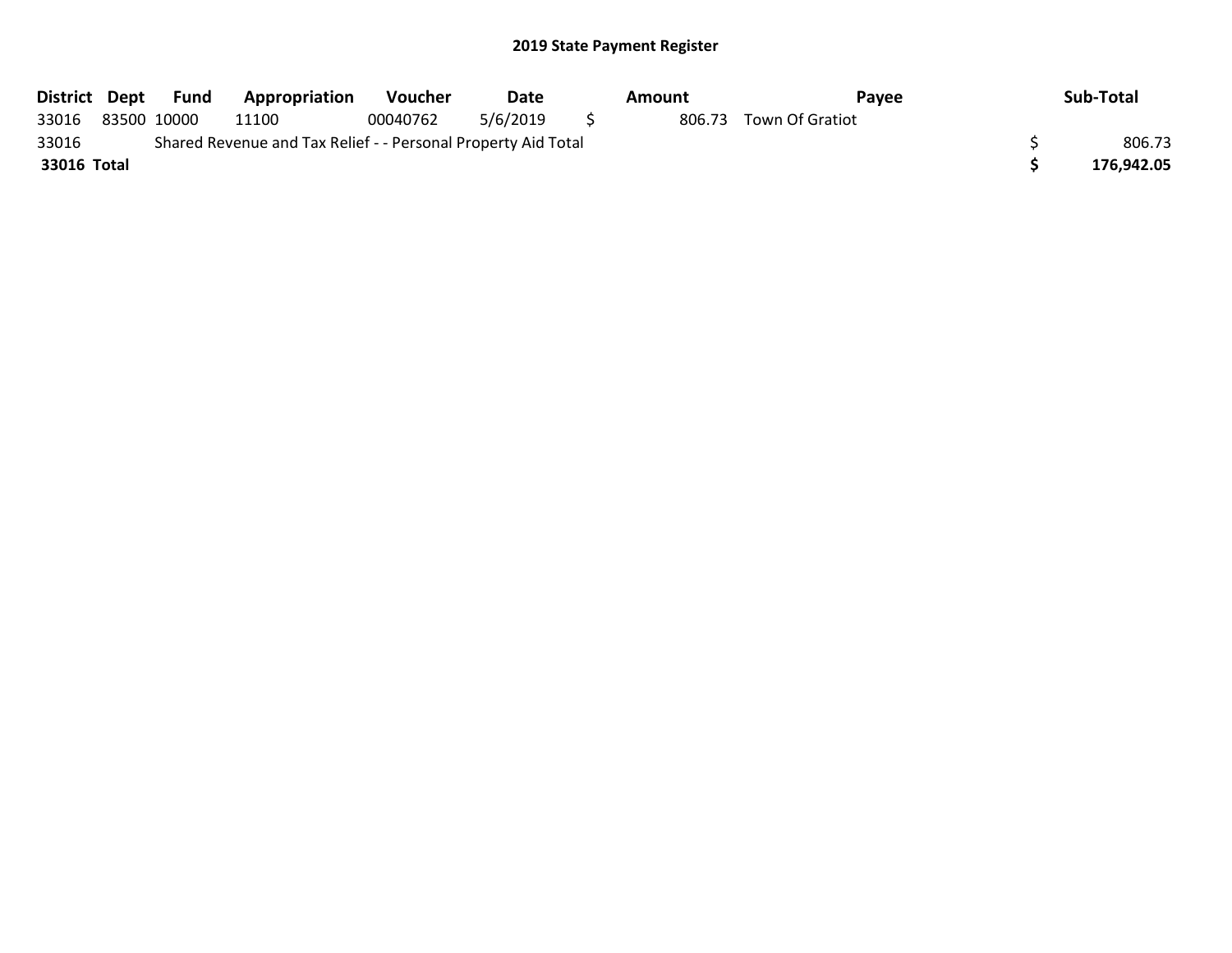## 2019 State Payment Register

| District | Dept | Fund | Appropriation | Voucher | Date | Amount | Payee | Sub-Total |
|---|---|---|---|---|---|---|---|---|
| 33016 | 83500 | 10000 | 11100 | 00040762 | 5/6/2019 | $ 806.73 | Town Of Gratiot | |
| 33016 | | Shared Revenue and Tax Relief - - Personal Property Aid Total | | | | | | $ 806.73 |
| **33016 Total** | | | | | | | | **$ 176,942.05** |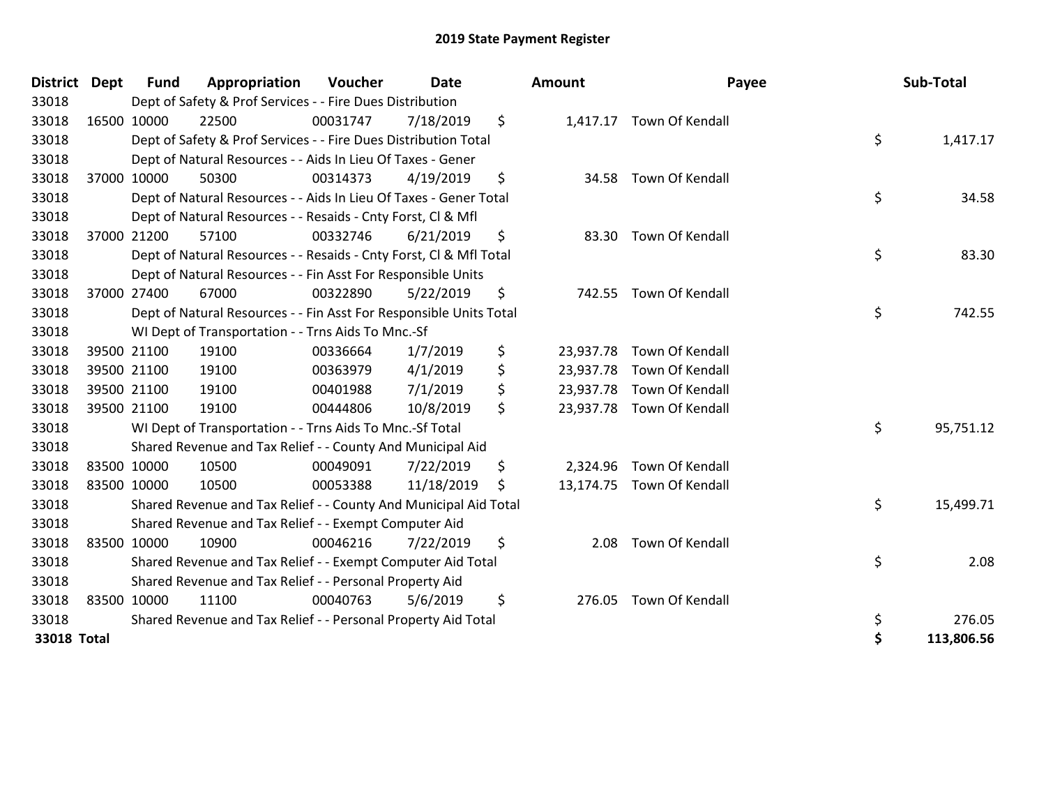# 2019 State Payment Register

| District | Dept | Fund | Appropriation | Voucher | Date | Amount | Payee | Sub-Total |
|---|---|---|---|---|---|---|---|---|
| 33018 | | Dept of Safety & Prof Services - - Fire Dues Distribution | | | | | | |
| 33018 | 16500 | 10000 | 22500 | 00031747 | 7/18/2019 | $ 1,417.17 | Town Of Kendall | |
| 33018 | | Dept of Safety & Prof Services - - Fire Dues Distribution Total | | | | | | $ 1,417.17 |
| 33018 | | Dept of Natural Resources - - Aids In Lieu Of Taxes - Gener | | | | | | |
| 33018 | 37000 | 10000 | 50300 | 00314373 | 4/19/2019 | $ 34.58 | Town Of Kendall | |
| 33018 | | Dept of Natural Resources - - Aids In Lieu Of Taxes - Gener Total | | | | | | $ 34.58 |
| 33018 | | Dept of Natural Resources - - Resaids - Cnty Forst, Cl & Mfl | | | | | | |
| 33018 | 37000 | 21200 | 57100 | 00332746 | 6/21/2019 | $ 83.30 | Town Of Kendall | |
| 33018 | | Dept of Natural Resources - - Resaids - Cnty Forst, Cl & Mfl Total | | | | | | $ 83.30 |
| 33018 | | Dept of Natural Resources - - Fin Asst For Responsible Units | | | | | | |
| 33018 | 37000 | 27400 | 67000 | 00322890 | 5/22/2019 | $ 742.55 | Town Of Kendall | |
| 33018 | | Dept of Natural Resources - - Fin Asst For Responsible Units Total | | | | | | $ 742.55 |
| 33018 | | WI Dept of Transportation - - Trns Aids To Mnc.-Sf | | | | | | |
| 33018 | 39500 | 21100 | 19100 | 00336664 | 1/7/2019 | $ 23,937.78 | Town Of Kendall | |
| 33018 | 39500 | 21100 | 19100 | 00363979 | 4/1/2019 | $ 23,937.78 | Town Of Kendall | |
| 33018 | 39500 | 21100 | 19100 | 00401988 | 7/1/2019 | $ 23,937.78 | Town Of Kendall | |
| 33018 | 39500 | 21100 | 19100 | 00444806 | 10/8/2019 | $ 23,937.78 | Town Of Kendall | |
| 33018 | | WI Dept of Transportation - - Trns Aids To Mnc.-Sf Total | | | | | | $ 95,751.12 |
| 33018 | | Shared Revenue and Tax Relief - - County And Municipal Aid | | | | | | |
| 33018 | 83500 | 10000 | 10500 | 00049091 | 7/22/2019 | $ 2,324.96 | Town Of Kendall | |
| 33018 | 83500 | 10000 | 10500 | 00053388 | 11/18/2019 | $ 13,174.75 | Town Of Kendall | |
| 33018 | | Shared Revenue and Tax Relief - - County And Municipal Aid Total | | | | | | $ 15,499.71 |
| 33018 | | Shared Revenue and Tax Relief - - Exempt Computer Aid | | | | | | |
| 33018 | 83500 | 10000 | 10900 | 00046216 | 7/22/2019 | $ 2.08 | Town Of Kendall | |
| 33018 | | Shared Revenue and Tax Relief - - Exempt Computer Aid Total | | | | | | $ 2.08 |
| 33018 | | Shared Revenue and Tax Relief - - Personal Property Aid | | | | | | |
| 33018 | 83500 | 10000 | 11100 | 00040763 | 5/6/2019 | $ 276.05 | Town Of Kendall | |
| 33018 | | Shared Revenue and Tax Relief - - Personal Property Aid Total | | | | | | $ 276.05 |
| **33018 Total** | | | | | | | | **$ 113,806.56** |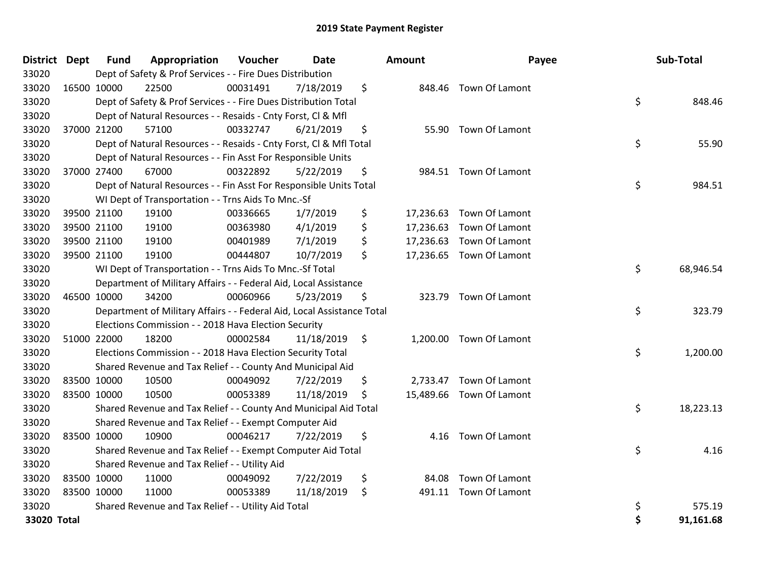# 2019 State Payment Register

| District | Dept | Fund | Appropriation | Voucher | Date | Amount | Payee | Sub-Total |
|---|---|---|---|---|---|---|---|---|
| 33020 | | Dept of Safety & Prof Services - - Fire Dues Distribution | | | | | | |
| 33020 | 16500 | 10000 | 22500 | 00031491 | 7/18/2019 | $ 848.46 | Town Of Lamont | |
| 33020 | | Dept of Safety & Prof Services - - Fire Dues Distribution Total | | | | | | $ 848.46 |
| 33020 | | Dept of Natural Resources - - Resaids - Cnty Forst, Cl & Mfl | | | | | | |
| 33020 | 37000 | 21200 | 57100 | 00332747 | 6/21/2019 | $ 55.90 | Town Of Lamont | |
| 33020 | | Dept of Natural Resources - - Resaids - Cnty Forst, Cl & Mfl Total | | | | | | $ 55.90 |
| 33020 | | Dept of Natural Resources - - Fin Asst For Responsible Units | | | | | | |
| 33020 | 37000 | 27400 | 67000 | 00322892 | 5/22/2019 | $ 984.51 | Town Of Lamont | |
| 33020 | | Dept of Natural Resources - - Fin Asst For Responsible Units Total | | | | | | $ 984.51 |
| 33020 | | WI Dept of Transportation - - Trns Aids To Mnc.-Sf | | | | | | |
| 33020 | 39500 | 21100 | 19100 | 00336665 | 1/7/2019 | $ 17,236.63 | Town Of Lamont | |
| 33020 | 39500 | 21100 | 19100 | 00363980 | 4/1/2019 | $ 17,236.63 | Town Of Lamont | |
| 33020 | 39500 | 21100 | 19100 | 00401989 | 7/1/2019 | $ 17,236.63 | Town Of Lamont | |
| 33020 | 39500 | 21100 | 19100 | 00444807 | 10/7/2019 | $ 17,236.65 | Town Of Lamont | |
| 33020 | | WI Dept of Transportation - - Trns Aids To Mnc.-Sf Total | | | | | | $ 68,946.54 |
| 33020 | | Department of Military Affairs - - Federal Aid, Local Assistance | | | | | | |
| 33020 | 46500 | 10000 | 34200 | 00060966 | 5/23/2019 | $ 323.79 | Town Of Lamont | |
| 33020 | | Department of Military Affairs - - Federal Aid, Local Assistance Total | | | | | | $ 323.79 |
| 33020 | | Elections Commission - - 2018 Hava Election Security | | | | | | |
| 33020 | 51000 | 22000 | 18200 | 00002584 | 11/18/2019 | $ 1,200.00 | Town Of Lamont | |
| 33020 | | Elections Commission - - 2018 Hava Election Security Total | | | | | | $ 1,200.00 |
| 33020 | | Shared Revenue and Tax Relief - - County And Municipal Aid | | | | | | |
| 33020 | 83500 | 10000 | 10500 | 00049092 | 7/22/2019 | $ 2,733.47 | Town Of Lamont | |
| 33020 | 83500 | 10000 | 10500 | 00053389 | 11/18/2019 | $ 15,489.66 | Town Of Lamont | |
| 33020 | | Shared Revenue and Tax Relief - - County And Municipal Aid Total | | | | | | $ 18,223.13 |
| 33020 | | Shared Revenue and Tax Relief - - Exempt Computer Aid | | | | | | |
| 33020 | 83500 | 10000 | 10900 | 00046217 | 7/22/2019 | $ 4.16 | Town Of Lamont | |
| 33020 | | Shared Revenue and Tax Relief - - Exempt Computer Aid Total | | | | | | $ 4.16 |
| 33020 | | Shared Revenue and Tax Relief - - Utility Aid | | | | | | |
| 33020 | 83500 | 10000 | 11000 | 00049092 | 7/22/2019 | $ 84.08 | Town Of Lamont | |
| 33020 | 83500 | 10000 | 11000 | 00053389 | 11/18/2019 | $ 491.11 | Town Of Lamont | |
| 33020 | | Shared Revenue and Tax Relief - - Utility Aid Total | | | | | | $ 575.19 |
| **33020 Total** | | | | | | | | **$ 91,161.68** |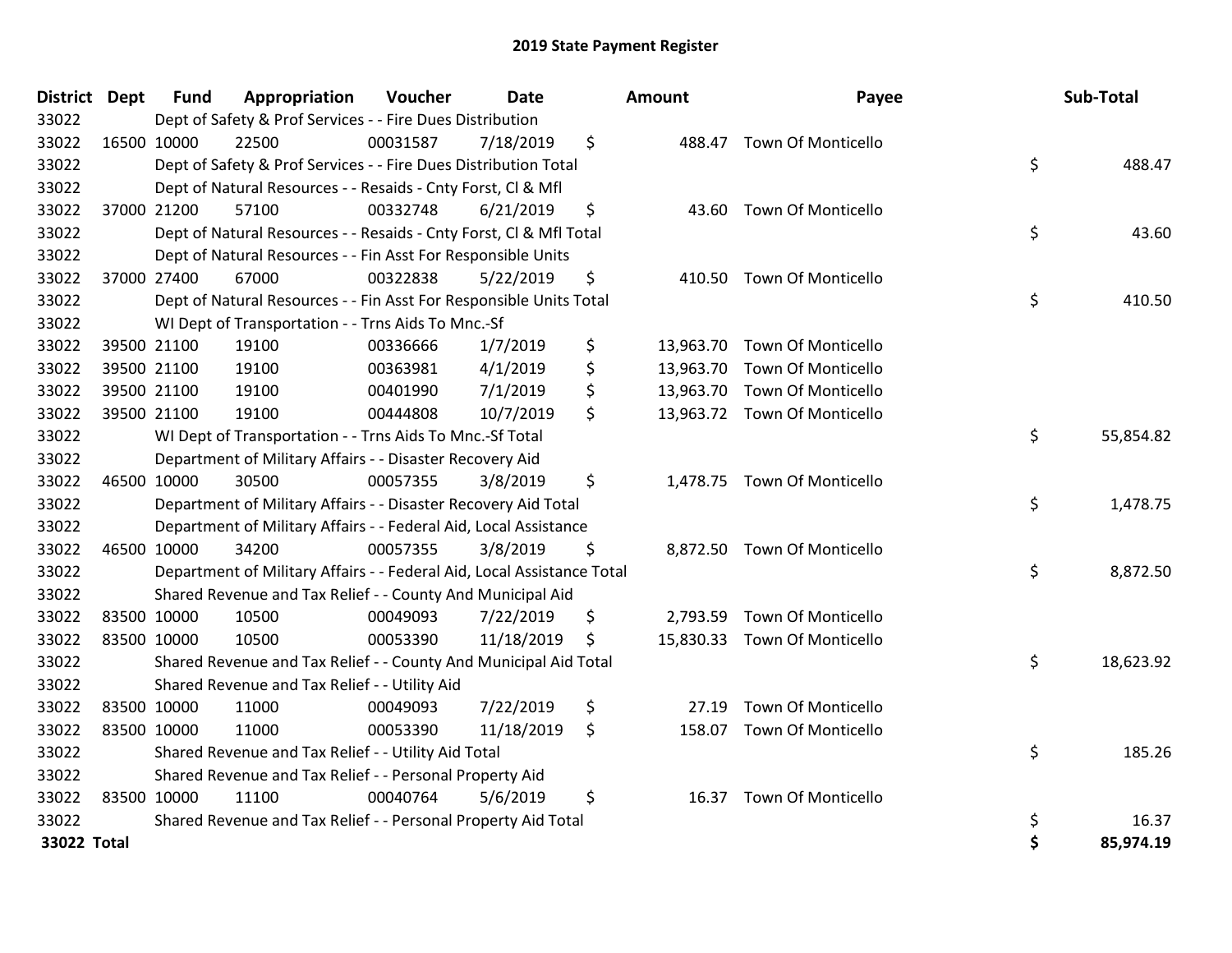# 2019 State Payment Register

| District | Dept | Fund | Appropriation | Voucher | Date | Amount | Payee | Sub-Total |
|---|---|---|---|---|---|---|---|---|
| 33022 | | Dept of Safety & Prof Services - - Fire Dues Distribution | | | | | | |
| 33022 | 16500 | 10000 | 22500 | 00031587 | 7/18/2019 | $ 488.47 | Town Of Monticello | |
| 33022 | | Dept of Safety & Prof Services - - Fire Dues Distribution Total | | | | | | $ 488.47 |
| 33022 | | Dept of Natural Resources - - Resaids - Cnty Forst, Cl & Mfl | | | | | | |
| 33022 | 37000 | 21200 | 57100 | 00332748 | 6/21/2019 | $ 43.60 | Town Of Monticello | |
| 33022 | | Dept of Natural Resources - - Resaids - Cnty Forst, Cl & Mfl Total | | | | | | $ 43.60 |
| 33022 | | Dept of Natural Resources - - Fin Asst For Responsible Units | | | | | | |
| 33022 | 37000 | 27400 | 67000 | 00322838 | 5/22/2019 | $ 410.50 | Town Of Monticello | |
| 33022 | | Dept of Natural Resources - - Fin Asst For Responsible Units Total | | | | | | $ 410.50 |
| 33022 | | WI Dept of Transportation - - Trns Aids To Mnc.-Sf | | | | | | |
| 33022 | 39500 | 21100 | 19100 | 00336666 | 1/7/2019 | $ 13,963.70 | Town Of Monticello | |
| 33022 | 39500 | 21100 | 19100 | 00363981 | 4/1/2019 | $ 13,963.70 | Town Of Monticello | |
| 33022 | 39500 | 21100 | 19100 | 00401990 | 7/1/2019 | $ 13,963.70 | Town Of Monticello | |
| 33022 | 39500 | 21100 | 19100 | 00444808 | 10/7/2019 | $ 13,963.72 | Town Of Monticello | |
| 33022 | | WI Dept of Transportation - - Trns Aids To Mnc.-Sf Total | | | | | | $ 55,854.82 |
| 33022 | | Department of Military Affairs - - Disaster Recovery Aid | | | | | | |
| 33022 | 46500 | 10000 | 30500 | 00057355 | 3/8/2019 | $ 1,478.75 | Town Of Monticello | |
| 33022 | | Department of Military Affairs - - Disaster Recovery Aid Total | | | | | | $ 1,478.75 |
| 33022 | | Department of Military Affairs - - Federal Aid, Local Assistance | | | | | | |
| 33022 | 46500 | 10000 | 34200 | 00057355 | 3/8/2019 | $ 8,872.50 | Town Of Monticello | |
| 33022 | | Department of Military Affairs - - Federal Aid, Local Assistance Total | | | | | | $ 8,872.50 |
| 33022 | | Shared Revenue and Tax Relief - - County And Municipal Aid | | | | | | |
| 33022 | 83500 | 10000 | 10500 | 00049093 | 7/22/2019 | $ 2,793.59 | Town Of Monticello | |
| 33022 | 83500 | 10000 | 10500 | 00053390 | 11/18/2019 | $ 15,830.33 | Town Of Monticello | |
| 33022 | | Shared Revenue and Tax Relief - - County And Municipal Aid Total | | | | | | $ 18,623.92 |
| 33022 | | Shared Revenue and Tax Relief - - Utility Aid | | | | | | |
| 33022 | 83500 | 10000 | 11000 | 00049093 | 7/22/2019 | $ 27.19 | Town Of Monticello | |
| 33022 | 83500 | 10000 | 11000 | 00053390 | 11/18/2019 | $ 158.07 | Town Of Monticello | |
| 33022 | | Shared Revenue and Tax Relief - - Utility Aid Total | | | | | | $ 185.26 |
| 33022 | | Shared Revenue and Tax Relief - - Personal Property Aid | | | | | | |
| 33022 | 83500 | 10000 | 11100 | 00040764 | 5/6/2019 | $ 16.37 | Town Of Monticello | |
| 33022 | | Shared Revenue and Tax Relief - - Personal Property Aid Total | | | | | | $ 16.37 |
| **33022 Total** | | | | | | | | **$ 85,974.19** |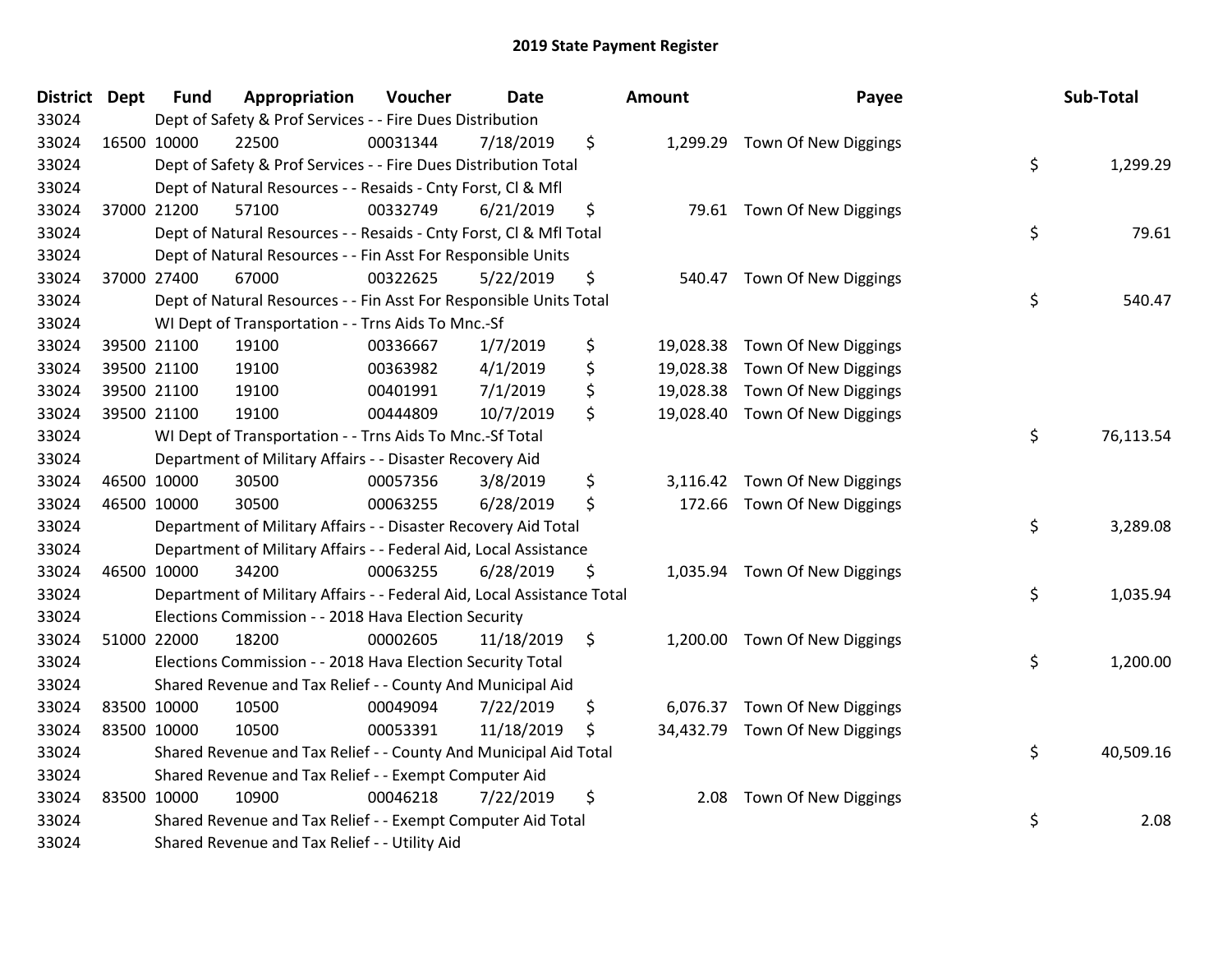# 2019 State Payment Register

| District | Dept | Fund | Appropriation | Voucher | Date | Amount | Payee | Sub-Total |
|---|---|---|---|---|---|---|---|---|
| 33024 | | Dept of Safety & Prof Services - - Fire Dues Distribution | | | | | | |
| 33024 | 16500 | 10000 | 22500 | 00031344 | 7/18/2019 | $ 1,299.29 | Town Of New Diggings | |
| 33024 | | Dept of Safety & Prof Services - - Fire Dues Distribution Total | | | | | | $ 1,299.29 |
| 33024 | | Dept of Natural Resources - - Resaids - Cnty Forst, Cl & Mfl | | | | | | |
| 33024 | 37000 | 21200 | 57100 | 00332749 | 6/21/2019 | $ 79.61 | Town Of New Diggings | |
| 33024 | | Dept of Natural Resources - - Resaids - Cnty Forst, Cl & Mfl Total | | | | | | $ 79.61 |
| 33024 | | Dept of Natural Resources - - Fin Asst For Responsible Units | | | | | | |
| 33024 | 37000 | 27400 | 67000 | 00322625 | 5/22/2019 | $ 540.47 | Town Of New Diggings | |
| 33024 | | Dept of Natural Resources - - Fin Asst For Responsible Units Total | | | | | | $ 540.47 |
| 33024 | | WI Dept of Transportation - - Trns Aids To Mnc.-Sf | | | | | | |
| 33024 | 39500 | 21100 | 19100 | 00336667 | 1/7/2019 | $ 19,028.38 | Town Of New Diggings | |
| 33024 | 39500 | 21100 | 19100 | 00363982 | 4/1/2019 | $ 19,028.38 | Town Of New Diggings | |
| 33024 | 39500 | 21100 | 19100 | 00401991 | 7/1/2019 | $ 19,028.38 | Town Of New Diggings | |
| 33024 | 39500 | 21100 | 19100 | 00444809 | 10/7/2019 | $ 19,028.40 | Town Of New Diggings | |
| 33024 | | WI Dept of Transportation - - Trns Aids To Mnc.-Sf Total | | | | | | $ 76,113.54 |
| 33024 | | Department of Military Affairs - - Disaster Recovery Aid | | | | | | |
| 33024 | 46500 | 10000 | 30500 | 00057356 | 3/8/2019 | $ 3,116.42 | Town Of New Diggings | |
| 33024 | 46500 | 10000 | 30500 | 00063255 | 6/28/2019 | $ 172.66 | Town Of New Diggings | |
| 33024 | | Department of Military Affairs - - Disaster Recovery Aid Total | | | | | | $ 3,289.08 |
| 33024 | | Department of Military Affairs - - Federal Aid, Local Assistance | | | | | | |
| 33024 | 46500 | 10000 | 34200 | 00063255 | 6/28/2019 | $ 1,035.94 | Town Of New Diggings | |
| 33024 | | Department of Military Affairs - - Federal Aid, Local Assistance Total | | | | | | $ 1,035.94 |
| 33024 | | Elections Commission - - 2018 Hava Election Security | | | | | | |
| 33024 | 51000 | 22000 | 18200 | 00002605 | 11/18/2019 | $ 1,200.00 | Town Of New Diggings | |
| 33024 | | Elections Commission - - 2018 Hava Election Security Total | | | | | | $ 1,200.00 |
| 33024 | | Shared Revenue and Tax Relief - - County And Municipal Aid | | | | | | |
| 33024 | 83500 | 10000 | 10500 | 00049094 | 7/22/2019 | $ 6,076.37 | Town Of New Diggings | |
| 33024 | 83500 | 10000 | 10500 | 00053391 | 11/18/2019 | $ 34,432.79 | Town Of New Diggings | |
| 33024 | | Shared Revenue and Tax Relief - - County And Municipal Aid Total | | | | | | $ 40,509.16 |
| 33024 | | Shared Revenue and Tax Relief - - Exempt Computer Aid | | | | | | |
| 33024 | 83500 | 10000 | 10900 | 00046218 | 7/22/2019 | $ 2.08 | Town Of New Diggings | |
| 33024 | | Shared Revenue and Tax Relief - - Exempt Computer Aid Total | | | | | | $ 2.08 |
| 33024 | | Shared Revenue and Tax Relief - - Utility Aid | | | | | | |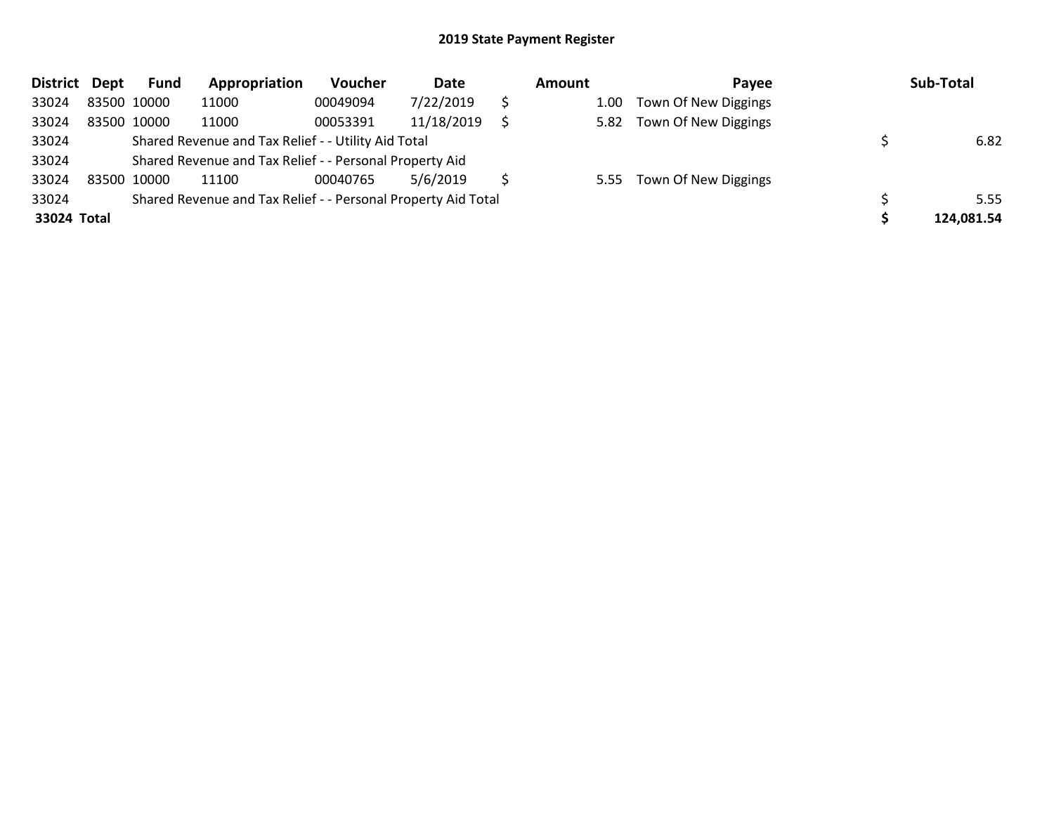## 2019 State Payment Register

| District | Dept | Fund | Appropriation | Voucher | Date | Amount | Payee | Sub-Total |
|---|---|---|---|---|---|---|---|---|
| 33024 | 83500 | 10000 | 11000 | 00049094 | 7/22/2019 | $ 1.00 | Town Of New Diggings | |
| 33024 | 83500 | 10000 | 11000 | 00053391 | 11/18/2019 | $ 5.82 | Town Of New Diggings | |
| 33024 | | Shared Revenue and Tax Relief - - Utility Aid Total | | | | | | $ 6.82 |
| 33024 | | Shared Revenue and Tax Relief - - Personal Property Aid | | | | | | |
| 33024 | 83500 | 10000 | 11100 | 00040765 | 5/6/2019 | $ 5.55 | Town Of New Diggings | |
| 33024 | | Shared Revenue and Tax Relief - - Personal Property Aid Total | | | | | | $ 5.55 |
| **33024** | **Total** | | | | | | | **$ 124,081.54** |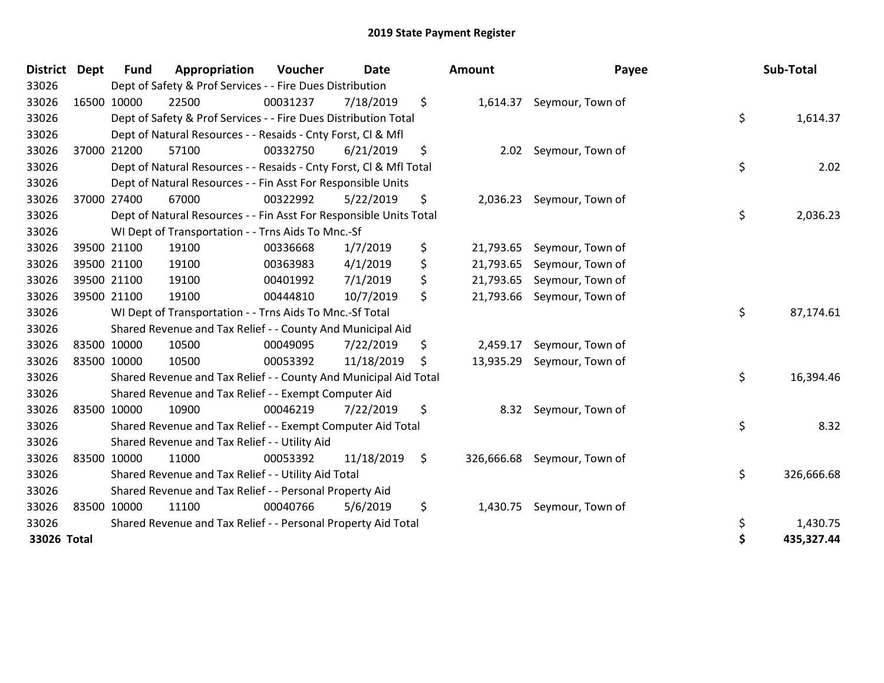# 2019 State Payment Register

| District | Dept | Fund | Appropriation | Voucher | Date | Amount | Payee | Sub-Total |
|---|---|---|---|---|---|---|---|---|
| 33026 | | Dept of Safety & Prof Services - - Fire Dues Distribution | | | | | | |
| 33026 | 16500 | 10000 | 22500 | 00031237 | 7/18/2019 | $ 1,614.37 | Seymour, Town of | |
| 33026 | | Dept of Safety & Prof Services - - Fire Dues Distribution Total | | | | | | $ 1,614.37 |
| 33026 | | Dept of Natural Resources - - Resaids - Cnty Forst, Cl & Mfl | | | | | | |
| 33026 | 37000 | 21200 | 57100 | 00332750 | 6/21/2019 | $ 2.02 | Seymour, Town of | |
| 33026 | | Dept of Natural Resources - - Resaids - Cnty Forst, Cl & Mfl Total | | | | | | $ 2.02 |
| 33026 | | Dept of Natural Resources - - Fin Asst For Responsible Units | | | | | | |
| 33026 | 37000 | 27400 | 67000 | 00322992 | 5/22/2019 | $ 2,036.23 | Seymour, Town of | |
| 33026 | | Dept of Natural Resources - - Fin Asst For Responsible Units Total | | | | | | $ 2,036.23 |
| 33026 | | WI Dept of Transportation - - Trns Aids To Mnc.-Sf | | | | | | |
| 33026 | 39500 | 21100 | 19100 | 00336668 | 1/7/2019 | $ 21,793.65 | Seymour, Town of | |
| 33026 | 39500 | 21100 | 19100 | 00363983 | 4/1/2019 | $ 21,793.65 | Seymour, Town of | |
| 33026 | 39500 | 21100 | 19100 | 00401992 | 7/1/2019 | $ 21,793.65 | Seymour, Town of | |
| 33026 | 39500 | 21100 | 19100 | 00444810 | 10/7/2019 | $ 21,793.66 | Seymour, Town of | |
| 33026 | | WI Dept of Transportation - - Trns Aids To Mnc.-Sf Total | | | | | | $ 87,174.61 |
| 33026 | | Shared Revenue and Tax Relief - - County And Municipal Aid | | | | | | |
| 33026 | 83500 | 10000 | 10500 | 00049095 | 7/22/2019 | $ 2,459.17 | Seymour, Town of | |
| 33026 | 83500 | 10000 | 10500 | 00053392 | 11/18/2019 | $ 13,935.29 | Seymour, Town of | |
| 33026 | | Shared Revenue and Tax Relief - - County And Municipal Aid Total | | | | | | $ 16,394.46 |
| 33026 | | Shared Revenue and Tax Relief - - Exempt Computer Aid | | | | | | |
| 33026 | 83500 | 10000 | 10900 | 00046219 | 7/22/2019 | $ 8.32 | Seymour, Town of | |
| 33026 | | Shared Revenue and Tax Relief - - Exempt Computer Aid Total | | | | | | $ 8.32 |
| 33026 | | Shared Revenue and Tax Relief - - Utility Aid | | | | | | |
| 33026 | 83500 | 10000 | 11000 | 00053392 | 11/18/2019 | $ 326,666.68 | Seymour, Town of | |
| 33026 | | Shared Revenue and Tax Relief - - Utility Aid Total | | | | | | $ 326,666.68 |
| 33026 | | Shared Revenue and Tax Relief - - Personal Property Aid | | | | | | |
| 33026 | 83500 | 10000 | 11100 | 00040766 | 5/6/2019 | $ 1,430.75 | Seymour, Town of | |
| 33026 | | Shared Revenue and Tax Relief - - Personal Property Aid Total | | | | | | $ 1,430.75 |
| **33026 Total** | | | | | | | | **$ 435,327.44** |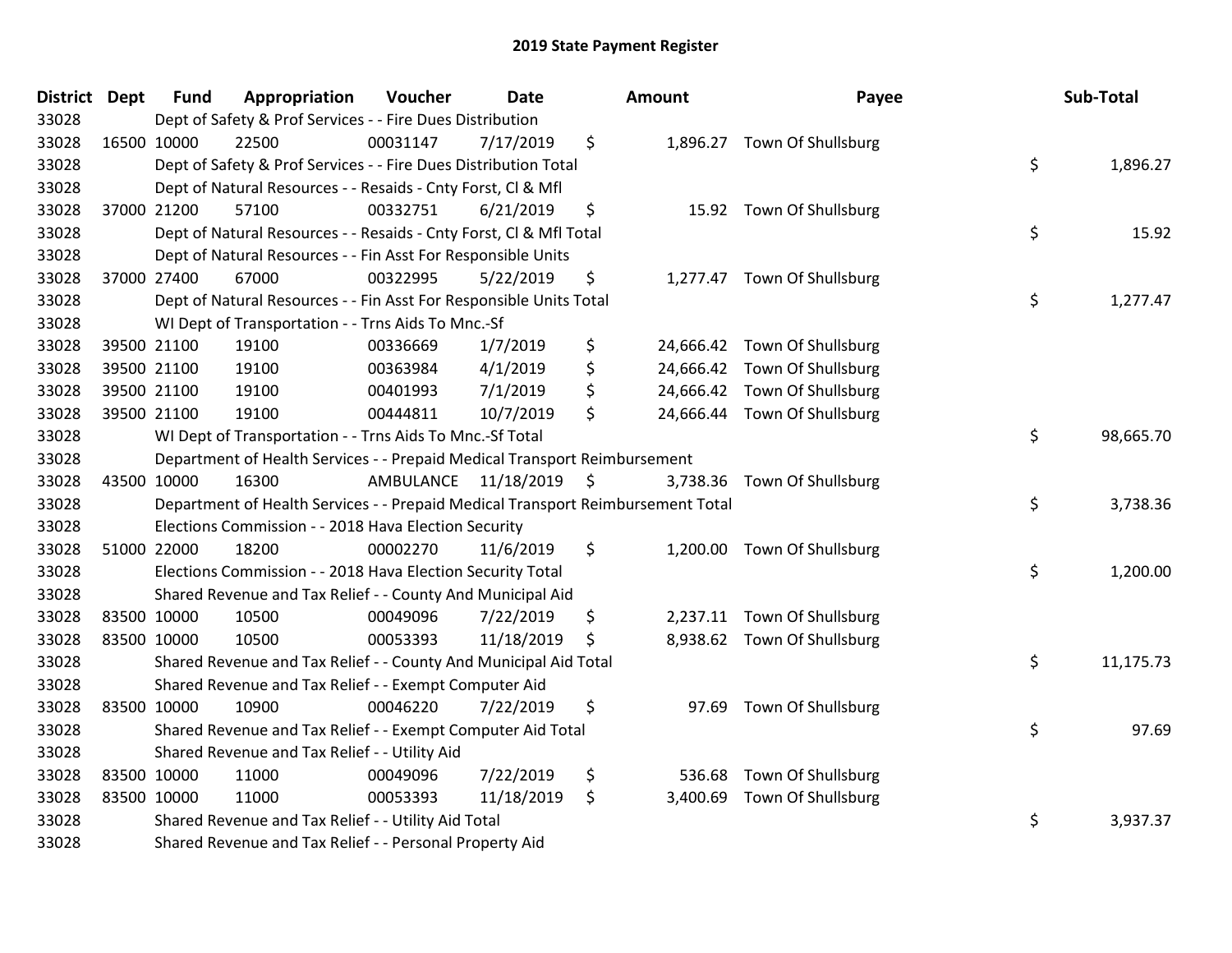# 2019 State Payment Register

| District | Dept | Fund | Appropriation | Voucher | Date | Amount | Payee | Sub-Total |
|---|---|---|---|---|---|---|---|---|
| 33028 | | Dept of Safety & Prof Services - - Fire Dues Distribution | | | | | | |
| 33028 | 16500 | 10000 | 22500 | 00031147 | 7/17/2019 | $ 1,896.27 | Town Of Shullsburg | |
| 33028 | | Dept of Safety & Prof Services - - Fire Dues Distribution Total | | | | | | $ 1,896.27 |
| 33028 | | Dept of Natural Resources - - Resaids - Cnty Forst, Cl & Mfl | | | | | | |
| 33028 | 37000 | 21200 | 57100 | 00332751 | 6/21/2019 | $ 15.92 | Town Of Shullsburg | |
| 33028 | | Dept of Natural Resources - - Resaids - Cnty Forst, Cl & Mfl Total | | | | | | $ 15.92 |
| 33028 | | Dept of Natural Resources - - Fin Asst For Responsible Units | | | | | | |
| 33028 | 37000 | 27400 | 67000 | 00322995 | 5/22/2019 | $ 1,277.47 | Town Of Shullsburg | |
| 33028 | | Dept of Natural Resources - - Fin Asst For Responsible Units Total | | | | | | $ 1,277.47 |
| 33028 | | WI Dept of Transportation - - Trns Aids To Mnc.-Sf | | | | | | |
| 33028 | 39500 | 21100 | 19100 | 00336669 | 1/7/2019 | $ 24,666.42 | Town Of Shullsburg | |
| 33028 | 39500 | 21100 | 19100 | 00363984 | 4/1/2019 | $ 24,666.42 | Town Of Shullsburg | |
| 33028 | 39500 | 21100 | 19100 | 00401993 | 7/1/2019 | $ 24,666.42 | Town Of Shullsburg | |
| 33028 | 39500 | 21100 | 19100 | 00444811 | 10/7/2019 | $ 24,666.44 | Town Of Shullsburg | |
| 33028 | | WI Dept of Transportation - - Trns Aids To Mnc.-Sf Total | | | | | | $ 98,665.70 |
| 33028 | | Department of Health Services - - Prepaid Medical Transport Reimbursement | | | | | | |
| 33028 | 43500 | 10000 | 16300 | AMBULANCE | 11/18/2019 | $ 3,738.36 | Town Of Shullsburg | |
| 33028 | | Department of Health Services - - Prepaid Medical Transport Reimbursement Total | | | | | | $ 3,738.36 |
| 33028 | | Elections Commission - - 2018 Hava Election Security | | | | | | |
| 33028 | 51000 | 22000 | 18200 | 00002270 | 11/6/2019 | $ 1,200.00 | Town Of Shullsburg | |
| 33028 | | Elections Commission - - 2018 Hava Election Security Total | | | | | | $ 1,200.00 |
| 33028 | | Shared Revenue and Tax Relief - - County And Municipal Aid | | | | | | |
| 33028 | 83500 | 10000 | 10500 | 00049096 | 7/22/2019 | $ 2,237.11 | Town Of Shullsburg | |
| 33028 | 83500 | 10000 | 10500 | 00053393 | 11/18/2019 | $ 8,938.62 | Town Of Shullsburg | |
| 33028 | | Shared Revenue and Tax Relief - - County And Municipal Aid Total | | | | | | $ 11,175.73 |
| 33028 | | Shared Revenue and Tax Relief - - Exempt Computer Aid | | | | | | |
| 33028 | 83500 | 10000 | 10900 | 00046220 | 7/22/2019 | $ 97.69 | Town Of Shullsburg | |
| 33028 | | Shared Revenue and Tax Relief - - Exempt Computer Aid Total | | | | | | $ 97.69 |
| 33028 | | Shared Revenue and Tax Relief - - Utility Aid | | | | | | |
| 33028 | 83500 | 10000 | 11000 | 00049096 | 7/22/2019 | $ 536.68 | Town Of Shullsburg | |
| 33028 | 83500 | 10000 | 11000 | 00053393 | 11/18/2019 | $ 3,400.69 | Town Of Shullsburg | |
| 33028 | | Shared Revenue and Tax Relief - - Utility Aid Total | | | | | | $ 3,937.37 |
| 33028 | | Shared Revenue and Tax Relief - - Personal Property Aid | | | | | | |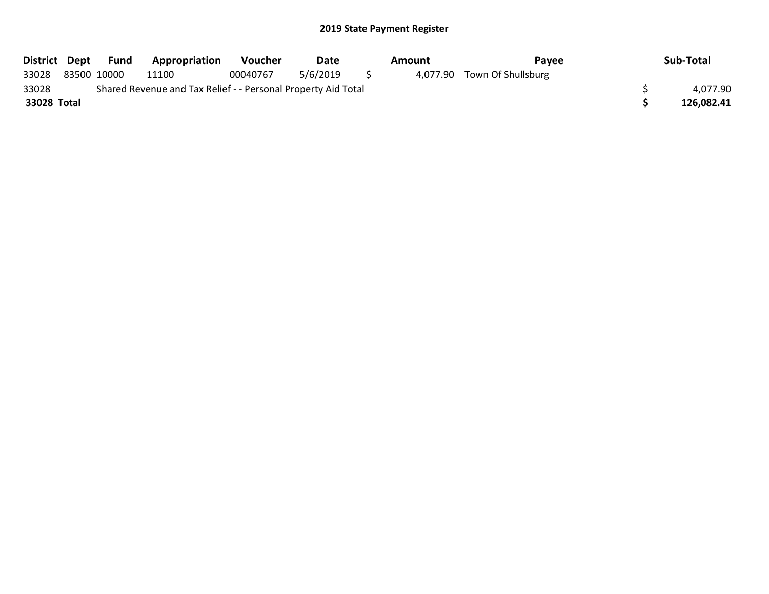## 2019 State Payment Register

| District | Dept | Fund | Appropriation | Voucher | Date | Amount | Payee | Sub-Total |
|---|---|---|---|---|---|---|---|---|
| 33028 | 83500 | 10000 | 11100 | 00040767 | 5/6/2019 | $ 4,077.90 | Town Of Shullsburg | |
| 33028 | | Shared Revenue and Tax Relief - - Personal Property Aid Total | | | | | | $ 4,077.90 |
| **33028** | **Total** | | | | | | | **$ 126,082.41** |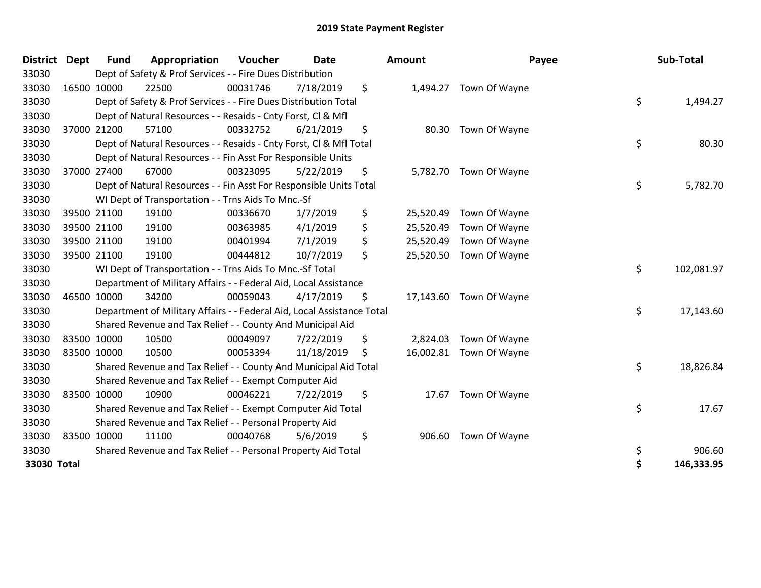## 2019 State Payment Register

| District | Dept | Fund | Appropriation | Voucher | Date | Amount | Payee | Sub-Total |
|---|---|---|---|---|---|---|---|---|
| 33030 | | Dept of Safety & Prof Services - - Fire Dues Distribution | | | | | | |
| 33030 | 16500 | 10000 | 22500 | 00031746 | 7/18/2019 | $ 1,494.27 | Town Of Wayne | |
| 33030 | | Dept of Safety & Prof Services - - Fire Dues Distribution Total | | | | | | $ 1,494.27 |
| 33030 | | Dept of Natural Resources - - Resaids - Cnty Forst, Cl & Mfl | | | | | | |
| 33030 | 37000 | 21200 | 57100 | 00332752 | 6/21/2019 | $ 80.30 | Town Of Wayne | |
| 33030 | | Dept of Natural Resources - - Resaids - Cnty Forst, Cl & Mfl Total | | | | | | $ 80.30 |
| 33030 | | Dept of Natural Resources - - Fin Asst For Responsible Units | | | | | | |
| 33030 | 37000 | 27400 | 67000 | 00323095 | 5/22/2019 | $ 5,782.70 | Town Of Wayne | |
| 33030 | | Dept of Natural Resources - - Fin Asst For Responsible Units Total | | | | | | $ 5,782.70 |
| 33030 | | WI Dept of Transportation - - Trns Aids To Mnc.-Sf | | | | | | |
| 33030 | 39500 | 21100 | 19100 | 00336670 | 1/7/2019 | $ 25,520.49 | Town Of Wayne | |
| 33030 | 39500 | 21100 | 19100 | 00363985 | 4/1/2019 | $ 25,520.49 | Town Of Wayne | |
| 33030 | 39500 | 21100 | 19100 | 00401994 | 7/1/2019 | $ 25,520.49 | Town Of Wayne | |
| 33030 | 39500 | 21100 | 19100 | 00444812 | 10/7/2019 | $ 25,520.50 | Town Of Wayne | |
| 33030 | | WI Dept of Transportation - - Trns Aids To Mnc.-Sf Total | | | | | | $ 102,081.97 |
| 33030 | | Department of Military Affairs - - Federal Aid, Local Assistance | | | | | | |
| 33030 | 46500 | 10000 | 34200 | 00059043 | 4/17/2019 | $ 17,143.60 | Town Of Wayne | |
| 33030 | | Department of Military Affairs - - Federal Aid, Local Assistance Total | | | | | | $ 17,143.60 |
| 33030 | | Shared Revenue and Tax Relief - - County And Municipal Aid | | | | | | |
| 33030 | 83500 | 10000 | 10500 | 00049097 | 7/22/2019 | $ 2,824.03 | Town Of Wayne | |
| 33030 | 83500 | 10000 | 10500 | 00053394 | 11/18/2019 | $ 16,002.81 | Town Of Wayne | |
| 33030 | | Shared Revenue and Tax Relief - - County And Municipal Aid Total | | | | | | $ 18,826.84 |
| 33030 | | Shared Revenue and Tax Relief - - Exempt Computer Aid | | | | | | |
| 33030 | 83500 | 10000 | 10900 | 00046221 | 7/22/2019 | $ 17.67 | Town Of Wayne | |
| 33030 | | Shared Revenue and Tax Relief - - Exempt Computer Aid Total | | | | | | $ 17.67 |
| 33030 | | Shared Revenue and Tax Relief - - Personal Property Aid | | | | | | |
| 33030 | 83500 | 10000 | 11100 | 00040768 | 5/6/2019 | $ 906.60 | Town Of Wayne | |
| 33030 | | Shared Revenue and Tax Relief - - Personal Property Aid Total | | | | | | $ 906.60 |
| **33030 Total** | | | | | | | | **$ 146,333.95** |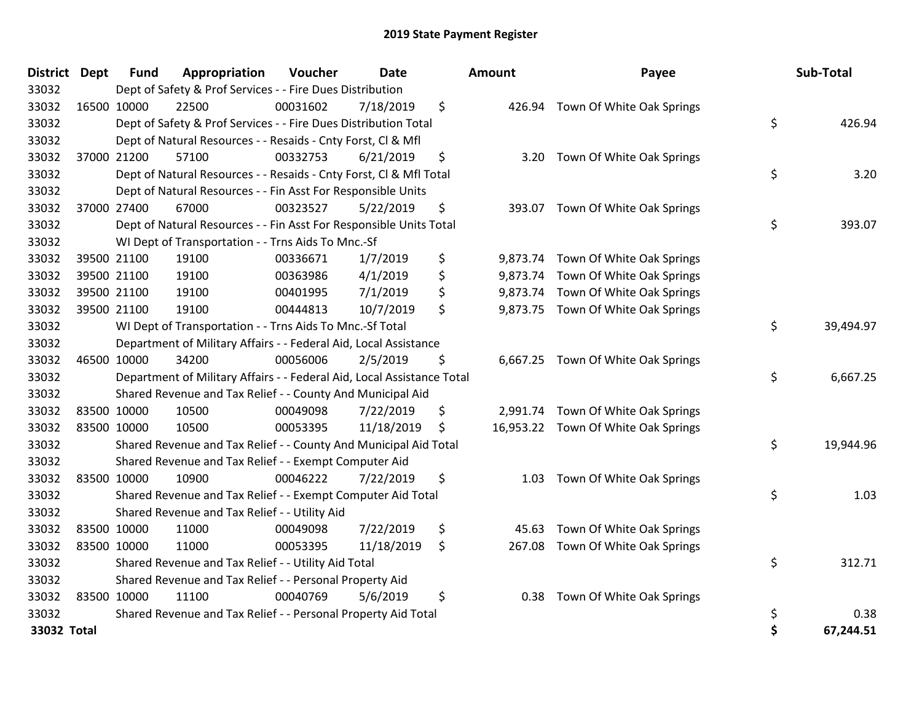# 2019 State Payment Register

| District | Dept | Fund | Appropriation | Voucher | Date | Amount | Payee | Sub-Total |
|---|---|---|---|---|---|---|---|---|
| 33032 | | Dept of Safety & Prof Services - - Fire Dues Distribution | | | | | | |
| 33032 | 16500 | 10000 | 22500 | 00031602 | 7/18/2019 | $ 426.94 | Town Of White Oak Springs | |
| 33032 | | Dept of Safety & Prof Services - - Fire Dues Distribution Total | | | | | | $ 426.94 |
| 33032 | | Dept of Natural Resources - - Resaids - Cnty Forst, Cl & Mfl | | | | | | |
| 33032 | 37000 | 21200 | 57100 | 00332753 | 6/21/2019 | $ 3.20 | Town Of White Oak Springs | |
| 33032 | | Dept of Natural Resources - - Resaids - Cnty Forst, Cl & Mfl Total | | | | | | $ 3.20 |
| 33032 | | Dept of Natural Resources - - Fin Asst For Responsible Units | | | | | | |
| 33032 | 37000 | 27400 | 67000 | 00323527 | 5/22/2019 | $ 393.07 | Town Of White Oak Springs | |
| 33032 | | Dept of Natural Resources - - Fin Asst For Responsible Units Total | | | | | | $ 393.07 |
| 33032 | | WI Dept of Transportation - - Trns Aids To Mnc.-Sf | | | | | | |
| 33032 | 39500 | 21100 | 19100 | 00336671 | 1/7/2019 | $ 9,873.74 | Town Of White Oak Springs | |
| 33032 | 39500 | 21100 | 19100 | 00363986 | 4/1/2019 | $ 9,873.74 | Town Of White Oak Springs | |
| 33032 | 39500 | 21100 | 19100 | 00401995 | 7/1/2019 | $ 9,873.74 | Town Of White Oak Springs | |
| 33032 | 39500 | 21100 | 19100 | 00444813 | 10/7/2019 | $ 9,873.75 | Town Of White Oak Springs | |
| 33032 | | WI Dept of Transportation - - Trns Aids To Mnc.-Sf Total | | | | | | $ 39,494.97 |
| 33032 | | Department of Military Affairs - - Federal Aid, Local Assistance | | | | | | |
| 33032 | 46500 | 10000 | 34200 | 00056006 | 2/5/2019 | $ 6,667.25 | Town Of White Oak Springs | |
| 33032 | | Department of Military Affairs - - Federal Aid, Local Assistance Total | | | | | | $ 6,667.25 |
| 33032 | | Shared Revenue and Tax Relief - - County And Municipal Aid | | | | | | |
| 33032 | 83500 | 10000 | 10500 | 00049098 | 7/22/2019 | $ 2,991.74 | Town Of White Oak Springs | |
| 33032 | 83500 | 10000 | 10500 | 00053395 | 11/18/2019 | $ 16,953.22 | Town Of White Oak Springs | |
| 33032 | | Shared Revenue and Tax Relief - - County And Municipal Aid Total | | | | | | $ 19,944.96 |
| 33032 | | Shared Revenue and Tax Relief - - Exempt Computer Aid | | | | | | |
| 33032 | 83500 | 10000 | 10900 | 00046222 | 7/22/2019 | $ 1.03 | Town Of White Oak Springs | |
| 33032 | | Shared Revenue and Tax Relief - - Exempt Computer Aid Total | | | | | | $ 1.03 |
| 33032 | | Shared Revenue and Tax Relief - - Utility Aid | | | | | | |
| 33032 | 83500 | 10000 | 11000 | 00049098 | 7/22/2019 | $ 45.63 | Town Of White Oak Springs | |
| 33032 | 83500 | 10000 | 11000 | 00053395 | 11/18/2019 | $ 267.08 | Town Of White Oak Springs | |
| 33032 | | Shared Revenue and Tax Relief - - Utility Aid Total | | | | | | $ 312.71 |
| 33032 | | Shared Revenue and Tax Relief - - Personal Property Aid | | | | | | |
| 33032 | 83500 | 10000 | 11100 | 00040769 | 5/6/2019 | $ 0.38 | Town Of White Oak Springs | |
| 33032 | | Shared Revenue and Tax Relief - - Personal Property Aid Total | | | | | | $ 0.38 |
| **33032 Total** | | | | | | | | **$ 67,244.51** |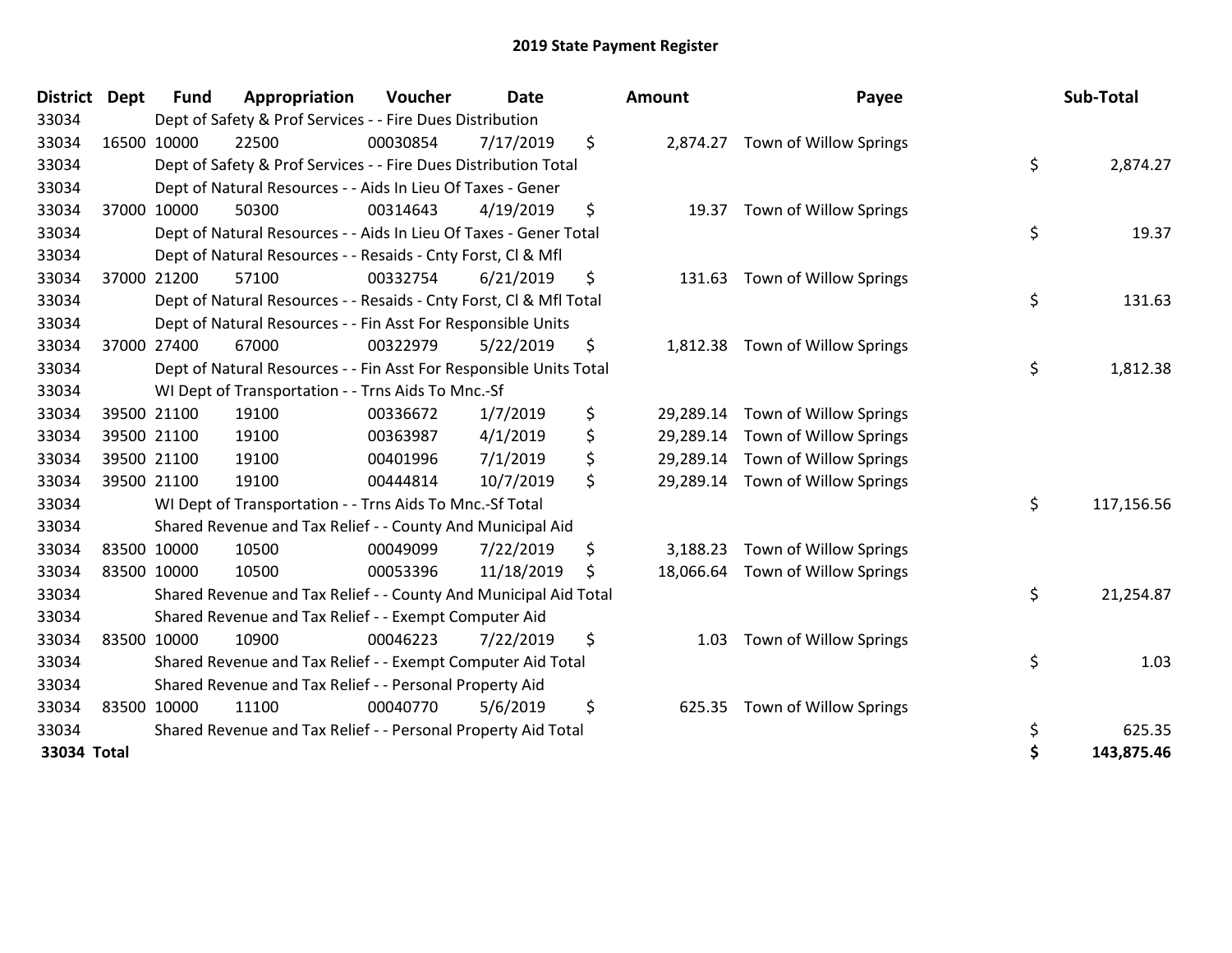# 2019 State Payment Register

| District | Dept | Fund | Appropriation | Voucher | Date | Amount | Payee | Sub-Total |
|---|---|---|---|---|---|---|---|---|
| 33034 | | Dept of Safety & Prof Services - - Fire Dues Distribution | | | | | | |
| 33034 | 16500 | 10000 | 22500 | 00030854 | 7/17/2019 | $ 2,874.27 | Town of Willow Springs | |
| 33034 | | Dept of Safety & Prof Services - - Fire Dues Distribution Total | | | | | | $ 2,874.27 |
| 33034 | | Dept of Natural Resources - - Aids In Lieu Of Taxes - Gener | | | | | | |
| 33034 | 37000 | 10000 | 50300 | 00314643 | 4/19/2019 | $ 19.37 | Town of Willow Springs | |
| 33034 | | Dept of Natural Resources - - Aids In Lieu Of Taxes - Gener Total | | | | | | $ 19.37 |
| 33034 | | Dept of Natural Resources - - Resaids - Cnty Forst, Cl & Mfl | | | | | | |
| 33034 | 37000 | 21200 | 57100 | 00332754 | 6/21/2019 | $ 131.63 | Town of Willow Springs | |
| 33034 | | Dept of Natural Resources - - Resaids - Cnty Forst, Cl & Mfl Total | | | | | | $ 131.63 |
| 33034 | | Dept of Natural Resources - - Fin Asst For Responsible Units | | | | | | |
| 33034 | 37000 | 27400 | 67000 | 00322979 | 5/22/2019 | $ 1,812.38 | Town of Willow Springs | |
| 33034 | | Dept of Natural Resources - - Fin Asst For Responsible Units Total | | | | | | $ 1,812.38 |
| 33034 | | WI Dept of Transportation - - Trns Aids To Mnc.-Sf | | | | | | |
| 33034 | 39500 | 21100 | 19100 | 00336672 | 1/7/2019 | $ 29,289.14 | Town of Willow Springs | |
| 33034 | 39500 | 21100 | 19100 | 00363987 | 4/1/2019 | $ 29,289.14 | Town of Willow Springs | |
| 33034 | 39500 | 21100 | 19100 | 00401996 | 7/1/2019 | $ 29,289.14 | Town of Willow Springs | |
| 33034 | 39500 | 21100 | 19100 | 00444814 | 10/7/2019 | $ 29,289.14 | Town of Willow Springs | |
| 33034 | | WI Dept of Transportation - - Trns Aids To Mnc.-Sf Total | | | | | | $ 117,156.56 |
| 33034 | | Shared Revenue and Tax Relief - - County And Municipal Aid | | | | | | |
| 33034 | 83500 | 10000 | 10500 | 00049099 | 7/22/2019 | $ 3,188.23 | Town of Willow Springs | |
| 33034 | 83500 | 10000 | 10500 | 00053396 | 11/18/2019 | $ 18,066.64 | Town of Willow Springs | |
| 33034 | | Shared Revenue and Tax Relief - - County And Municipal Aid Total | | | | | | $ 21,254.87 |
| 33034 | | Shared Revenue and Tax Relief - - Exempt Computer Aid | | | | | | |
| 33034 | 83500 | 10000 | 10900 | 00046223 | 7/22/2019 | $ 1.03 | Town of Willow Springs | |
| 33034 | | Shared Revenue and Tax Relief - - Exempt Computer Aid Total | | | | | | $ 1.03 |
| 33034 | | Shared Revenue and Tax Relief - - Personal Property Aid | | | | | | |
| 33034 | 83500 | 10000 | 11100 | 00040770 | 5/6/2019 | $ 625.35 | Town of Willow Springs | |
| 33034 | | Shared Revenue and Tax Relief - - Personal Property Aid Total | | | | | | $ 625.35 |
| **33034 Total** | | | | | | | | **$ 143,875.46** |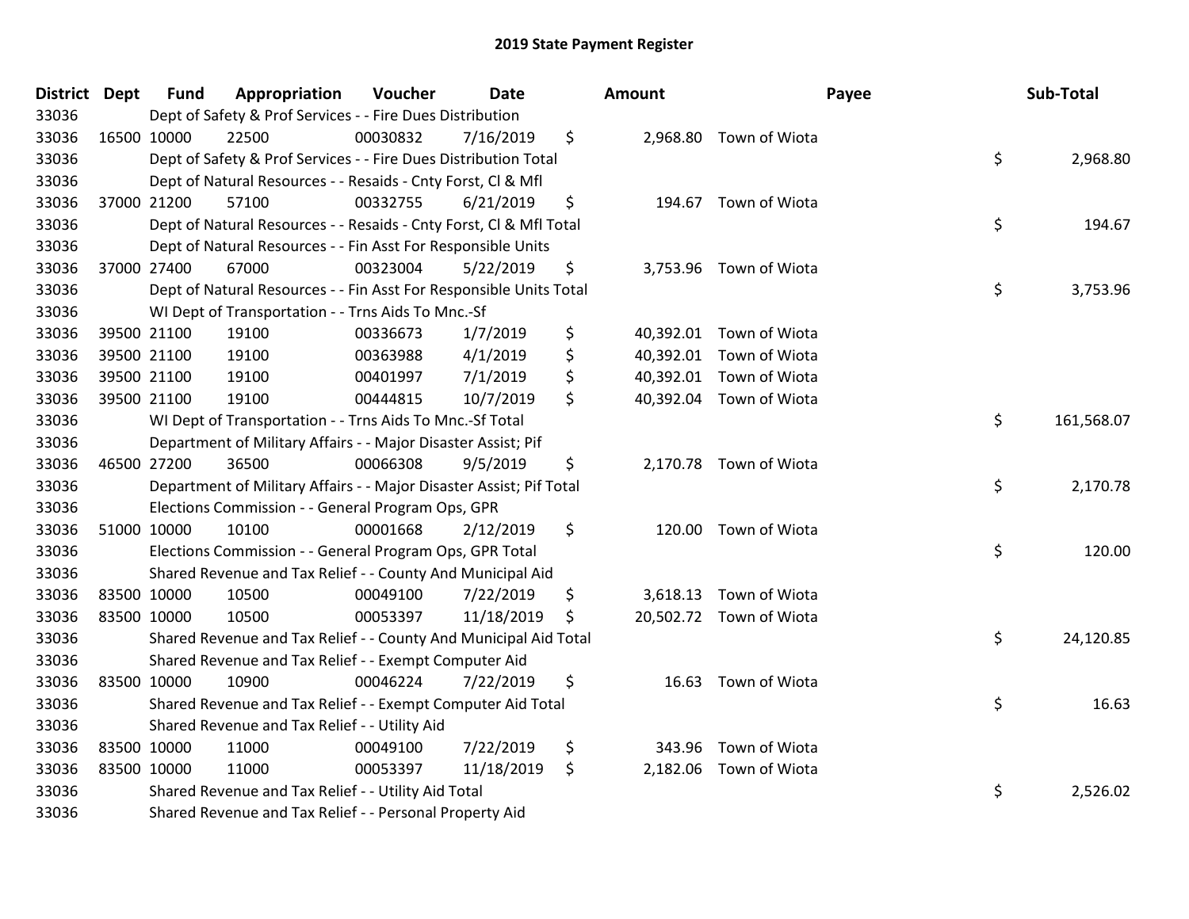# 2019 State Payment Register

| District | Dept | Fund | Appropriation | Voucher | Date | Amount | Payee | Sub-Total |
|---|---|---|---|---|---|---|---|---|
| 33036 | | Dept of Safety & Prof Services - - Fire Dues Distribution | | | | | | |
| 33036 | 16500 | 10000 | 22500 | 00030832 | 7/16/2019 | $ 2,968.80 | Town of Wiota | |
| 33036 | | Dept of Safety & Prof Services - - Fire Dues Distribution Total | | | | | | $ 2,968.80 |
| 33036 | | Dept of Natural Resources - - Resaids - Cnty Forst, Cl & Mfl | | | | | | |
| 33036 | 37000 | 21200 | 57100 | 00332755 | 6/21/2019 | $ 194.67 | Town of Wiota | |
| 33036 | | Dept of Natural Resources - - Resaids - Cnty Forst, Cl & Mfl Total | | | | | | $ 194.67 |
| 33036 | | Dept of Natural Resources - - Fin Asst For Responsible Units | | | | | | |
| 33036 | 37000 | 27400 | 67000 | 00323004 | 5/22/2019 | $ 3,753.96 | Town of Wiota | |
| 33036 | | Dept of Natural Resources - - Fin Asst For Responsible Units Total | | | | | | $ 3,753.96 |
| 33036 | | WI Dept of Transportation - - Trns Aids To Mnc.-Sf | | | | | | |
| 33036 | 39500 | 21100 | 19100 | 00336673 | 1/7/2019 | $ 40,392.01 | Town of Wiota | |
| 33036 | 39500 | 21100 | 19100 | 00363988 | 4/1/2019 | $ 40,392.01 | Town of Wiota | |
| 33036 | 39500 | 21100 | 19100 | 00401997 | 7/1/2019 | $ 40,392.01 | Town of Wiota | |
| 33036 | 39500 | 21100 | 19100 | 00444815 | 10/7/2019 | $ 40,392.04 | Town of Wiota | |
| 33036 | | WI Dept of Transportation - - Trns Aids To Mnc.-Sf Total | | | | | | $ 161,568.07 |
| 33036 | | Department of Military Affairs - - Major Disaster Assist; Pif | | | | | | |
| 33036 | 46500 | 27200 | 36500 | 00066308 | 9/5/2019 | $ 2,170.78 | Town of Wiota | |
| 33036 | | Department of Military Affairs - - Major Disaster Assist; Pif Total | | | | | | $ 2,170.78 |
| 33036 | | Elections Commission - - General Program Ops, GPR | | | | | | |
| 33036 | 51000 | 10000 | 10100 | 00001668 | 2/12/2019 | $ 120.00 | Town of Wiota | |
| 33036 | | Elections Commission - - General Program Ops, GPR Total | | | | | | $ 120.00 |
| 33036 | | Shared Revenue and Tax Relief - - County And Municipal Aid | | | | | | |
| 33036 | 83500 | 10000 | 10500 | 00049100 | 7/22/2019 | $ 3,618.13 | Town of Wiota | |
| 33036 | 83500 | 10000 | 10500 | 00053397 | 11/18/2019 | $ 20,502.72 | Town of Wiota | |
| 33036 | | Shared Revenue and Tax Relief - - County And Municipal Aid Total | | | | | | $ 24,120.85 |
| 33036 | | Shared Revenue and Tax Relief - - Exempt Computer Aid | | | | | | |
| 33036 | 83500 | 10000 | 10900 | 00046224 | 7/22/2019 | $ 16.63 | Town of Wiota | |
| 33036 | | Shared Revenue and Tax Relief - - Exempt Computer Aid Total | | | | | | $ 16.63 |
| 33036 | | Shared Revenue and Tax Relief - - Utility Aid | | | | | | |
| 33036 | 83500 | 10000 | 11000 | 00049100 | 7/22/2019 | $ 343.96 | Town of Wiota | |
| 33036 | 83500 | 10000 | 11000 | 00053397 | 11/18/2019 | $ 2,182.06 | Town of Wiota | |
| 33036 | | Shared Revenue and Tax Relief - - Utility Aid Total | | | | | | $ 2,526.02 |
| 33036 | | Shared Revenue and Tax Relief - - Personal Property Aid | | | | | | |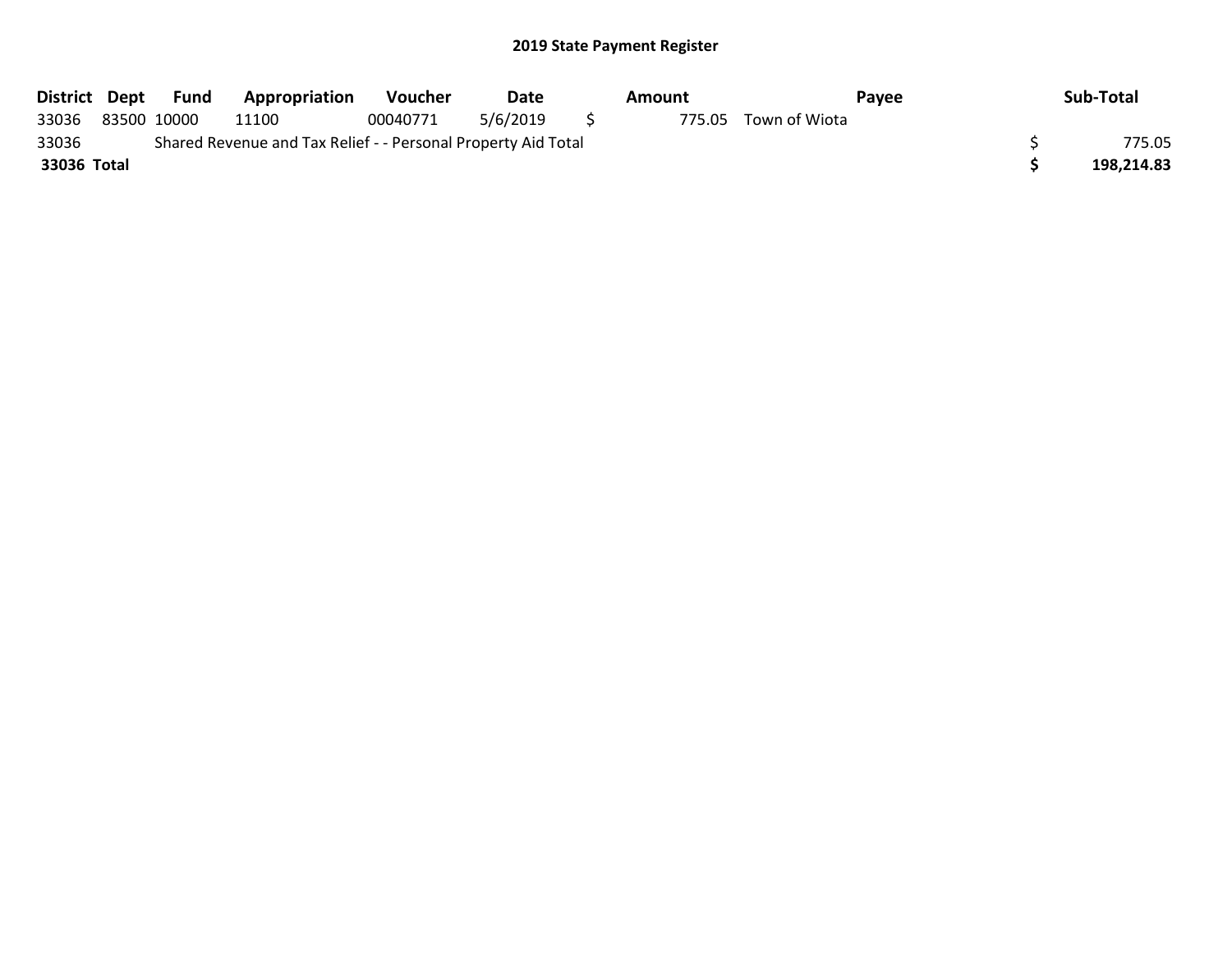## 2019 State Payment Register

| District | Dept | Fund | Appropriation | Voucher | Date | Amount | Payee | Sub-Total |
| --- | --- | --- | --- | --- | --- | --- | --- | --- |
| 33036 | 83500 | 10000 | 11100 | 00040771 | 5/6/2019 | $ 775.05 | Town of Wiota | |
| 33036 | Shared Revenue and Tax Relief - - Personal Property Aid Total | | | | | | | $ 775.05 |
| **33036 Total** | | | | | | | | **$ 198,214.83** |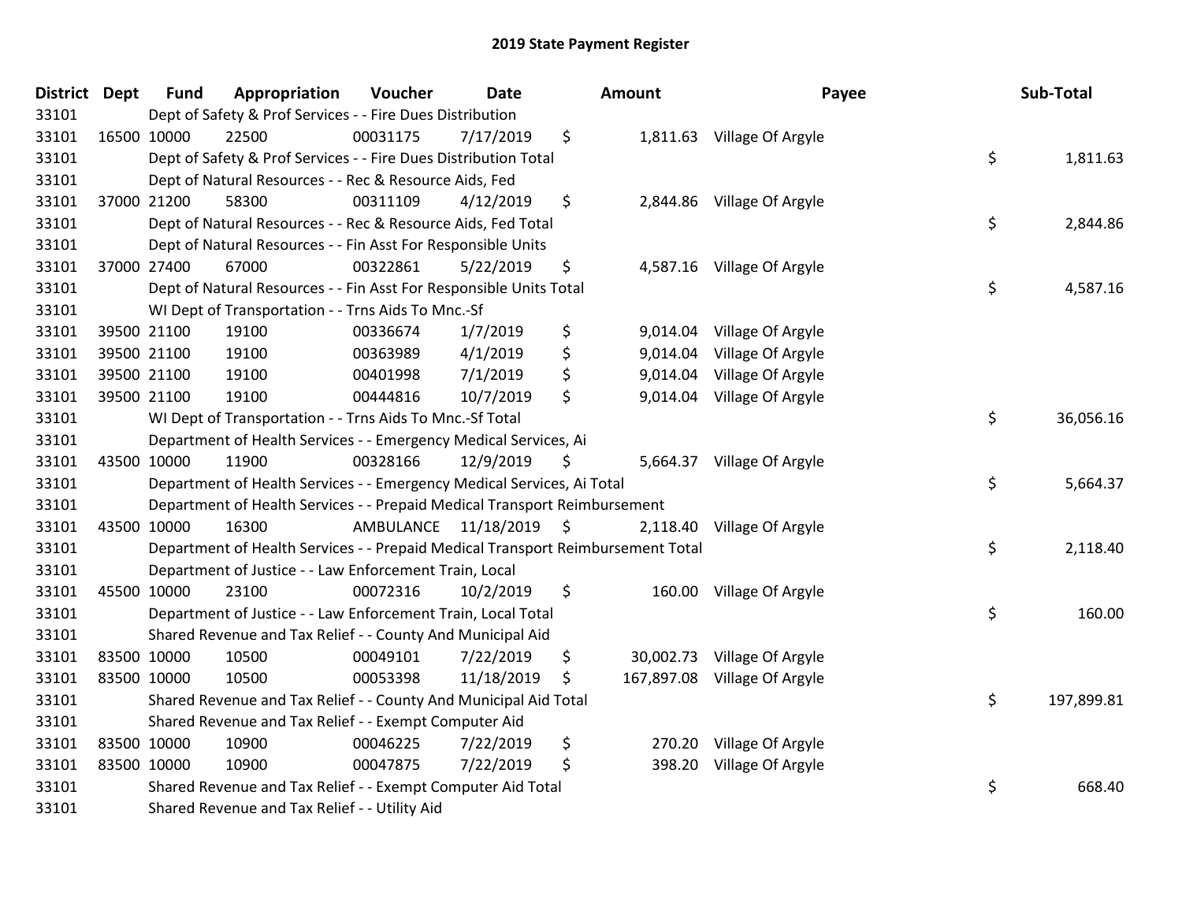## 2019 State Payment Register

| District | Dept | Fund | Appropriation | Voucher | Date | Amount | Payee | Sub-Total |
|---|---|---|---|---|---|---|---|---|
| 33101 | | Dept of Safety & Prof Services - - Fire Dues Distribution | | | | | | |
| 33101 | 16500 | 10000 | 22500 | 00031175 | 7/17/2019 | $ 1,811.63 | Village Of Argyle | |
| 33101 | | Dept of Safety & Prof Services - - Fire Dues Distribution Total | | | | | | $ 1,811.63 |
| 33101 | | Dept of Natural Resources - - Rec & Resource Aids, Fed | | | | | | |
| 33101 | 37000 | 21200 | 58300 | 00311109 | 4/12/2019 | $ 2,844.86 | Village Of Argyle | |
| 33101 | | Dept of Natural Resources - - Rec & Resource Aids, Fed Total | | | | | | $ 2,844.86 |
| 33101 | | Dept of Natural Resources - - Fin Asst For Responsible Units | | | | | | |
| 33101 | 37000 | 27400 | 67000 | 00322861 | 5/22/2019 | $ 4,587.16 | Village Of Argyle | |
| 33101 | | Dept of Natural Resources - - Fin Asst For Responsible Units Total | | | | | | $ 4,587.16 |
| 33101 | | WI Dept of Transportation - - Trns Aids To Mnc.-Sf | | | | | | |
| 33101 | 39500 | 21100 | 19100 | 00336674 | 1/7/2019 | $ 9,014.04 | Village Of Argyle | |
| 33101 | 39500 | 21100 | 19100 | 00363989 | 4/1/2019 | $ 9,014.04 | Village Of Argyle | |
| 33101 | 39500 | 21100 | 19100 | 00401998 | 7/1/2019 | $ 9,014.04 | Village Of Argyle | |
| 33101 | 39500 | 21100 | 19100 | 00444816 | 10/7/2019 | $ 9,014.04 | Village Of Argyle | |
| 33101 | | WI Dept of Transportation - - Trns Aids To Mnc.-Sf Total | | | | | | $ 36,056.16 |
| 33101 | | Department of Health Services - - Emergency Medical Services, Ai | | | | | | |
| 33101 | 43500 | 10000 | 11900 | 00328166 | 12/9/2019 | $ 5,664.37 | Village Of Argyle | |
| 33101 | | Department of Health Services - - Emergency Medical Services, Ai Total | | | | | | $ 5,664.37 |
| 33101 | | Department of Health Services - - Prepaid Medical Transport Reimbursement | | | | | | |
| 33101 | 43500 | 10000 | 16300 | AMBULANCE | 11/18/2019 | $ 2,118.40 | Village Of Argyle | |
| 33101 | | Department of Health Services - - Prepaid Medical Transport Reimbursement Total | | | | | | $ 2,118.40 |
| 33101 | | Department of Justice - - Law Enforcement Train, Local | | | | | | |
| 33101 | 45500 | 10000 | 23100 | 00072316 | 10/2/2019 | $ 160.00 | Village Of Argyle | |
| 33101 | | Department of Justice - - Law Enforcement Train, Local Total | | | | | | $ 160.00 |
| 33101 | | Shared Revenue and Tax Relief - - County And Municipal Aid | | | | | | |
| 33101 | 83500 | 10000 | 10500 | 00049101 | 7/22/2019 | $ 30,002.73 | Village Of Argyle | |
| 33101 | 83500 | 10000 | 10500 | 00053398 | 11/18/2019 | $ 167,897.08 | Village Of Argyle | |
| 33101 | | Shared Revenue and Tax Relief - - County And Municipal Aid Total | | | | | | $ 197,899.81 |
| 33101 | | Shared Revenue and Tax Relief - - Exempt Computer Aid | | | | | | |
| 33101 | 83500 | 10000 | 10900 | 00046225 | 7/22/2019 | $ 270.20 | Village Of Argyle | |
| 33101 | 83500 | 10000 | 10900 | 00047875 | 7/22/2019 | $ 398.20 | Village Of Argyle | |
| 33101 | | Shared Revenue and Tax Relief - - Exempt Computer Aid Total | | | | | | $ 668.40 |
| 33101 | | Shared Revenue and Tax Relief - - Utility Aid | | | | | | |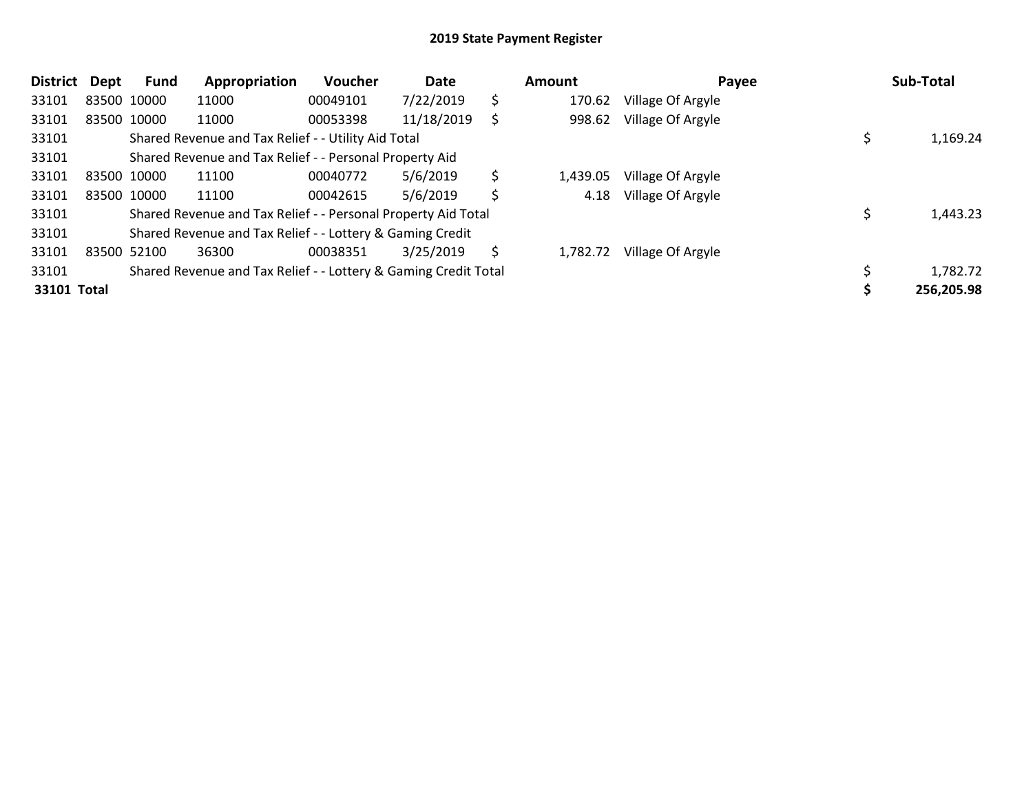# 2019 State Payment Register

| District | Dept | Fund | Appropriation | Voucher | Date | Amount | Payee | Sub-Total |
|---|---|---|---|---|---|---|---|---|
| 33101 | 83500 | 10000 | 11000 | 00049101 | 7/22/2019 | $ 170.62 | Village Of Argyle | |
| 33101 | 83500 | 10000 | 11000 | 00053398 | 11/18/2019 | $ 998.62 | Village Of Argyle | |
| 33101 | | Shared Revenue and Tax Relief - - Utility Aid Total | | | | | | $ 1,169.24 |
| 33101 | | Shared Revenue and Tax Relief - - Personal Property Aid | | | | | | |
| 33101 | 83500 | 10000 | 11100 | 00040772 | 5/6/2019 | $ 1,439.05 | Village Of Argyle | |
| 33101 | 83500 | 10000 | 11100 | 00042615 | 5/6/2019 | $ 4.18 | Village Of Argyle | |
| 33101 | | Shared Revenue and Tax Relief - - Personal Property Aid Total | | | | | | $ 1,443.23 |
| 33101 | | Shared Revenue and Tax Relief - - Lottery & Gaming Credit | | | | | | |
| 33101 | 83500 | 52100 | 36300 | 00038351 | 3/25/2019 | $ 1,782.72 | Village Of Argyle | |
| 33101 | | Shared Revenue and Tax Relief - - Lottery & Gaming Credit Total | | | | | | $ 1,782.72 |
| **33101 Total** | | | | | | | | **$ 256,205.98** |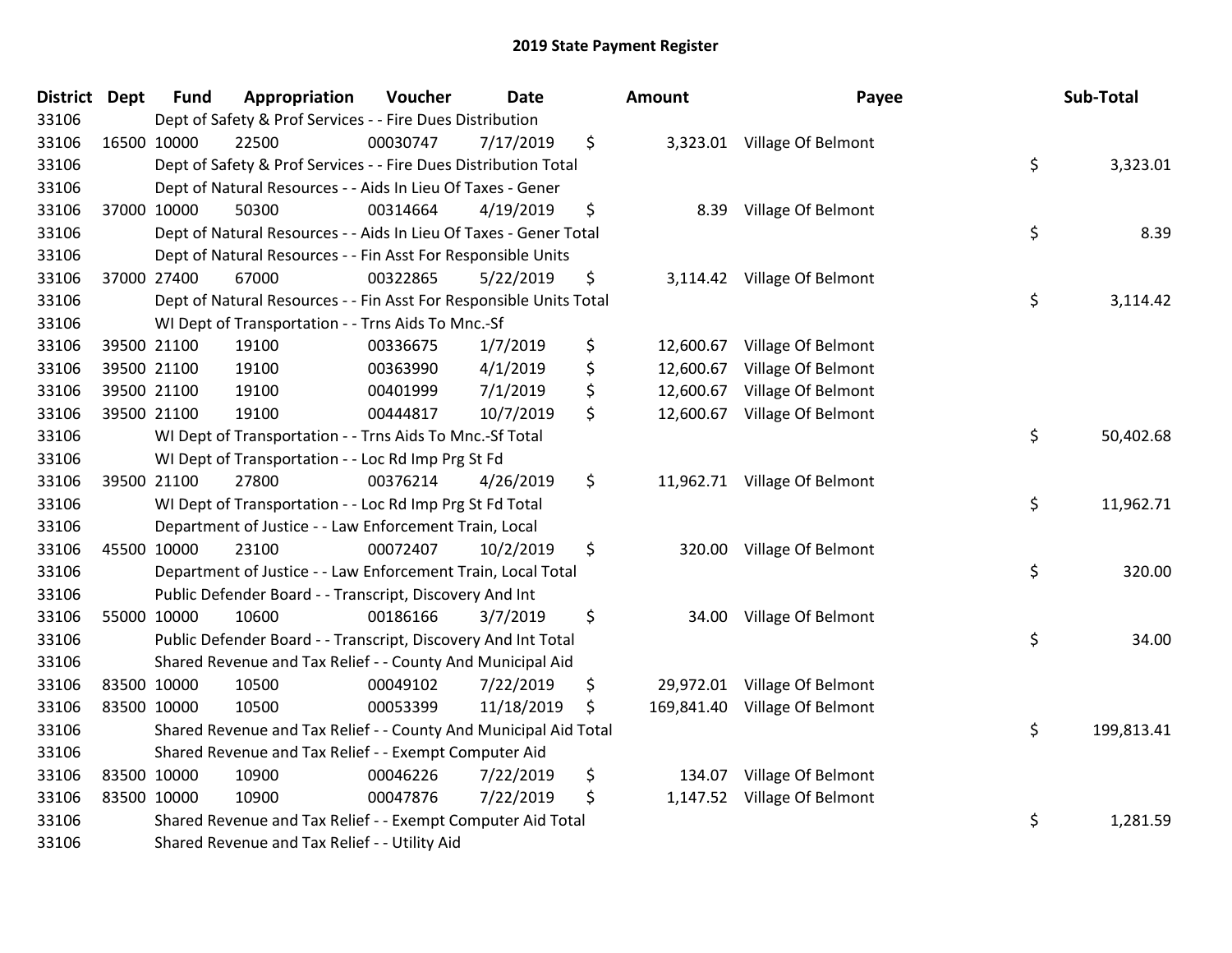# 2019 State Payment Register

| District | Dept | Fund | Appropriation | Voucher | Date | Amount | Payee | Sub-Total |
|---|---|---|---|---|---|---|---|---|
| 33106 | | Dept of Safety & Prof Services - - Fire Dues Distribution | | | | | | |
| 33106 | 16500 | 10000 | 22500 | 00030747 | 7/17/2019 | $ 3,323.01 | Village Of Belmont | |
| 33106 | | Dept of Safety & Prof Services - - Fire Dues Distribution Total | | | | | | $ 3,323.01 |
| 33106 | | Dept of Natural Resources - - Aids In Lieu Of Taxes - Gener | | | | | | |
| 33106 | 37000 | 10000 | 50300 | 00314664 | 4/19/2019 | $ 8.39 | Village Of Belmont | |
| 33106 | | Dept of Natural Resources - - Aids In Lieu Of Taxes - Gener Total | | | | | | $ 8.39 |
| 33106 | | Dept of Natural Resources - - Fin Asst For Responsible Units | | | | | | |
| 33106 | 37000 | 27400 | 67000 | 00322865 | 5/22/2019 | $ 3,114.42 | Village Of Belmont | |
| 33106 | | Dept of Natural Resources - - Fin Asst For Responsible Units Total | | | | | | $ 3,114.42 |
| 33106 | | WI Dept of Transportation - - Trns Aids To Mnc.-Sf | | | | | | |
| 33106 | 39500 | 21100 | 19100 | 00336675 | 1/7/2019 | $ 12,600.67 | Village Of Belmont | |
| 33106 | 39500 | 21100 | 19100 | 00363990 | 4/1/2019 | $ 12,600.67 | Village Of Belmont | |
| 33106 | 39500 | 21100 | 19100 | 00401999 | 7/1/2019 | $ 12,600.67 | Village Of Belmont | |
| 33106 | 39500 | 21100 | 19100 | 00444817 | 10/7/2019 | $ 12,600.67 | Village Of Belmont | |
| 33106 | | WI Dept of Transportation - - Trns Aids To Mnc.-Sf Total | | | | | | $ 50,402.68 |
| 33106 | | WI Dept of Transportation - - Loc Rd Imp Prg St Fd | | | | | | |
| 33106 | 39500 | 21100 | 27800 | 00376214 | 4/26/2019 | $ 11,962.71 | Village Of Belmont | |
| 33106 | | WI Dept of Transportation - - Loc Rd Imp Prg St Fd Total | | | | | | $ 11,962.71 |
| 33106 | | Department of Justice - - Law Enforcement Train, Local | | | | | | |
| 33106 | 45500 | 10000 | 23100 | 00072407 | 10/2/2019 | $ 320.00 | Village Of Belmont | |
| 33106 | | Department of Justice - - Law Enforcement Train, Local Total | | | | | | $ 320.00 |
| 33106 | | Public Defender Board - - Transcript, Discovery And Int | | | | | | |
| 33106 | 55000 | 10000 | 10600 | 00186166 | 3/7/2019 | $ 34.00 | Village Of Belmont | |
| 33106 | | Public Defender Board - - Transcript, Discovery And Int Total | | | | | | $ 34.00 |
| 33106 | | Shared Revenue and Tax Relief - - County And Municipal Aid | | | | | | |
| 33106 | 83500 | 10000 | 10500 | 00049102 | 7/22/2019 | $ 29,972.01 | Village Of Belmont | |
| 33106 | 83500 | 10000 | 10500 | 00053399 | 11/18/2019 | $ 169,841.40 | Village Of Belmont | |
| 33106 | | Shared Revenue and Tax Relief - - County And Municipal Aid Total | | | | | | $ 199,813.41 |
| 33106 | | Shared Revenue and Tax Relief - - Exempt Computer Aid | | | | | | |
| 33106 | 83500 | 10000 | 10900 | 00046226 | 7/22/2019 | $ 134.07 | Village Of Belmont | |
| 33106 | 83500 | 10000 | 10900 | 00047876 | 7/22/2019 | $ 1,147.52 | Village Of Belmont | |
| 33106 | | Shared Revenue and Tax Relief - - Exempt Computer Aid Total | | | | | | $ 1,281.59 |
| 33106 | | Shared Revenue and Tax Relief - - Utility Aid | | | | | | |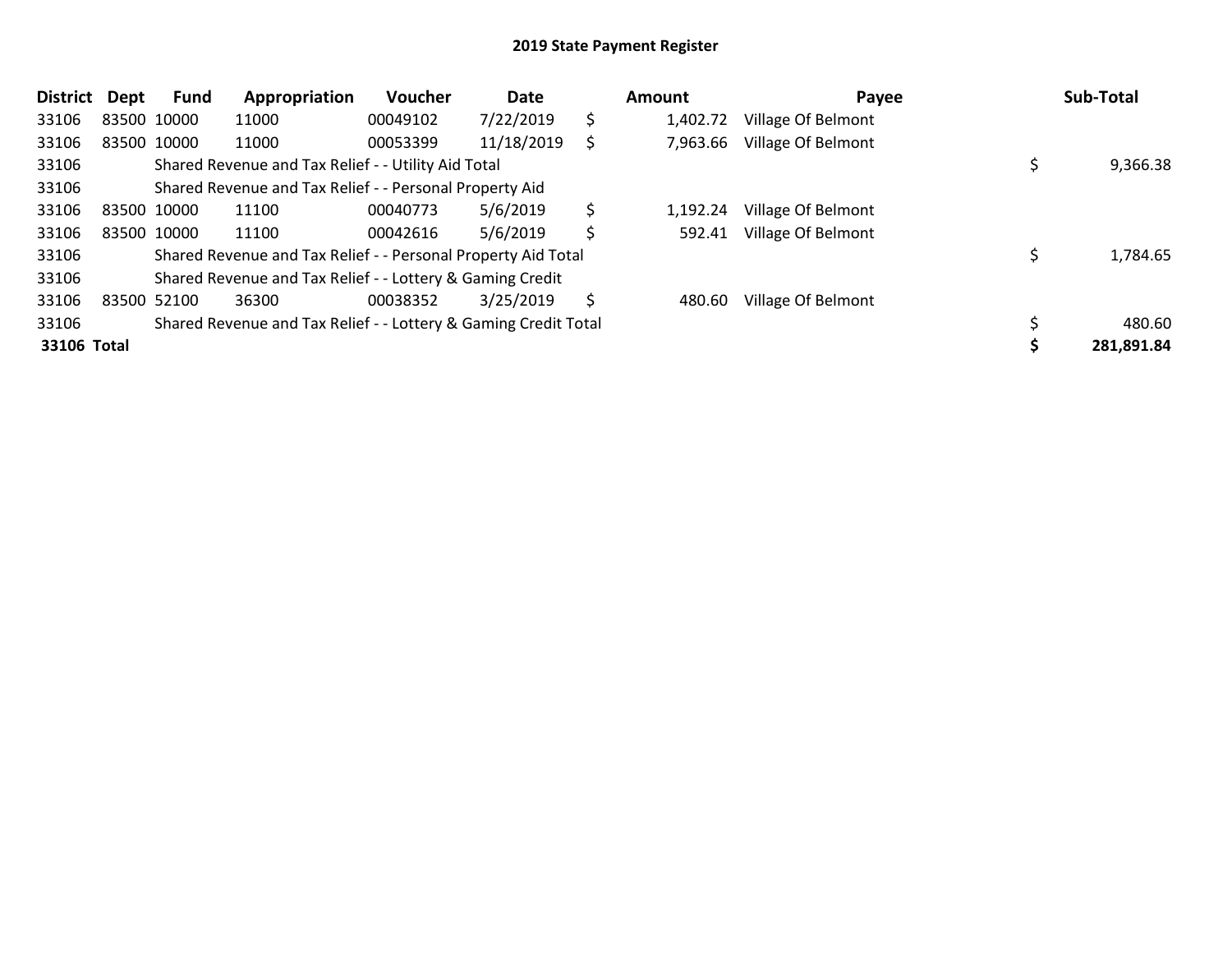## 2019 State Payment Register

| District | Dept | Fund | Appropriation | Voucher | Date | Amount | Payee | Sub-Total |
|---|---|---|---|---|---|---|---|---|
| 33106 | 83500 | 10000 | 11000 | 00049102 | 7/22/2019 | $ 1,402.72 | Village Of Belmont | |
| 33106 | 83500 | 10000 | 11000 | 00053399 | 11/18/2019 | $ 7,963.66 | Village Of Belmont | |
| 33106 | | Shared Revenue and Tax Relief - - Utility Aid Total | | | | | | $ 9,366.38 |
| 33106 | | Shared Revenue and Tax Relief - - Personal Property Aid | | | | | | |
| 33106 | 83500 | 10000 | 11100 | 00040773 | 5/6/2019 | $ 1,192.24 | Village Of Belmont | |
| 33106 | 83500 | 10000 | 11100 | 00042616 | 5/6/2019 | $ 592.41 | Village Of Belmont | |
| 33106 | | Shared Revenue and Tax Relief - - Personal Property Aid Total | | | | | | $ 1,784.65 |
| 33106 | | Shared Revenue and Tax Relief - - Lottery & Gaming Credit | | | | | | |
| 33106 | 83500 | 52100 | 36300 | 00038352 | 3/25/2019 | $ 480.60 | Village Of Belmont | |
| 33106 | | Shared Revenue and Tax Relief - - Lottery & Gaming Credit Total | | | | | | $ 480.60 |
| **33106 Total** | | | | | | | | **$ 281,891.84** |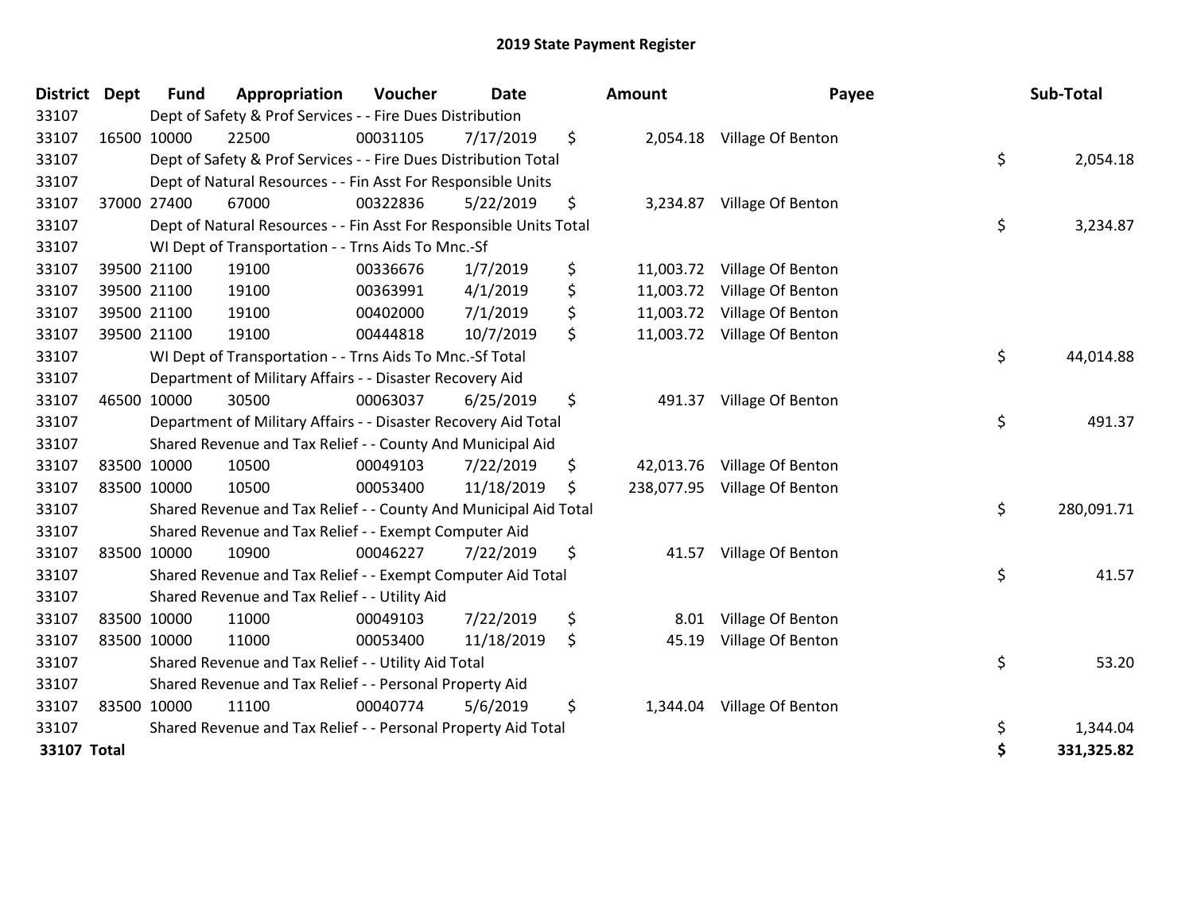# 2019 State Payment Register

| District | Dept | Fund | Appropriation | Voucher | Date | Amount | Payee | Sub-Total |
|---|---|---|---|---|---|---|---|---|
| 33107 | | Dept of Safety & Prof Services - - Fire Dues Distribution | | | | | | |
| 33107 | 16500 | 10000 | 22500 | 00031105 | 7/17/2019 | $ 2,054.18 | Village Of Benton | |
| 33107 | | Dept of Safety & Prof Services - - Fire Dues Distribution Total | | | | | | $ 2,054.18 |
| 33107 | | Dept of Natural Resources - - Fin Asst For Responsible Units | | | | | | |
| 33107 | 37000 | 27400 | 67000 | 00322836 | 5/22/2019 | $ 3,234.87 | Village Of Benton | |
| 33107 | | Dept of Natural Resources - - Fin Asst For Responsible Units Total | | | | | | $ 3,234.87 |
| 33107 | | WI Dept of Transportation - - Trns Aids To Mnc.-Sf | | | | | | |
| 33107 | 39500 | 21100 | 19100 | 00336676 | 1/7/2019 | $ 11,003.72 | Village Of Benton | |
| 33107 | 39500 | 21100 | 19100 | 00363991 | 4/1/2019 | $ 11,003.72 | Village Of Benton | |
| 33107 | 39500 | 21100 | 19100 | 00402000 | 7/1/2019 | $ 11,003.72 | Village Of Benton | |
| 33107 | 39500 | 21100 | 19100 | 00444818 | 10/7/2019 | $ 11,003.72 | Village Of Benton | |
| 33107 | | WI Dept of Transportation - - Trns Aids To Mnc.-Sf Total | | | | | | $ 44,014.88 |
| 33107 | | Department of Military Affairs - - Disaster Recovery Aid | | | | | | |
| 33107 | 46500 | 10000 | 30500 | 00063037 | 6/25/2019 | $ 491.37 | Village Of Benton | |
| 33107 | | Department of Military Affairs - - Disaster Recovery Aid Total | | | | | | $ 491.37 |
| 33107 | | Shared Revenue and Tax Relief - - County And Municipal Aid | | | | | | |
| 33107 | 83500 | 10000 | 10500 | 00049103 | 7/22/2019 | $ 42,013.76 | Village Of Benton | |
| 33107 | 83500 | 10000 | 10500 | 00053400 | 11/18/2019 | $ 238,077.95 | Village Of Benton | |
| 33107 | | Shared Revenue and Tax Relief - - County And Municipal Aid Total | | | | | | $ 280,091.71 |
| 33107 | | Shared Revenue and Tax Relief - - Exempt Computer Aid | | | | | | |
| 33107 | 83500 | 10000 | 10900 | 00046227 | 7/22/2019 | $ 41.57 | Village Of Benton | |
| 33107 | | Shared Revenue and Tax Relief - - Exempt Computer Aid Total | | | | | | $ 41.57 |
| 33107 | | Shared Revenue and Tax Relief - - Utility Aid | | | | | | |
| 33107 | 83500 | 10000 | 11000 | 00049103 | 7/22/2019 | $ 8.01 | Village Of Benton | |
| 33107 | 83500 | 10000 | 11000 | 00053400 | 11/18/2019 | $ 45.19 | Village Of Benton | |
| 33107 | | Shared Revenue and Tax Relief - - Utility Aid Total | | | | | | $ 53.20 |
| 33107 | | Shared Revenue and Tax Relief - - Personal Property Aid | | | | | | |
| 33107 | 83500 | 10000 | 11100 | 00040774 | 5/6/2019 | $ 1,344.04 | Village Of Benton | |
| 33107 | | Shared Revenue and Tax Relief - - Personal Property Aid Total | | | | | | $ 1,344.04 |
| **33107 Total** | | | | | | | | **$ 331,325.82** |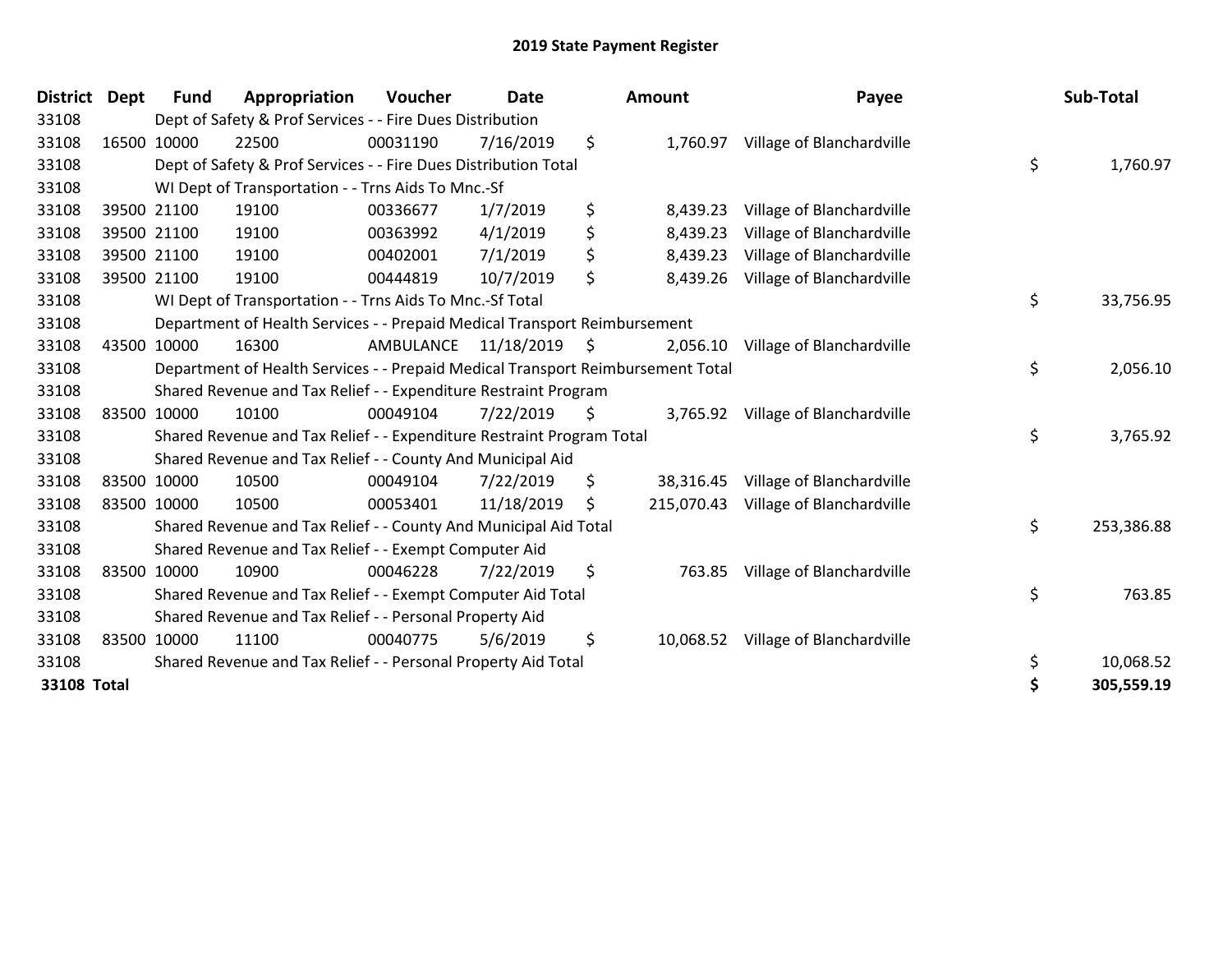# 2019 State Payment Register

| District | Dept | Fund | Appropriation | Voucher | Date | Amount | Payee | Sub-Total |
|---|---|---|---|---|---|---|---|---|
| 33108 | | Dept of Safety & Prof Services - - Fire Dues Distribution | | | | | | |
| 33108 | 16500 | 10000 | 22500 | 00031190 | 7/16/2019 | $ 1,760.97 | Village of Blanchardville | |
| 33108 | | Dept of Safety & Prof Services - - Fire Dues Distribution Total | | | | | | $ 1,760.97 |
| 33108 | | WI Dept of Transportation - - Trns Aids To Mnc.-Sf | | | | | | |
| 33108 | 39500 | 21100 | 19100 | 00336677 | 1/7/2019 | $ 8,439.23 | Village of Blanchardville | |
| 33108 | 39500 | 21100 | 19100 | 00363992 | 4/1/2019 | $ 8,439.23 | Village of Blanchardville | |
| 33108 | 39500 | 21100 | 19100 | 00402001 | 7/1/2019 | $ 8,439.23 | Village of Blanchardville | |
| 33108 | 39500 | 21100 | 19100 | 00444819 | 10/7/2019 | $ 8,439.26 | Village of Blanchardville | |
| 33108 | | WI Dept of Transportation - - Trns Aids To Mnc.-Sf Total | | | | | | $ 33,756.95 |
| 33108 | | Department of Health Services - - Prepaid Medical Transport Reimbursement | | | | | | |
| 33108 | 43500 | 10000 | 16300 | AMBULANCE | 11/18/2019 | $ 2,056.10 | Village of Blanchardville | |
| 33108 | | Department of Health Services - - Prepaid Medical Transport Reimbursement Total | | | | | | $ 2,056.10 |
| 33108 | | Shared Revenue and Tax Relief - - Expenditure Restraint Program | | | | | | |
| 33108 | 83500 | 10000 | 10100 | 00049104 | 7/22/2019 | $ 3,765.92 | Village of Blanchardville | |
| 33108 | | Shared Revenue and Tax Relief - - Expenditure Restraint Program Total | | | | | | $ 3,765.92 |
| 33108 | | Shared Revenue and Tax Relief - - County And Municipal Aid | | | | | | |
| 33108 | 83500 | 10000 | 10500 | 00049104 | 7/22/2019 | $ 38,316.45 | Village of Blanchardville | |
| 33108 | 83500 | 10000 | 10500 | 00053401 | 11/18/2019 | $ 215,070.43 | Village of Blanchardville | |
| 33108 | | Shared Revenue and Tax Relief - - County And Municipal Aid Total | | | | | | $ 253,386.88 |
| 33108 | | Shared Revenue and Tax Relief - - Exempt Computer Aid | | | | | | |
| 33108 | 83500 | 10000 | 10900 | 00046228 | 7/22/2019 | $ 763.85 | Village of Blanchardville | |
| 33108 | | Shared Revenue and Tax Relief - - Exempt Computer Aid Total | | | | | | $ 763.85 |
| 33108 | | Shared Revenue and Tax Relief - - Personal Property Aid | | | | | | |
| 33108 | 83500 | 10000 | 11100 | 00040775 | 5/6/2019 | $ 10,068.52 | Village of Blanchardville | |
| 33108 | | Shared Revenue and Tax Relief - - Personal Property Aid Total | | | | | | $ 10,068.52 |
| **33108 Total** | | | | | | | | **$ 305,559.19** |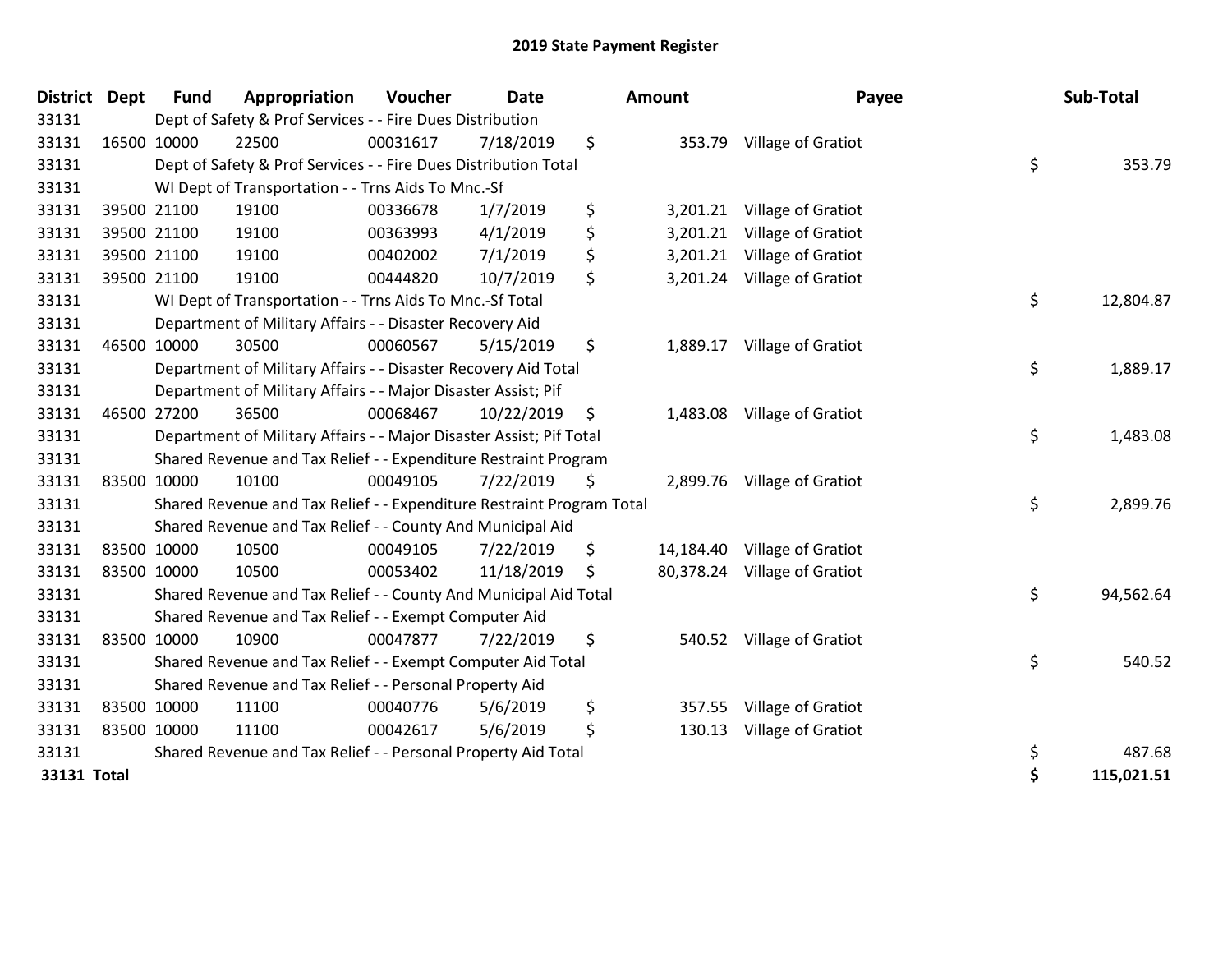# 2019 State Payment Register

| District | Dept | Fund | Appropriation | Voucher | Date | Amount | Payee | Sub-Total |
|---|---|---|---|---|---|---|---|---|
| 33131 | | Dept of Safety & Prof Services - - Fire Dues Distribution | | | | | | |
| 33131 | 16500 | 10000 | 22500 | 00031617 | 7/18/2019 | $ 353.79 | Village of Gratiot | |
| 33131 | | Dept of Safety & Prof Services - - Fire Dues Distribution Total | | | | | | $ 353.79 |
| 33131 | | WI Dept of Transportation - - Trns Aids To Mnc.-Sf | | | | | | |
| 33131 | 39500 | 21100 | 19100 | 00336678 | 1/7/2019 | $ 3,201.21 | Village of Gratiot | |
| 33131 | 39500 | 21100 | 19100 | 00363993 | 4/1/2019 | $ 3,201.21 | Village of Gratiot | |
| 33131 | 39500 | 21100 | 19100 | 00402002 | 7/1/2019 | $ 3,201.21 | Village of Gratiot | |
| 33131 | 39500 | 21100 | 19100 | 00444820 | 10/7/2019 | $ 3,201.24 | Village of Gratiot | |
| 33131 | | WI Dept of Transportation - - Trns Aids To Mnc.-Sf Total | | | | | | $ 12,804.87 |
| 33131 | | Department of Military Affairs - - Disaster Recovery Aid | | | | | | |
| 33131 | 46500 | 10000 | 30500 | 00060567 | 5/15/2019 | $ 1,889.17 | Village of Gratiot | |
| 33131 | | Department of Military Affairs - - Disaster Recovery Aid Total | | | | | | $ 1,889.17 |
| 33131 | | Department of Military Affairs - - Major Disaster Assist; Pif | | | | | | |
| 33131 | 46500 | 27200 | 36500 | 00068467 | 10/22/2019 | $ 1,483.08 | Village of Gratiot | |
| 33131 | | Department of Military Affairs - - Major Disaster Assist; Pif Total | | | | | | $ 1,483.08 |
| 33131 | | Shared Revenue and Tax Relief - - Expenditure Restraint Program | | | | | | |
| 33131 | 83500 | 10000 | 10100 | 00049105 | 7/22/2019 | $ 2,899.76 | Village of Gratiot | |
| 33131 | | Shared Revenue and Tax Relief - - Expenditure Restraint Program Total | | | | | | $ 2,899.76 |
| 33131 | | Shared Revenue and Tax Relief - - County And Municipal Aid | | | | | | |
| 33131 | 83500 | 10000 | 10500 | 00049105 | 7/22/2019 | $ 14,184.40 | Village of Gratiot | |
| 33131 | 83500 | 10000 | 10500 | 00053402 | 11/18/2019 | $ 80,378.24 | Village of Gratiot | |
| 33131 | | Shared Revenue and Tax Relief - - County And Municipal Aid Total | | | | | | $ 94,562.64 |
| 33131 | | Shared Revenue and Tax Relief - - Exempt Computer Aid | | | | | | |
| 33131 | 83500 | 10000 | 10900 | 00047877 | 7/22/2019 | $ 540.52 | Village of Gratiot | |
| 33131 | | Shared Revenue and Tax Relief - - Exempt Computer Aid Total | | | | | | $ 540.52 |
| 33131 | | Shared Revenue and Tax Relief - - Personal Property Aid | | | | | | |
| 33131 | 83500 | 10000 | 11100 | 00040776 | 5/6/2019 | $ 357.55 | Village of Gratiot | |
| 33131 | 83500 | 10000 | 11100 | 00042617 | 5/6/2019 | $ 130.13 | Village of Gratiot | |
| 33131 | | Shared Revenue and Tax Relief - - Personal Property Aid Total | | | | | | $ 487.68 |
| **33131 Total** | | | | | | | | **$ 115,021.51** |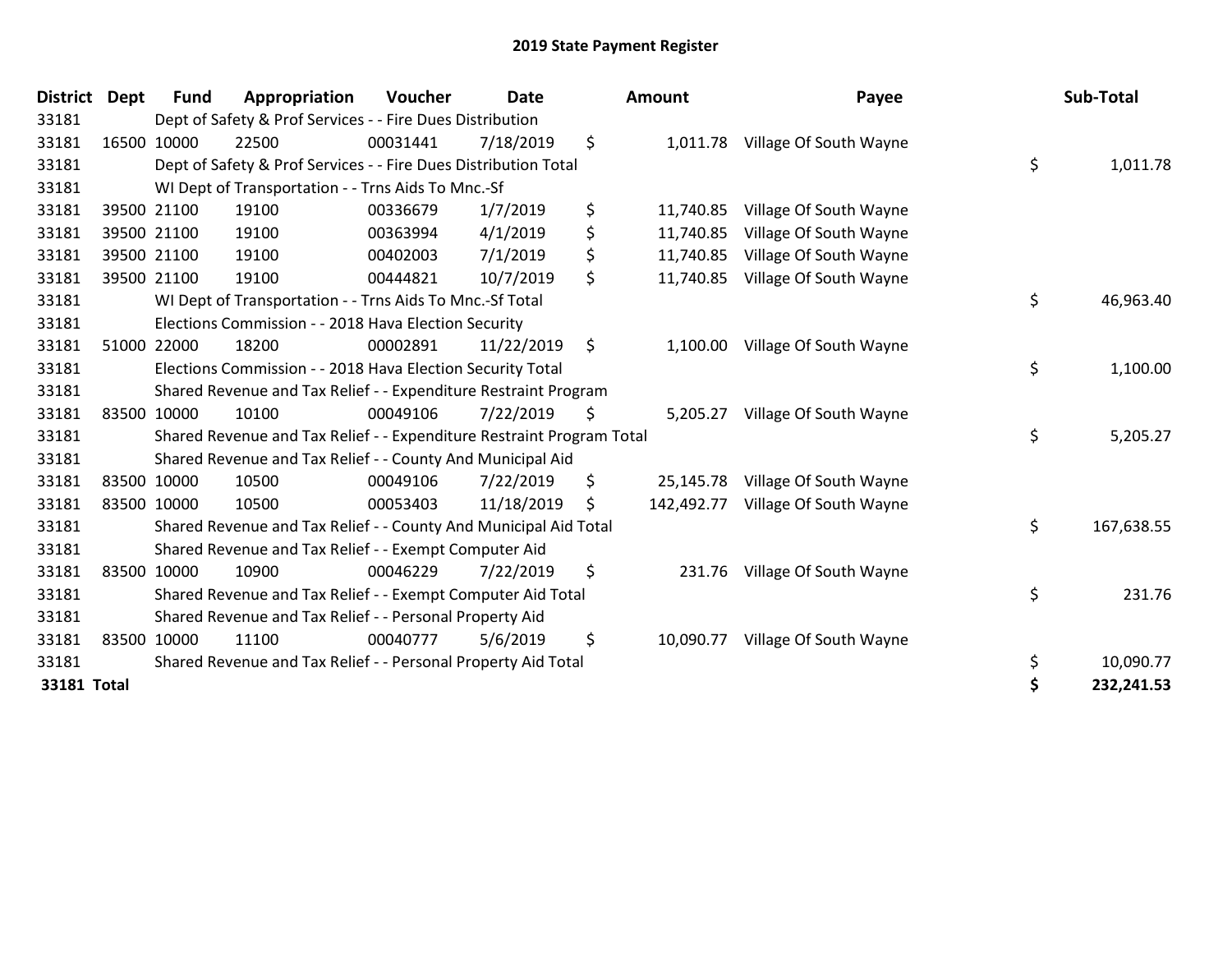# 2019 State Payment Register

| District | Dept | Fund | Appropriation | Voucher | Date | Amount | Payee | Sub-Total |
|---|---|---|---|---|---|---|---|---|
| 33181 | | Dept of Safety & Prof Services - - Fire Dues Distribution | | | | | | |
| 33181 | 16500 | 10000 | 22500 | 00031441 | 7/18/2019 | $ 1,011.78 | Village Of South Wayne | |
| 33181 | | Dept of Safety & Prof Services - - Fire Dues Distribution Total | | | | | | $ 1,011.78 |
| 33181 | | WI Dept of Transportation - - Trns Aids To Mnc.-Sf | | | | | | |
| 33181 | 39500 | 21100 | 19100 | 00336679 | 1/7/2019 | $ 11,740.85 | Village Of South Wayne | |
| 33181 | 39500 | 21100 | 19100 | 00363994 | 4/1/2019 | $ 11,740.85 | Village Of South Wayne | |
| 33181 | 39500 | 21100 | 19100 | 00402003 | 7/1/2019 | $ 11,740.85 | Village Of South Wayne | |
| 33181 | 39500 | 21100 | 19100 | 00444821 | 10/7/2019 | $ 11,740.85 | Village Of South Wayne | |
| 33181 | | WI Dept of Transportation - - Trns Aids To Mnc.-Sf Total | | | | | | $ 46,963.40 |
| 33181 | | Elections Commission - - 2018 Hava Election Security | | | | | | |
| 33181 | 51000 | 22000 | 18200 | 00002891 | 11/22/2019 | $ 1,100.00 | Village Of South Wayne | |
| 33181 | | Elections Commission - - 2018 Hava Election Security Total | | | | | | $ 1,100.00 |
| 33181 | | Shared Revenue and Tax Relief - - Expenditure Restraint Program | | | | | | |
| 33181 | 83500 | 10000 | 10100 | 00049106 | 7/22/2019 | $ 5,205.27 | Village Of South Wayne | |
| 33181 | | Shared Revenue and Tax Relief - - Expenditure Restraint Program Total | | | | | | $ 5,205.27 |
| 33181 | | Shared Revenue and Tax Relief - - County And Municipal Aid | | | | | | |
| 33181 | 83500 | 10000 | 10500 | 00049106 | 7/22/2019 | $ 25,145.78 | Village Of South Wayne | |
| 33181 | 83500 | 10000 | 10500 | 00053403 | 11/18/2019 | $ 142,492.77 | Village Of South Wayne | |
| 33181 | | Shared Revenue and Tax Relief - - County And Municipal Aid Total | | | | | | $ 167,638.55 |
| 33181 | | Shared Revenue and Tax Relief - - Exempt Computer Aid | | | | | | |
| 33181 | 83500 | 10000 | 10900 | 00046229 | 7/22/2019 | $ 231.76 | Village Of South Wayne | |
| 33181 | | Shared Revenue and Tax Relief - - Exempt Computer Aid Total | | | | | | $ 231.76 |
| 33181 | | Shared Revenue and Tax Relief - - Personal Property Aid | | | | | | |
| 33181 | 83500 | 10000 | 11100 | 00040777 | 5/6/2019 | $ 10,090.77 | Village Of South Wayne | |
| 33181 | | Shared Revenue and Tax Relief - - Personal Property Aid Total | | | | | | $ 10,090.77 |
| **33181 Total** | | | | | | | | **$ 232,241.53** |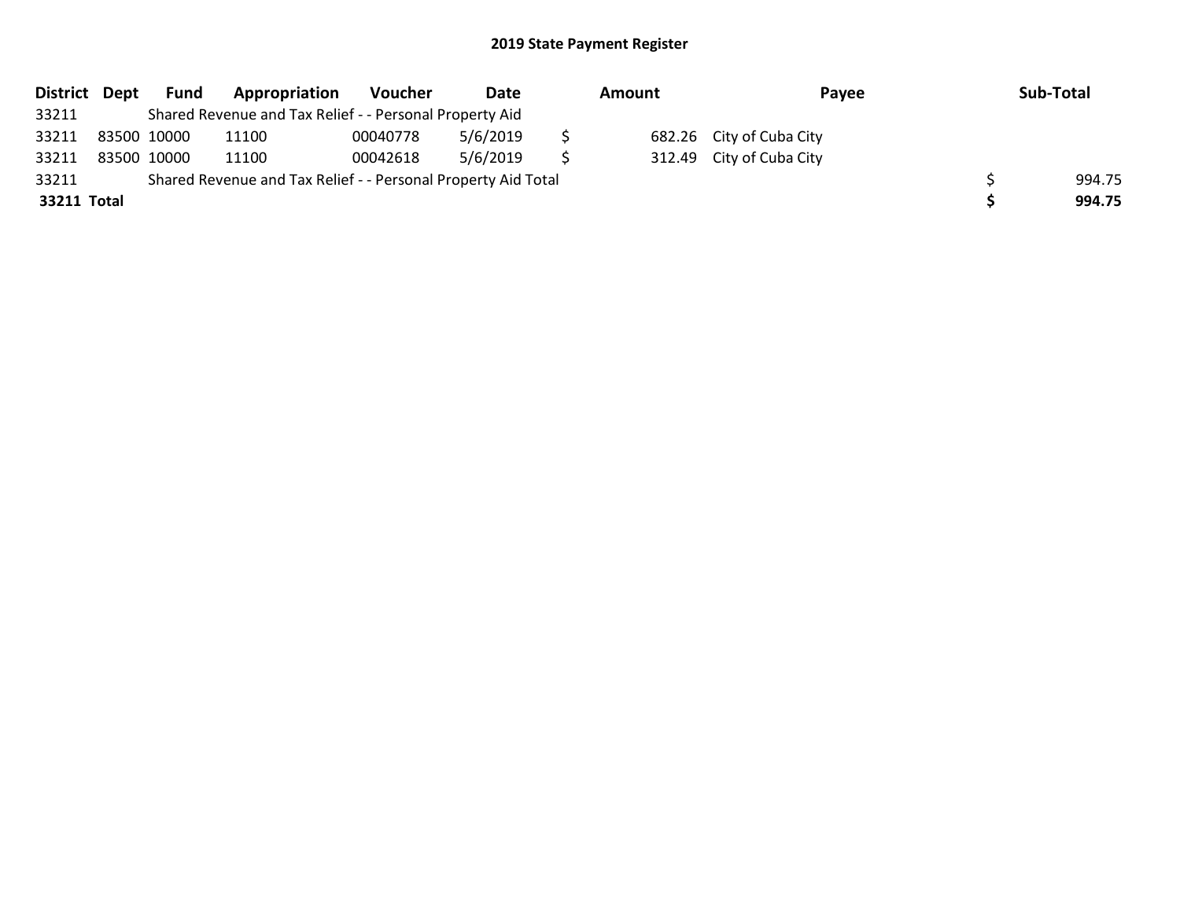# 2019 State Payment Register

| District | Dept | Fund | Appropriation | Voucher | Date | Amount | Payee | Sub-Total |
|---|---|---|---|---|---|---|---|---|
| 33211 | | Shared Revenue and Tax Relief - - Personal Property Aid | | | | | | |
| 33211 | 83500 | 10000 | 11100 | 00040778 | 5/6/2019 | $ 682.26 | City of Cuba City | |
| 33211 | 83500 | 10000 | 11100 | 00042618 | 5/6/2019 | $ 312.49 | City of Cuba City | |
| 33211 | | Shared Revenue and Tax Relief - - Personal Property Aid Total | | | | | | $ 994.75 |
| **33211 Total** | | | | | | | | **$ 994.75** |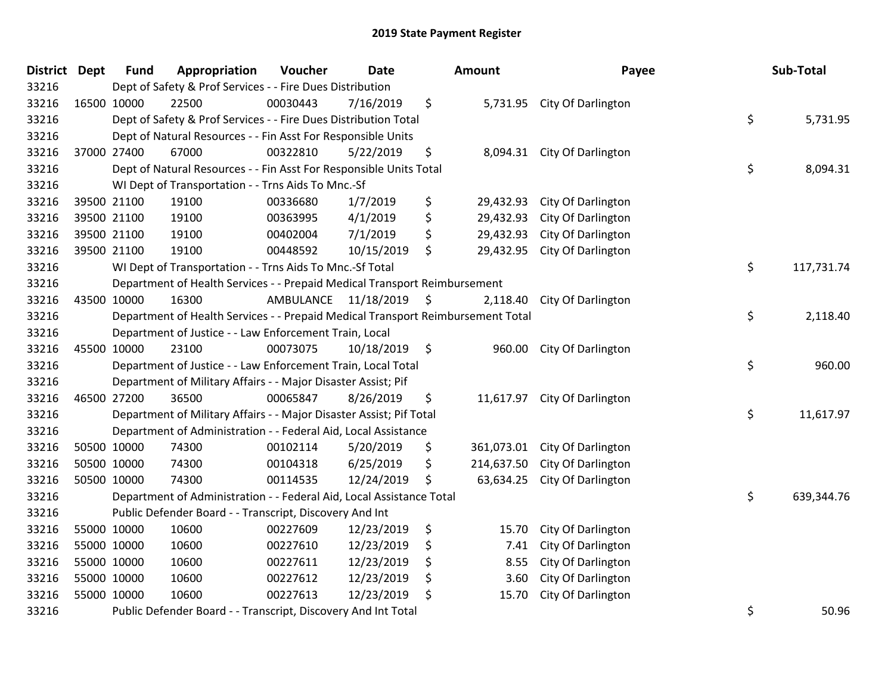# 2019 State Payment Register

| District | Dept | Fund | Appropriation | Voucher | Date | Amount | Payee | Sub-Total |
|---|---|---|---|---|---|---|---|---|
| 33216 | | Dept of Safety & Prof Services - - Fire Dues Distribution | | | | | | |
| 33216 | 16500 | 10000 | 22500 | 00030443 | 7/16/2019 | $ 5,731.95 | City Of Darlington | |
| 33216 | | Dept of Safety & Prof Services - - Fire Dues Distribution Total | | | | | | $ 5,731.95 |
| 33216 | | Dept of Natural Resources - - Fin Asst For Responsible Units | | | | | | |
| 33216 | 37000 | 27400 | 67000 | 00322810 | 5/22/2019 | $ 8,094.31 | City Of Darlington | |
| 33216 | | Dept of Natural Resources - - Fin Asst For Responsible Units Total | | | | | | $ 8,094.31 |
| 33216 | | WI Dept of Transportation - - Trns Aids To Mnc.-Sf | | | | | | |
| 33216 | 39500 | 21100 | 19100 | 00336680 | 1/7/2019 | $ 29,432.93 | City Of Darlington | |
| 33216 | 39500 | 21100 | 19100 | 00363995 | 4/1/2019 | $ 29,432.93 | City Of Darlington | |
| 33216 | 39500 | 21100 | 19100 | 00402004 | 7/1/2019 | $ 29,432.93 | City Of Darlington | |
| 33216 | 39500 | 21100 | 19100 | 00448592 | 10/15/2019 | $ 29,432.95 | City Of Darlington | |
| 33216 | | WI Dept of Transportation - - Trns Aids To Mnc.-Sf Total | | | | | | $ 117,731.74 |
| 33216 | | Department of Health Services - - Prepaid Medical Transport Reimbursement | | | | | | |
| 33216 | 43500 | 10000 | 16300 | AMBULANCE | 11/18/2019 | $ 2,118.40 | City Of Darlington | |
| 33216 | | Department of Health Services - - Prepaid Medical Transport Reimbursement Total | | | | | | $ 2,118.40 |
| 33216 | | Department of Justice - - Law Enforcement Train, Local | | | | | | |
| 33216 | 45500 | 10000 | 23100 | 00073075 | 10/18/2019 | $ 960.00 | City Of Darlington | |
| 33216 | | Department of Justice - - Law Enforcement Train, Local Total | | | | | | $ 960.00 |
| 33216 | | Department of Military Affairs - - Major Disaster Assist; Pif | | | | | | |
| 33216 | 46500 | 27200 | 36500 | 00065847 | 8/26/2019 | $ 11,617.97 | City Of Darlington | |
| 33216 | | Department of Military Affairs - - Major Disaster Assist; Pif Total | | | | | | $ 11,617.97 |
| 33216 | | Department of Administration - - Federal Aid, Local Assistance | | | | | | |
| 33216 | 50500 | 10000 | 74300 | 00102114 | 5/20/2019 | $ 361,073.01 | City Of Darlington | |
| 33216 | 50500 | 10000 | 74300 | 00104318 | 6/25/2019 | $ 214,637.50 | City Of Darlington | |
| 33216 | 50500 | 10000 | 74300 | 00114535 | 12/24/2019 | $ 63,634.25 | City Of Darlington | |
| 33216 | | Department of Administration - - Federal Aid, Local Assistance Total | | | | | | $ 639,344.76 |
| 33216 | | Public Defender Board - - Transcript, Discovery And Int | | | | | | |
| 33216 | 55000 | 10000 | 10600 | 00227609 | 12/23/2019 | $ 15.70 | City Of Darlington | |
| 33216 | 55000 | 10000 | 10600 | 00227610 | 12/23/2019 | $ 7.41 | City Of Darlington | |
| 33216 | 55000 | 10000 | 10600 | 00227611 | 12/23/2019 | $ 8.55 | City Of Darlington | |
| 33216 | 55000 | 10000 | 10600 | 00227612 | 12/23/2019 | $ 3.60 | City Of Darlington | |
| 33216 | 55000 | 10000 | 10600 | 00227613 | 12/23/2019 | $ 15.70 | City Of Darlington | |
| 33216 | | Public Defender Board - - Transcript, Discovery And Int Total | | | | | | $ 50.96 |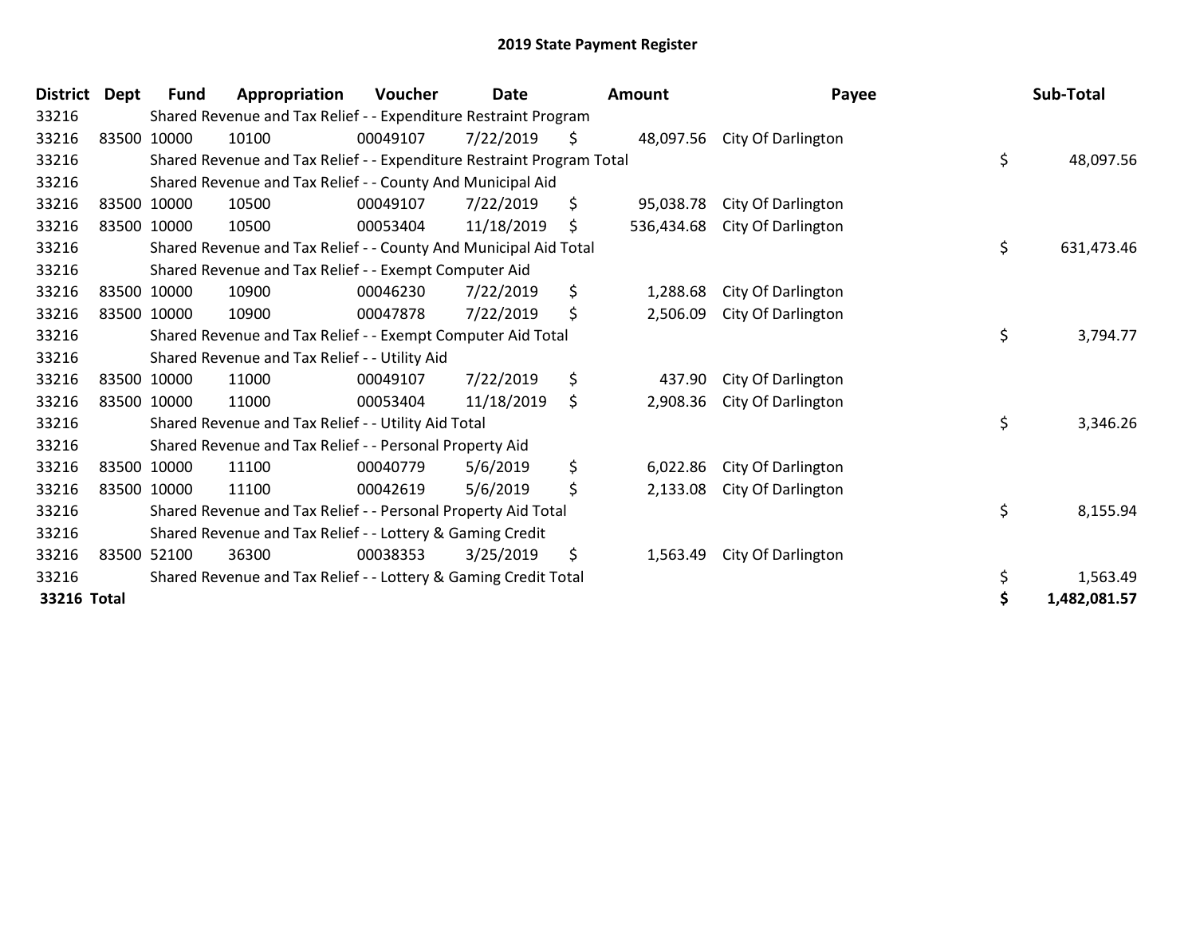## 2019 State Payment Register

| District | Dept | Fund | Appropriation | Voucher | Date | Amount | Payee | Sub-Total |
|---|---|---|---|---|---|---|---|---|
| 33216 | | Shared Revenue and Tax Relief - - Expenditure Restraint Program | | | | | | |
| 33216 | 83500 | 10000 | 10100 | 00049107 | 7/22/2019 | $ 48,097.56 | City Of Darlington | |
| 33216 | | Shared Revenue and Tax Relief - - Expenditure Restraint Program Total | | | | | | $ 48,097.56 |
| 33216 | | Shared Revenue and Tax Relief - - County And Municipal Aid | | | | | | |
| 33216 | 83500 | 10000 | 10500 | 00049107 | 7/22/2019 | $ 95,038.78 | City Of Darlington | |
| 33216 | 83500 | 10000 | 10500 | 00053404 | 11/18/2019 | $ 536,434.68 | City Of Darlington | |
| 33216 | | Shared Revenue and Tax Relief - - County And Municipal Aid Total | | | | | | $ 631,473.46 |
| 33216 | | Shared Revenue and Tax Relief - - Exempt Computer Aid | | | | | | |
| 33216 | 83500 | 10000 | 10900 | 00046230 | 7/22/2019 | $ 1,288.68 | City Of Darlington | |
| 33216 | 83500 | 10000 | 10900 | 00047878 | 7/22/2019 | $ 2,506.09 | City Of Darlington | |
| 33216 | | Shared Revenue and Tax Relief - - Exempt Computer Aid Total | | | | | | $ 3,794.77 |
| 33216 | | Shared Revenue and Tax Relief - - Utility Aid | | | | | | |
| 33216 | 83500 | 10000 | 11000 | 00049107 | 7/22/2019 | $ 437.90 | City Of Darlington | |
| 33216 | 83500 | 10000 | 11000 | 00053404 | 11/18/2019 | $ 2,908.36 | City Of Darlington | |
| 33216 | | Shared Revenue and Tax Relief - - Utility Aid Total | | | | | | $ 3,346.26 |
| 33216 | | Shared Revenue and Tax Relief - - Personal Property Aid | | | | | | |
| 33216 | 83500 | 10000 | 11100 | 00040779 | 5/6/2019 | $ 6,022.86 | City Of Darlington | |
| 33216 | 83500 | 10000 | 11100 | 00042619 | 5/6/2019 | $ 2,133.08 | City Of Darlington | |
| 33216 | | Shared Revenue and Tax Relief - - Personal Property Aid Total | | | | | | $ 8,155.94 |
| 33216 | | Shared Revenue and Tax Relief - - Lottery & Gaming Credit | | | | | | |
| 33216 | 83500 | 52100 | 36300 | 00038353 | 3/25/2019 | $ 1,563.49 | City Of Darlington | |
| 33216 | | Shared Revenue and Tax Relief - - Lottery & Gaming Credit Total | | | | | | $ 1,563.49 |
| **33216 Total** | | | | | | | | **$ 1,482,081.57** |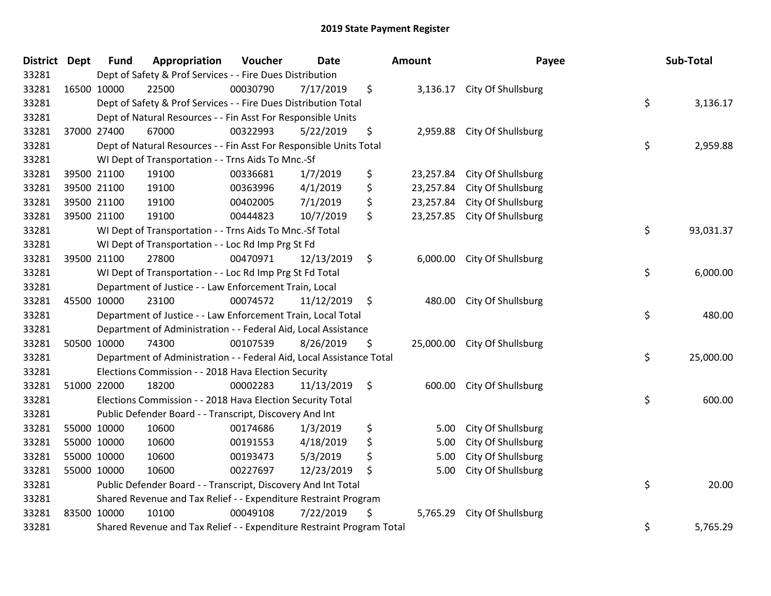# 2019 State Payment Register

| District | Dept | Fund | Appropriation | Voucher | Date | Amount | Payee | Sub-Total |
|---|---|---|---|---|---|---|---|---|
| 33281 | Dept of Safety & Prof Services - - Fire Dues Distribution | | | | | | | |
| 33281 | 16500 | 10000 | 22500 | 00030790 | 7/17/2019 | $ 3,136.17 | City Of Shullsburg | |
| 33281 | Dept of Safety & Prof Services - - Fire Dues Distribution Total | | | | | | | $ 3,136.17 |
| 33281 | Dept of Natural Resources - - Fin Asst For Responsible Units | | | | | | | |
| 33281 | 37000 | 27400 | 67000 | 00322993 | 5/22/2019 | $ 2,959.88 | City Of Shullsburg | |
| 33281 | Dept of Natural Resources - - Fin Asst For Responsible Units Total | | | | | | | $ 2,959.88 |
| 33281 | WI Dept of Transportation - - Trns Aids To Mnc.-Sf | | | | | | | |
| 33281 | 39500 | 21100 | 19100 | 00336681 | 1/7/2019 | $ 23,257.84 | City Of Shullsburg | |
| 33281 | 39500 | 21100 | 19100 | 00363996 | 4/1/2019 | $ 23,257.84 | City Of Shullsburg | |
| 33281 | 39500 | 21100 | 19100 | 00402005 | 7/1/2019 | $ 23,257.84 | City Of Shullsburg | |
| 33281 | 39500 | 21100 | 19100 | 00444823 | 10/7/2019 | $ 23,257.85 | City Of Shullsburg | |
| 33281 | WI Dept of Transportation - - Trns Aids To Mnc.-Sf Total | | | | | | | $ 93,031.37 |
| 33281 | WI Dept of Transportation - - Loc Rd Imp Prg St Fd | | | | | | | |
| 33281 | 39500 | 21100 | 27800 | 00470971 | 12/13/2019 | $ 6,000.00 | City Of Shullsburg | |
| 33281 | WI Dept of Transportation - - Loc Rd Imp Prg St Fd Total | | | | | | | $ 6,000.00 |
| 33281 | Department of Justice - - Law Enforcement Train, Local | | | | | | | |
| 33281 | 45500 | 10000 | 23100 | 00074572 | 11/12/2019 | $ 480.00 | City Of Shullsburg | |
| 33281 | Department of Justice - - Law Enforcement Train, Local Total | | | | | | | $ 480.00 |
| 33281 | Department of Administration - - Federal Aid, Local Assistance | | | | | | | |
| 33281 | 50500 | 10000 | 74300 | 00107539 | 8/26/2019 | $ 25,000.00 | City Of Shullsburg | |
| 33281 | Department of Administration - - Federal Aid, Local Assistance Total | | | | | | | $ 25,000.00 |
| 33281 | Elections Commission - - 2018 Hava Election Security | | | | | | | |
| 33281 | 51000 | 22000 | 18200 | 00002283 | 11/13/2019 | $ 600.00 | City Of Shullsburg | |
| 33281 | Elections Commission - - 2018 Hava Election Security Total | | | | | | | $ 600.00 |
| 33281 | Public Defender Board - - Transcript, Discovery And Int | | | | | | | |
| 33281 | 55000 | 10000 | 10600 | 00174686 | 1/3/2019 | $ 5.00 | City Of Shullsburg | |
| 33281 | 55000 | 10000 | 10600 | 00191553 | 4/18/2019 | $ 5.00 | City Of Shullsburg | |
| 33281 | 55000 | 10000 | 10600 | 00193473 | 5/3/2019 | $ 5.00 | City Of Shullsburg | |
| 33281 | 55000 | 10000 | 10600 | 00227697 | 12/23/2019 | $ 5.00 | City Of Shullsburg | |
| 33281 | Public Defender Board - - Transcript, Discovery And Int Total | | | | | | | $ 20.00 |
| 33281 | Shared Revenue and Tax Relief - - Expenditure Restraint Program | | | | | | | |
| 33281 | 83500 | 10000 | 10100 | 00049108 | 7/22/2019 | $ 5,765.29 | City Of Shullsburg | |
| 33281 | Shared Revenue and Tax Relief - - Expenditure Restraint Program Total | | | | | | | $ 5,765.29 |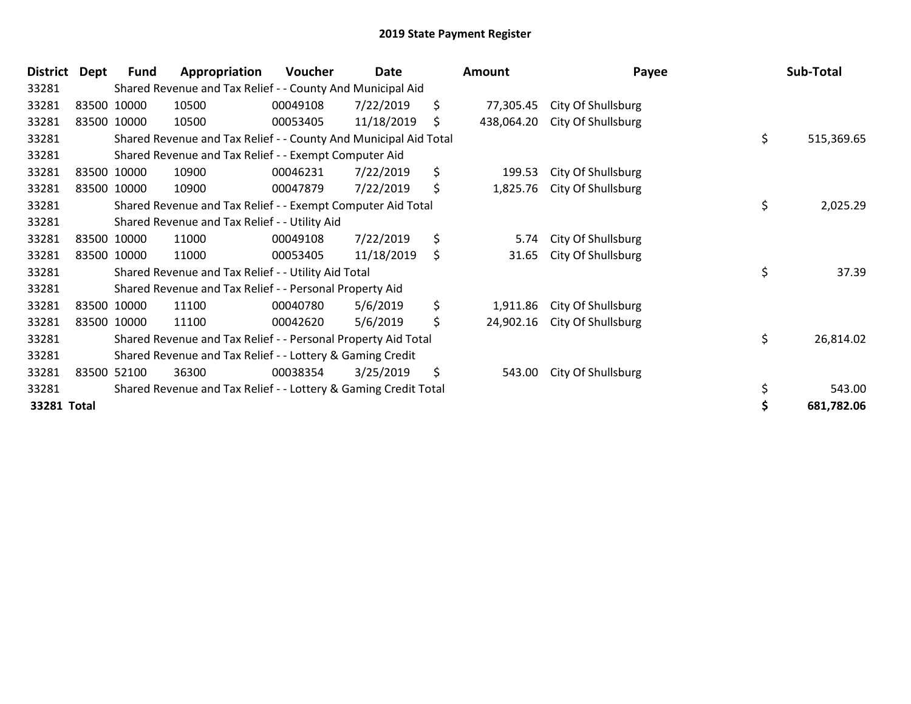# 2019 State Payment Register

| District | Dept | Fund | Appropriation | Voucher | Date | Amount | Payee | Sub-Total |
|---|---|---|---|---|---|---|---|---|
| 33281 | | Shared Revenue and Tax Relief - - County And Municipal Aid | | | | | | |
| 33281 | 83500 | 10000 | 10500 | 00049108 | 7/22/2019 | $ 77,305.45 | City Of Shullsburg | |
| 33281 | 83500 | 10000 | 10500 | 00053405 | 11/18/2019 | $ 438,064.20 | City Of Shullsburg | |
| 33281 | | Shared Revenue and Tax Relief - - County And Municipal Aid Total | | | | | | $ 515,369.65 |
| 33281 | | Shared Revenue and Tax Relief - - Exempt Computer Aid | | | | | | |
| 33281 | 83500 | 10000 | 10900 | 00046231 | 7/22/2019 | $ 199.53 | City Of Shullsburg | |
| 33281 | 83500 | 10000 | 10900 | 00047879 | 7/22/2019 | $ 1,825.76 | City Of Shullsburg | |
| 33281 | | Shared Revenue and Tax Relief - - Exempt Computer Aid Total | | | | | | $ 2,025.29 |
| 33281 | | Shared Revenue and Tax Relief - - Utility Aid | | | | | | |
| 33281 | 83500 | 10000 | 11000 | 00049108 | 7/22/2019 | $ 5.74 | City Of Shullsburg | |
| 33281 | 83500 | 10000 | 11000 | 00053405 | 11/18/2019 | $ 31.65 | City Of Shullsburg | |
| 33281 | | Shared Revenue and Tax Relief - - Utility Aid Total | | | | | | $ 37.39 |
| 33281 | | Shared Revenue and Tax Relief - - Personal Property Aid | | | | | | |
| 33281 | 83500 | 10000 | 11100 | 00040780 | 5/6/2019 | $ 1,911.86 | City Of Shullsburg | |
| 33281 | 83500 | 10000 | 11100 | 00042620 | 5/6/2019 | $ 24,902.16 | City Of Shullsburg | |
| 33281 | | Shared Revenue and Tax Relief - - Personal Property Aid Total | | | | | | $ 26,814.02 |
| 33281 | | Shared Revenue and Tax Relief - - Lottery & Gaming Credit | | | | | | |
| 33281 | 83500 | 52100 | 36300 | 00038354 | 3/25/2019 | $ 543.00 | City Of Shullsburg | |
| 33281 | | Shared Revenue and Tax Relief - - Lottery & Gaming Credit Total | | | | | | $ 543.00 |
| **33281 Total** | | | | | | | | **$ 681,782.06** |